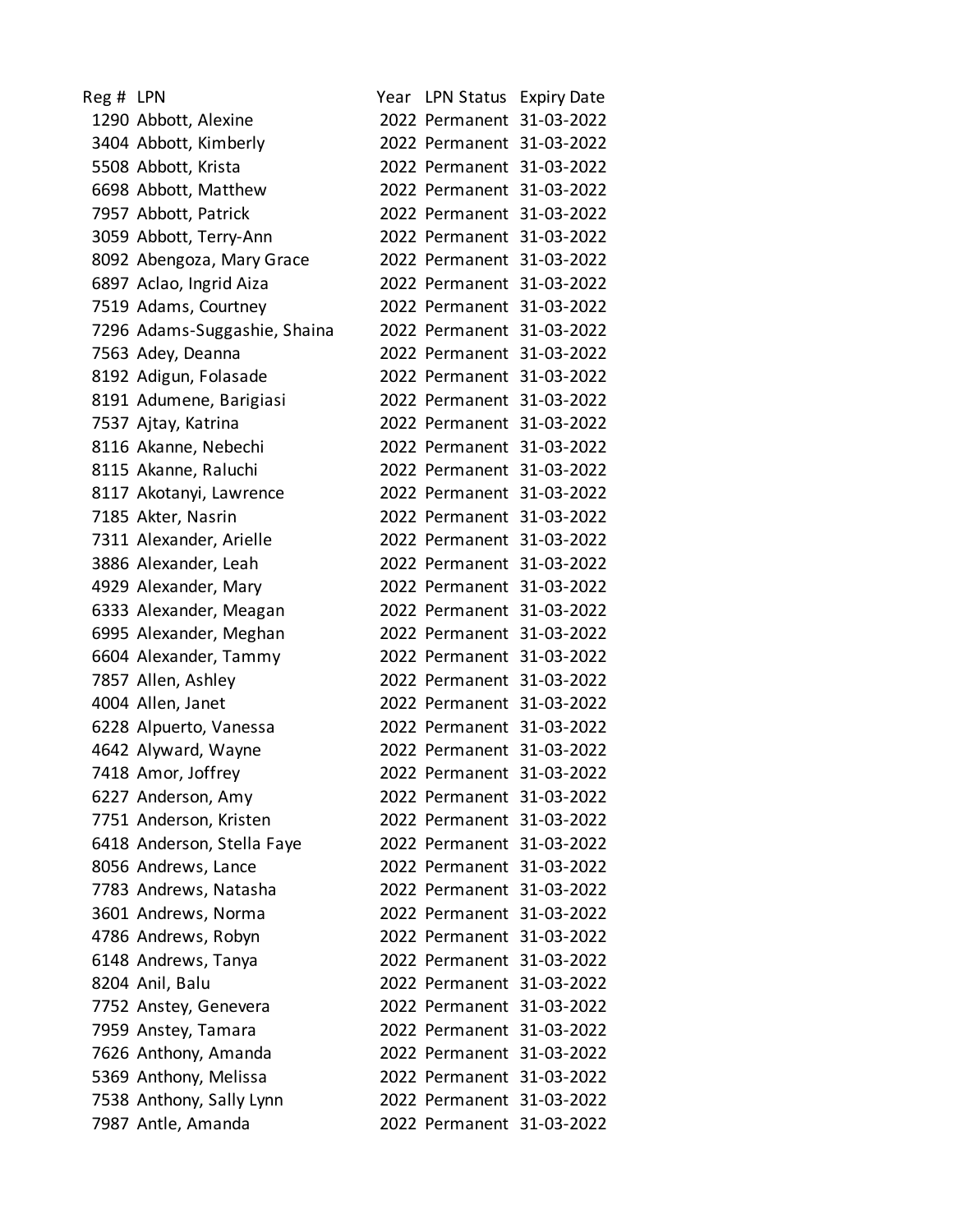| Reg # | LPN | Year | LPN Status | Expiry Date |
|---|---|---|---|---|
| 1290 | Abbott, Alexine | 2022 | Permanent | 31-03-2022 |
| 3404 | Abbott, Kimberly | 2022 | Permanent | 31-03-2022 |
| 5508 | Abbott, Krista | 2022 | Permanent | 31-03-2022 |
| 6698 | Abbott, Matthew | 2022 | Permanent | 31-03-2022 |
| 7957 | Abbott, Patrick | 2022 | Permanent | 31-03-2022 |
| 3059 | Abbott, Terry-Ann | 2022 | Permanent | 31-03-2022 |
| 8092 | Abengoza, Mary Grace | 2022 | Permanent | 31-03-2022 |
| 6897 | Aclao, Ingrid Aiza | 2022 | Permanent | 31-03-2022 |
| 7519 | Adams, Courtney | 2022 | Permanent | 31-03-2022 |
| 7296 | Adams-Suggashie, Shaina | 2022 | Permanent | 31-03-2022 |
| 7563 | Adey, Deanna | 2022 | Permanent | 31-03-2022 |
| 8192 | Adigun, Folasade | 2022 | Permanent | 31-03-2022 |
| 8191 | Adumene, Barigiasi | 2022 | Permanent | 31-03-2022 |
| 7537 | Ajtay, Katrina | 2022 | Permanent | 31-03-2022 |
| 8116 | Akanne, Nebechi | 2022 | Permanent | 31-03-2022 |
| 8115 | Akanne, Raluchi | 2022 | Permanent | 31-03-2022 |
| 8117 | Akotanyi, Lawrence | 2022 | Permanent | 31-03-2022 |
| 7185 | Akter, Nasrin | 2022 | Permanent | 31-03-2022 |
| 7311 | Alexander, Arielle | 2022 | Permanent | 31-03-2022 |
| 3886 | Alexander, Leah | 2022 | Permanent | 31-03-2022 |
| 4929 | Alexander, Mary | 2022 | Permanent | 31-03-2022 |
| 6333 | Alexander, Meagan | 2022 | Permanent | 31-03-2022 |
| 6995 | Alexander, Meghan | 2022 | Permanent | 31-03-2022 |
| 6604 | Alexander, Tammy | 2022 | Permanent | 31-03-2022 |
| 7857 | Allen, Ashley | 2022 | Permanent | 31-03-2022 |
| 4004 | Allen, Janet | 2022 | Permanent | 31-03-2022 |
| 6228 | Alpuerto, Vanessa | 2022 | Permanent | 31-03-2022 |
| 4642 | Alyward, Wayne | 2022 | Permanent | 31-03-2022 |
| 7418 | Amor, Joffrey | 2022 | Permanent | 31-03-2022 |
| 6227 | Anderson, Amy | 2022 | Permanent | 31-03-2022 |
| 7751 | Anderson, Kristen | 2022 | Permanent | 31-03-2022 |
| 6418 | Anderson, Stella Faye | 2022 | Permanent | 31-03-2022 |
| 8056 | Andrews, Lance | 2022 | Permanent | 31-03-2022 |
| 7783 | Andrews, Natasha | 2022 | Permanent | 31-03-2022 |
| 3601 | Andrews, Norma | 2022 | Permanent | 31-03-2022 |
| 4786 | Andrews, Robyn | 2022 | Permanent | 31-03-2022 |
| 6148 | Andrews, Tanya | 2022 | Permanent | 31-03-2022 |
| 8204 | Anil, Balu | 2022 | Permanent | 31-03-2022 |
| 7752 | Anstey, Genevera | 2022 | Permanent | 31-03-2022 |
| 7959 | Anstey, Tamara | 2022 | Permanent | 31-03-2022 |
| 7626 | Anthony, Amanda | 2022 | Permanent | 31-03-2022 |
| 5369 | Anthony, Melissa | 2022 | Permanent | 31-03-2022 |
| 7538 | Anthony, Sally Lynn | 2022 | Permanent | 31-03-2022 |
| 7987 | Antle, Amanda | 2022 | Permanent | 31-03-2022 |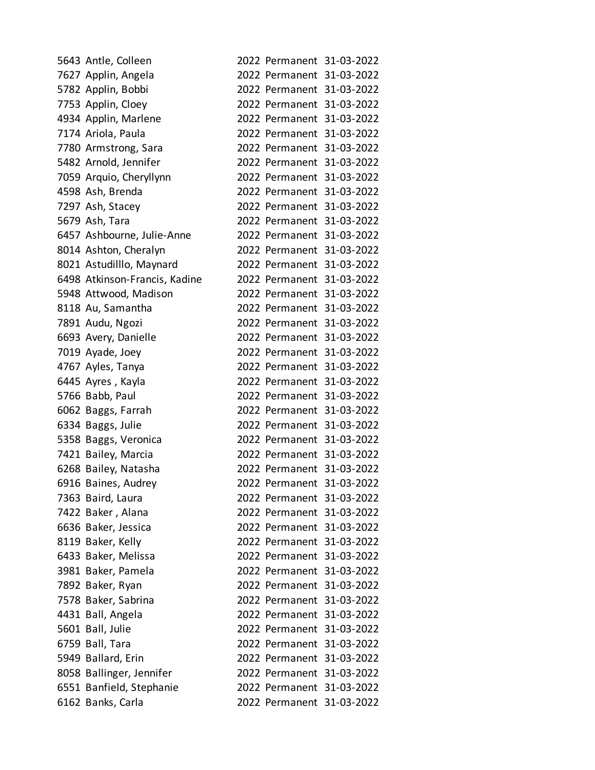| | | | | |
|---|---|---|---|---|
| 5643 | Antle, Colleen | 2022 | Permanent | 31-03-2022 |
| 7627 | Applin, Angela | 2022 | Permanent | 31-03-2022 |
| 5782 | Applin, Bobbi | 2022 | Permanent | 31-03-2022 |
| 7753 | Applin, Cloey | 2022 | Permanent | 31-03-2022 |
| 4934 | Applin, Marlene | 2022 | Permanent | 31-03-2022 |
| 7174 | Ariola, Paula | 2022 | Permanent | 31-03-2022 |
| 7780 | Armstrong, Sara | 2022 | Permanent | 31-03-2022 |
| 5482 | Arnold, Jennifer | 2022 | Permanent | 31-03-2022 |
| 7059 | Arquio, Cheryllynn | 2022 | Permanent | 31-03-2022 |
| 4598 | Ash, Brenda | 2022 | Permanent | 31-03-2022 |
| 7297 | Ash, Stacey | 2022 | Permanent | 31-03-2022 |
| 5679 | Ash, Tara | 2022 | Permanent | 31-03-2022 |
| 6457 | Ashbourne, Julie-Anne | 2022 | Permanent | 31-03-2022 |
| 8014 | Ashton, Cheralyn | 2022 | Permanent | 31-03-2022 |
| 8021 | Astudilllo, Maynard | 2022 | Permanent | 31-03-2022 |
| 6498 | Atkinson-Francis, Kadine | 2022 | Permanent | 31-03-2022 |
| 5948 | Attwood, Madison | 2022 | Permanent | 31-03-2022 |
| 8118 | Au, Samantha | 2022 | Permanent | 31-03-2022 |
| 7891 | Audu, Ngozi | 2022 | Permanent | 31-03-2022 |
| 6693 | Avery, Danielle | 2022 | Permanent | 31-03-2022 |
| 7019 | Ayade, Joey | 2022 | Permanent | 31-03-2022 |
| 4767 | Ayles, Tanya | 2022 | Permanent | 31-03-2022 |
| 6445 | Ayres , Kayla | 2022 | Permanent | 31-03-2022 |
| 5766 | Babb, Paul | 2022 | Permanent | 31-03-2022 |
| 6062 | Baggs, Farrah | 2022 | Permanent | 31-03-2022 |
| 6334 | Baggs, Julie | 2022 | Permanent | 31-03-2022 |
| 5358 | Baggs, Veronica | 2022 | Permanent | 31-03-2022 |
| 7421 | Bailey, Marcia | 2022 | Permanent | 31-03-2022 |
| 6268 | Bailey, Natasha | 2022 | Permanent | 31-03-2022 |
| 6916 | Baines, Audrey | 2022 | Permanent | 31-03-2022 |
| 7363 | Baird, Laura | 2022 | Permanent | 31-03-2022 |
| 7422 | Baker , Alana | 2022 | Permanent | 31-03-2022 |
| 6636 | Baker, Jessica | 2022 | Permanent | 31-03-2022 |
| 8119 | Baker, Kelly | 2022 | Permanent | 31-03-2022 |
| 6433 | Baker, Melissa | 2022 | Permanent | 31-03-2022 |
| 3981 | Baker, Pamela | 2022 | Permanent | 31-03-2022 |
| 7892 | Baker, Ryan | 2022 | Permanent | 31-03-2022 |
| 7578 | Baker, Sabrina | 2022 | Permanent | 31-03-2022 |
| 4431 | Ball, Angela | 2022 | Permanent | 31-03-2022 |
| 5601 | Ball, Julie | 2022 | Permanent | 31-03-2022 |
| 6759 | Ball, Tara | 2022 | Permanent | 31-03-2022 |
| 5949 | Ballard, Erin | 2022 | Permanent | 31-03-2022 |
| 8058 | Ballinger, Jennifer | 2022 | Permanent | 31-03-2022 |
| 6551 | Banfield, Stephanie | 2022 | Permanent | 31-03-2022 |
| 6162 | Banks, Carla | 2022 | Permanent | 31-03-2022 |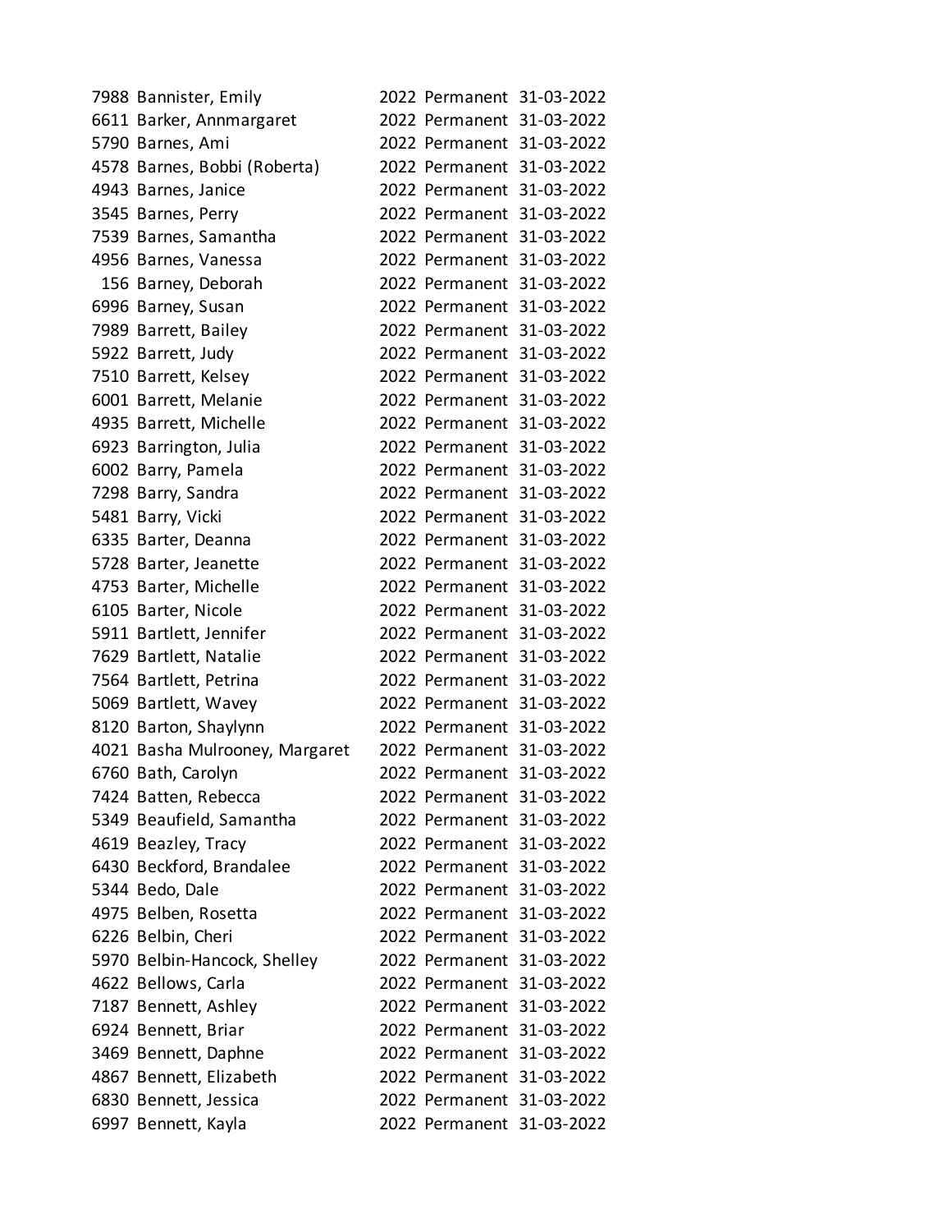| | | | | |
|---|---|---|---|---|
| 7988 | Bannister, Emily | 2022 | Permanent | 31-03-2022 |
| 6611 | Barker, Annmargaret | 2022 | Permanent | 31-03-2022 |
| 5790 | Barnes, Ami | 2022 | Permanent | 31-03-2022 |
| 4578 | Barnes, Bobbi (Roberta) | 2022 | Permanent | 31-03-2022 |
| 4943 | Barnes, Janice | 2022 | Permanent | 31-03-2022 |
| 3545 | Barnes, Perry | 2022 | Permanent | 31-03-2022 |
| 7539 | Barnes, Samantha | 2022 | Permanent | 31-03-2022 |
| 4956 | Barnes, Vanessa | 2022 | Permanent | 31-03-2022 |
| 156 | Barney, Deborah | 2022 | Permanent | 31-03-2022 |
| 6996 | Barney, Susan | 2022 | Permanent | 31-03-2022 |
| 7989 | Barrett, Bailey | 2022 | Permanent | 31-03-2022 |
| 5922 | Barrett, Judy | 2022 | Permanent | 31-03-2022 |
| 7510 | Barrett, Kelsey | 2022 | Permanent | 31-03-2022 |
| 6001 | Barrett, Melanie | 2022 | Permanent | 31-03-2022 |
| 4935 | Barrett, Michelle | 2022 | Permanent | 31-03-2022 |
| 6923 | Barrington, Julia | 2022 | Permanent | 31-03-2022 |
| 6002 | Barry, Pamela | 2022 | Permanent | 31-03-2022 |
| 7298 | Barry, Sandra | 2022 | Permanent | 31-03-2022 |
| 5481 | Barry, Vicki | 2022 | Permanent | 31-03-2022 |
| 6335 | Barter, Deanna | 2022 | Permanent | 31-03-2022 |
| 5728 | Barter, Jeanette | 2022 | Permanent | 31-03-2022 |
| 4753 | Barter, Michelle | 2022 | Permanent | 31-03-2022 |
| 6105 | Barter, Nicole | 2022 | Permanent | 31-03-2022 |
| 5911 | Bartlett, Jennifer | 2022 | Permanent | 31-03-2022 |
| 7629 | Bartlett, Natalie | 2022 | Permanent | 31-03-2022 |
| 7564 | Bartlett, Petrina | 2022 | Permanent | 31-03-2022 |
| 5069 | Bartlett, Wavey | 2022 | Permanent | 31-03-2022 |
| 8120 | Barton, Shaylynn | 2022 | Permanent | 31-03-2022 |
| 4021 | Basha Mulrooney, Margaret | 2022 | Permanent | 31-03-2022 |
| 6760 | Bath, Carolyn | 2022 | Permanent | 31-03-2022 |
| 7424 | Batten, Rebecca | 2022 | Permanent | 31-03-2022 |
| 5349 | Beaufield, Samantha | 2022 | Permanent | 31-03-2022 |
| 4619 | Beazley, Tracy | 2022 | Permanent | 31-03-2022 |
| 6430 | Beckford, Brandalee | 2022 | Permanent | 31-03-2022 |
| 5344 | Bedo, Dale | 2022 | Permanent | 31-03-2022 |
| 4975 | Belben, Rosetta | 2022 | Permanent | 31-03-2022 |
| 6226 | Belbin, Cheri | 2022 | Permanent | 31-03-2022 |
| 5970 | Belbin-Hancock, Shelley | 2022 | Permanent | 31-03-2022 |
| 4622 | Bellows, Carla | 2022 | Permanent | 31-03-2022 |
| 7187 | Bennett, Ashley | 2022 | Permanent | 31-03-2022 |
| 6924 | Bennett, Briar | 2022 | Permanent | 31-03-2022 |
| 3469 | Bennett, Daphne | 2022 | Permanent | 31-03-2022 |
| 4867 | Bennett, Elizabeth | 2022 | Permanent | 31-03-2022 |
| 6830 | Bennett, Jessica | 2022 | Permanent | 31-03-2022 |
| 6997 | Bennett, Kayla | 2022 | Permanent | 31-03-2022 |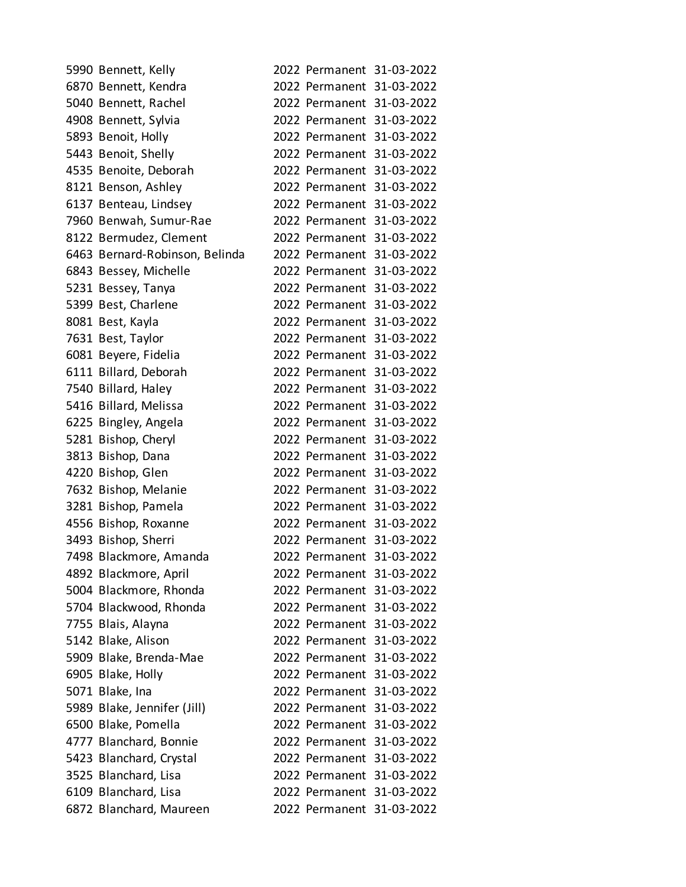| | | | | |
|---|---|---|---|---|
| 5990 | Bennett, Kelly | 2022 | Permanent | 31-03-2022 |
| 6870 | Bennett, Kendra | 2022 | Permanent | 31-03-2022 |
| 5040 | Bennett, Rachel | 2022 | Permanent | 31-03-2022 |
| 4908 | Bennett, Sylvia | 2022 | Permanent | 31-03-2022 |
| 5893 | Benoit, Holly | 2022 | Permanent | 31-03-2022 |
| 5443 | Benoit, Shelly | 2022 | Permanent | 31-03-2022 |
| 4535 | Benoite, Deborah | 2022 | Permanent | 31-03-2022 |
| 8121 | Benson, Ashley | 2022 | Permanent | 31-03-2022 |
| 6137 | Benteau, Lindsey | 2022 | Permanent | 31-03-2022 |
| 7960 | Benwah, Sumur-Rae | 2022 | Permanent | 31-03-2022 |
| 8122 | Bermudez, Clement | 2022 | Permanent | 31-03-2022 |
| 6463 | Bernard-Robinson, Belinda | 2022 | Permanent | 31-03-2022 |
| 6843 | Bessey, Michelle | 2022 | Permanent | 31-03-2022 |
| 5231 | Bessey, Tanya | 2022 | Permanent | 31-03-2022 |
| 5399 | Best, Charlene | 2022 | Permanent | 31-03-2022 |
| 8081 | Best, Kayla | 2022 | Permanent | 31-03-2022 |
| 7631 | Best, Taylor | 2022 | Permanent | 31-03-2022 |
| 6081 | Beyere, Fidelia | 2022 | Permanent | 31-03-2022 |
| 6111 | Billard, Deborah | 2022 | Permanent | 31-03-2022 |
| 7540 | Billard, Haley | 2022 | Permanent | 31-03-2022 |
| 5416 | Billard, Melissa | 2022 | Permanent | 31-03-2022 |
| 6225 | Bingley, Angela | 2022 | Permanent | 31-03-2022 |
| 5281 | Bishop, Cheryl | 2022 | Permanent | 31-03-2022 |
| 3813 | Bishop, Dana | 2022 | Permanent | 31-03-2022 |
| 4220 | Bishop, Glen | 2022 | Permanent | 31-03-2022 |
| 7632 | Bishop, Melanie | 2022 | Permanent | 31-03-2022 |
| 3281 | Bishop, Pamela | 2022 | Permanent | 31-03-2022 |
| 4556 | Bishop, Roxanne | 2022 | Permanent | 31-03-2022 |
| 3493 | Bishop, Sherri | 2022 | Permanent | 31-03-2022 |
| 7498 | Blackmore, Amanda | 2022 | Permanent | 31-03-2022 |
| 4892 | Blackmore, April | 2022 | Permanent | 31-03-2022 |
| 5004 | Blackmore, Rhonda | 2022 | Permanent | 31-03-2022 |
| 5704 | Blackwood, Rhonda | 2022 | Permanent | 31-03-2022 |
| 7755 | Blais, Alayna | 2022 | Permanent | 31-03-2022 |
| 5142 | Blake, Alison | 2022 | Permanent | 31-03-2022 |
| 5909 | Blake, Brenda-Mae | 2022 | Permanent | 31-03-2022 |
| 6905 | Blake, Holly | 2022 | Permanent | 31-03-2022 |
| 5071 | Blake, Ina | 2022 | Permanent | 31-03-2022 |
| 5989 | Blake, Jennifer (Jill) | 2022 | Permanent | 31-03-2022 |
| 6500 | Blake, Pomella | 2022 | Permanent | 31-03-2022 |
| 4777 | Blanchard, Bonnie | 2022 | Permanent | 31-03-2022 |
| 5423 | Blanchard, Crystal | 2022 | Permanent | 31-03-2022 |
| 3525 | Blanchard, Lisa | 2022 | Permanent | 31-03-2022 |
| 6109 | Blanchard, Lisa | 2022 | Permanent | 31-03-2022 |
| 6872 | Blanchard, Maureen | 2022 | Permanent | 31-03-2022 |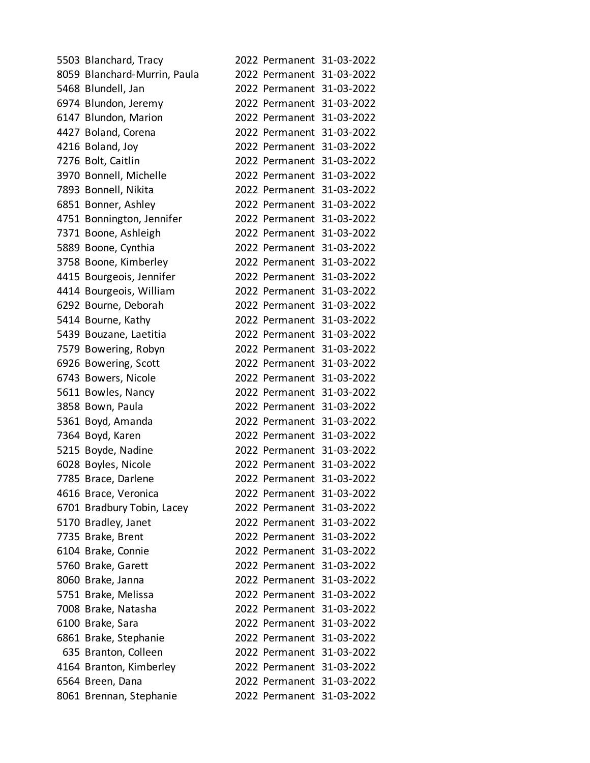| | | | | |
|---|---|---|---|---|
| 5503 | Blanchard, Tracy | 2022 | Permanent | 31-03-2022 |
| 8059 | Blanchard-Murrin, Paula | 2022 | Permanent | 31-03-2022 |
| 5468 | Blundell, Jan | 2022 | Permanent | 31-03-2022 |
| 6974 | Blundon, Jeremy | 2022 | Permanent | 31-03-2022 |
| 6147 | Blundon, Marion | 2022 | Permanent | 31-03-2022 |
| 4427 | Boland, Corena | 2022 | Permanent | 31-03-2022 |
| 4216 | Boland, Joy | 2022 | Permanent | 31-03-2022 |
| 7276 | Bolt, Caitlin | 2022 | Permanent | 31-03-2022 |
| 3970 | Bonnell, Michelle | 2022 | Permanent | 31-03-2022 |
| 7893 | Bonnell, Nikita | 2022 | Permanent | 31-03-2022 |
| 6851 | Bonner, Ashley | 2022 | Permanent | 31-03-2022 |
| 4751 | Bonnington, Jennifer | 2022 | Permanent | 31-03-2022 |
| 7371 | Boone, Ashleigh | 2022 | Permanent | 31-03-2022 |
| 5889 | Boone, Cynthia | 2022 | Permanent | 31-03-2022 |
| 3758 | Boone, Kimberley | 2022 | Permanent | 31-03-2022 |
| 4415 | Bourgeois, Jennifer | 2022 | Permanent | 31-03-2022 |
| 4414 | Bourgeois, William | 2022 | Permanent | 31-03-2022 |
| 6292 | Bourne, Deborah | 2022 | Permanent | 31-03-2022 |
| 5414 | Bourne, Kathy | 2022 | Permanent | 31-03-2022 |
| 5439 | Bouzane, Laetitia | 2022 | Permanent | 31-03-2022 |
| 7579 | Bowering, Robyn | 2022 | Permanent | 31-03-2022 |
| 6926 | Bowering, Scott | 2022 | Permanent | 31-03-2022 |
| 6743 | Bowers, Nicole | 2022 | Permanent | 31-03-2022 |
| 5611 | Bowles, Nancy | 2022 | Permanent | 31-03-2022 |
| 3858 | Bown, Paula | 2022 | Permanent | 31-03-2022 |
| 5361 | Boyd, Amanda | 2022 | Permanent | 31-03-2022 |
| 7364 | Boyd, Karen | 2022 | Permanent | 31-03-2022 |
| 5215 | Boyde, Nadine | 2022 | Permanent | 31-03-2022 |
| 6028 | Boyles, Nicole | 2022 | Permanent | 31-03-2022 |
| 7785 | Brace, Darlene | 2022 | Permanent | 31-03-2022 |
| 4616 | Brace, Veronica | 2022 | Permanent | 31-03-2022 |
| 6701 | Bradbury Tobin, Lacey | 2022 | Permanent | 31-03-2022 |
| 5170 | Bradley, Janet | 2022 | Permanent | 31-03-2022 |
| 7735 | Brake, Brent | 2022 | Permanent | 31-03-2022 |
| 6104 | Brake, Connie | 2022 | Permanent | 31-03-2022 |
| 5760 | Brake, Garett | 2022 | Permanent | 31-03-2022 |
| 8060 | Brake, Janna | 2022 | Permanent | 31-03-2022 |
| 5751 | Brake, Melissa | 2022 | Permanent | 31-03-2022 |
| 7008 | Brake, Natasha | 2022 | Permanent | 31-03-2022 |
| 6100 | Brake, Sara | 2022 | Permanent | 31-03-2022 |
| 6861 | Brake, Stephanie | 2022 | Permanent | 31-03-2022 |
| 635 | Branton, Colleen | 2022 | Permanent | 31-03-2022 |
| 4164 | Branton, Kimberley | 2022 | Permanent | 31-03-2022 |
| 6564 | Breen, Dana | 2022 | Permanent | 31-03-2022 |
| 8061 | Brennan, Stephanie | 2022 | Permanent | 31-03-2022 |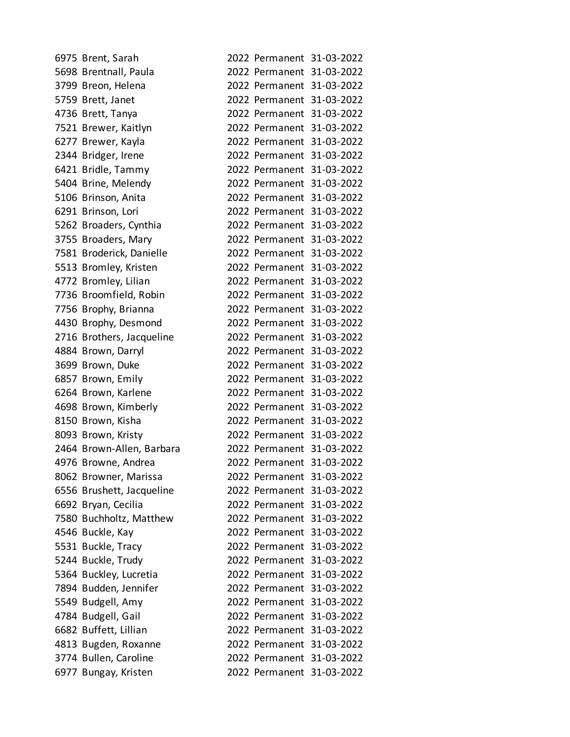| | | | | |
|---|---|---|---|---|
| 6975 | Brent, Sarah | 2022 | Permanent | 31-03-2022 |
| 5698 | Brentnall, Paula | 2022 | Permanent | 31-03-2022 |
| 3799 | Breon, Helena | 2022 | Permanent | 31-03-2022 |
| 5759 | Brett, Janet | 2022 | Permanent | 31-03-2022 |
| 4736 | Brett, Tanya | 2022 | Permanent | 31-03-2022 |
| 7521 | Brewer, Kaitlyn | 2022 | Permanent | 31-03-2022 |
| 6277 | Brewer, Kayla | 2022 | Permanent | 31-03-2022 |
| 2344 | Bridger, Irene | 2022 | Permanent | 31-03-2022 |
| 6421 | Bridle, Tammy | 2022 | Permanent | 31-03-2022 |
| 5404 | Brine, Melendy | 2022 | Permanent | 31-03-2022 |
| 5106 | Brinson, Anita | 2022 | Permanent | 31-03-2022 |
| 6291 | Brinson, Lori | 2022 | Permanent | 31-03-2022 |
| 5262 | Broaders, Cynthia | 2022 | Permanent | 31-03-2022 |
| 3755 | Broaders, Mary | 2022 | Permanent | 31-03-2022 |
| 7581 | Broderick, Danielle | 2022 | Permanent | 31-03-2022 |
| 5513 | Bromley, Kristen | 2022 | Permanent | 31-03-2022 |
| 4772 | Bromley, Lilian | 2022 | Permanent | 31-03-2022 |
| 7736 | Broomfield, Robin | 2022 | Permanent | 31-03-2022 |
| 7756 | Brophy, Brianna | 2022 | Permanent | 31-03-2022 |
| 4430 | Brophy, Desmond | 2022 | Permanent | 31-03-2022 |
| 2716 | Brothers, Jacqueline | 2022 | Permanent | 31-03-2022 |
| 4884 | Brown, Darryl | 2022 | Permanent | 31-03-2022 |
| 3699 | Brown, Duke | 2022 | Permanent | 31-03-2022 |
| 6857 | Brown, Emily | 2022 | Permanent | 31-03-2022 |
| 6264 | Brown, Karlene | 2022 | Permanent | 31-03-2022 |
| 4698 | Brown, Kimberly | 2022 | Permanent | 31-03-2022 |
| 8150 | Brown, Kisha | 2022 | Permanent | 31-03-2022 |
| 8093 | Brown, Kristy | 2022 | Permanent | 31-03-2022 |
| 2464 | Brown-Allen, Barbara | 2022 | Permanent | 31-03-2022 |
| 4976 | Browne, Andrea | 2022 | Permanent | 31-03-2022 |
| 8062 | Browner, Marissa | 2022 | Permanent | 31-03-2022 |
| 6556 | Brushett, Jacqueline | 2022 | Permanent | 31-03-2022 |
| 6692 | Bryan, Cecilia | 2022 | Permanent | 31-03-2022 |
| 7580 | Buchholtz, Matthew | 2022 | Permanent | 31-03-2022 |
| 4546 | Buckle, Kay | 2022 | Permanent | 31-03-2022 |
| 5531 | Buckle, Tracy | 2022 | Permanent | 31-03-2022 |
| 5244 | Buckle, Trudy | 2022 | Permanent | 31-03-2022 |
| 5364 | Buckley, Lucretia | 2022 | Permanent | 31-03-2022 |
| 7894 | Budden, Jennifer | 2022 | Permanent | 31-03-2022 |
| 5549 | Budgell, Amy | 2022 | Permanent | 31-03-2022 |
| 4784 | Budgell, Gail | 2022 | Permanent | 31-03-2022 |
| 6682 | Buffett, Lillian | 2022 | Permanent | 31-03-2022 |
| 4813 | Bugden, Roxanne | 2022 | Permanent | 31-03-2022 |
| 3774 | Bullen, Caroline | 2022 | Permanent | 31-03-2022 |
| 6977 | Bungay, Kristen | 2022 | Permanent | 31-03-2022 |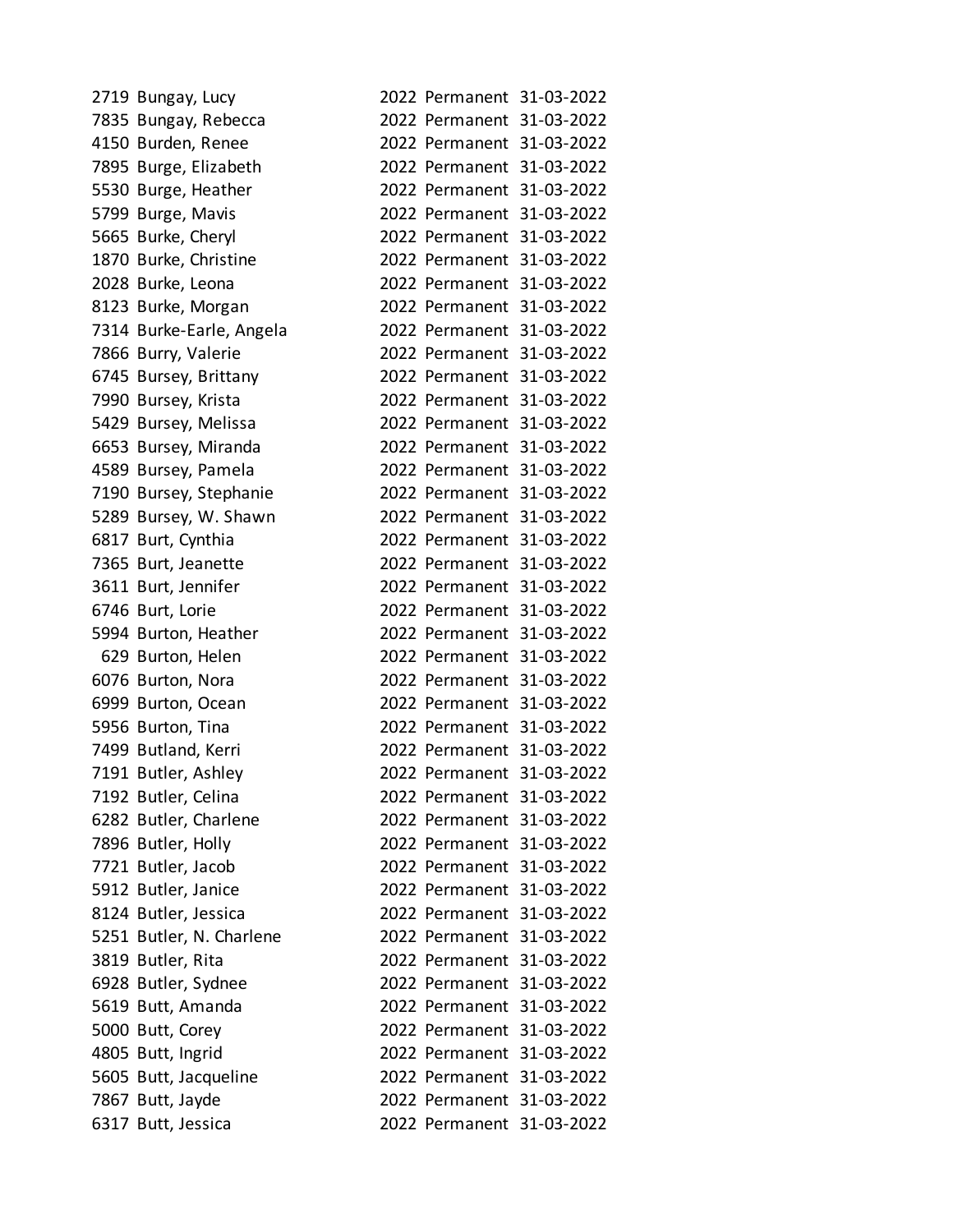| | | | | |
|---|---|---|---|---|
| 2719 | Bungay, Lucy | 2022 | Permanent | 31-03-2022 |
| 7835 | Bungay, Rebecca | 2022 | Permanent | 31-03-2022 |
| 4150 | Burden, Renee | 2022 | Permanent | 31-03-2022 |
| 7895 | Burge, Elizabeth | 2022 | Permanent | 31-03-2022 |
| 5530 | Burge, Heather | 2022 | Permanent | 31-03-2022 |
| 5799 | Burge, Mavis | 2022 | Permanent | 31-03-2022 |
| 5665 | Burke, Cheryl | 2022 | Permanent | 31-03-2022 |
| 1870 | Burke, Christine | 2022 | Permanent | 31-03-2022 |
| 2028 | Burke, Leona | 2022 | Permanent | 31-03-2022 |
| 8123 | Burke, Morgan | 2022 | Permanent | 31-03-2022 |
| 7314 | Burke-Earle, Angela | 2022 | Permanent | 31-03-2022 |
| 7866 | Burry, Valerie | 2022 | Permanent | 31-03-2022 |
| 6745 | Bursey, Brittany | 2022 | Permanent | 31-03-2022 |
| 7990 | Bursey, Krista | 2022 | Permanent | 31-03-2022 |
| 5429 | Bursey, Melissa | 2022 | Permanent | 31-03-2022 |
| 6653 | Bursey, Miranda | 2022 | Permanent | 31-03-2022 |
| 4589 | Bursey, Pamela | 2022 | Permanent | 31-03-2022 |
| 7190 | Bursey, Stephanie | 2022 | Permanent | 31-03-2022 |
| 5289 | Bursey, W. Shawn | 2022 | Permanent | 31-03-2022 |
| 6817 | Burt, Cynthia | 2022 | Permanent | 31-03-2022 |
| 7365 | Burt, Jeanette | 2022 | Permanent | 31-03-2022 |
| 3611 | Burt, Jennifer | 2022 | Permanent | 31-03-2022 |
| 6746 | Burt, Lorie | 2022 | Permanent | 31-03-2022 |
| 5994 | Burton, Heather | 2022 | Permanent | 31-03-2022 |
| 629 | Burton, Helen | 2022 | Permanent | 31-03-2022 |
| 6076 | Burton, Nora | 2022 | Permanent | 31-03-2022 |
| 6999 | Burton, Ocean | 2022 | Permanent | 31-03-2022 |
| 5956 | Burton, Tina | 2022 | Permanent | 31-03-2022 |
| 7499 | Butland, Kerri | 2022 | Permanent | 31-03-2022 |
| 7191 | Butler, Ashley | 2022 | Permanent | 31-03-2022 |
| 7192 | Butler, Celina | 2022 | Permanent | 31-03-2022 |
| 6282 | Butler, Charlene | 2022 | Permanent | 31-03-2022 |
| 7896 | Butler, Holly | 2022 | Permanent | 31-03-2022 |
| 7721 | Butler, Jacob | 2022 | Permanent | 31-03-2022 |
| 5912 | Butler, Janice | 2022 | Permanent | 31-03-2022 |
| 8124 | Butler, Jessica | 2022 | Permanent | 31-03-2022 |
| 5251 | Butler, N. Charlene | 2022 | Permanent | 31-03-2022 |
| 3819 | Butler, Rita | 2022 | Permanent | 31-03-2022 |
| 6928 | Butler, Sydnee | 2022 | Permanent | 31-03-2022 |
| 5619 | Butt, Amanda | 2022 | Permanent | 31-03-2022 |
| 5000 | Butt, Corey | 2022 | Permanent | 31-03-2022 |
| 4805 | Butt, Ingrid | 2022 | Permanent | 31-03-2022 |
| 5605 | Butt, Jacqueline | 2022 | Permanent | 31-03-2022 |
| 7867 | Butt, Jayde | 2022 | Permanent | 31-03-2022 |
| 6317 | Butt, Jessica | 2022 | Permanent | 31-03-2022 |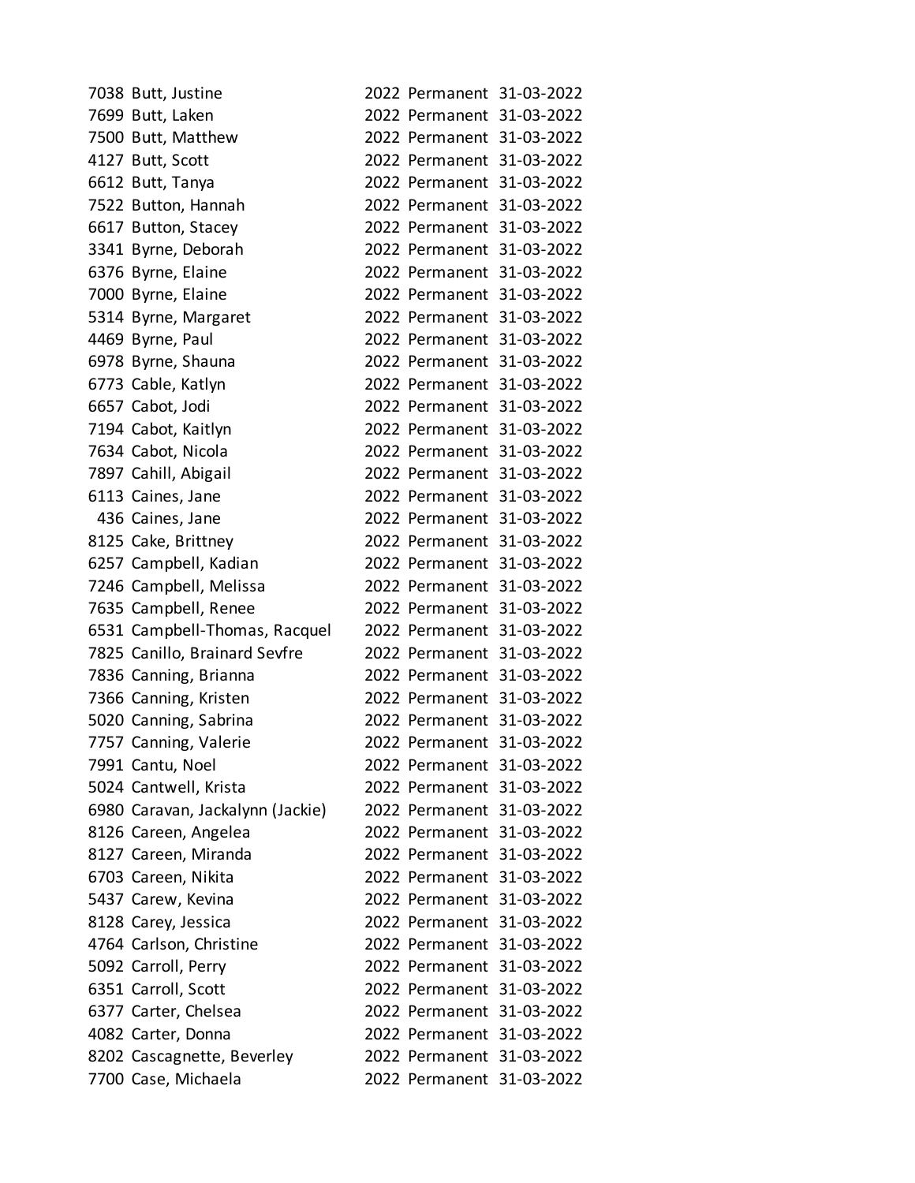| | | | | |
|---|---|---|---|---|
| 7038 | Butt, Justine | 2022 | Permanent | 31-03-2022 |
| 7699 | Butt, Laken | 2022 | Permanent | 31-03-2022 |
| 7500 | Butt, Matthew | 2022 | Permanent | 31-03-2022 |
| 4127 | Butt, Scott | 2022 | Permanent | 31-03-2022 |
| 6612 | Butt, Tanya | 2022 | Permanent | 31-03-2022 |
| 7522 | Button, Hannah | 2022 | Permanent | 31-03-2022 |
| 6617 | Button, Stacey | 2022 | Permanent | 31-03-2022 |
| 3341 | Byrne, Deborah | 2022 | Permanent | 31-03-2022 |
| 6376 | Byrne, Elaine | 2022 | Permanent | 31-03-2022 |
| 7000 | Byrne, Elaine | 2022 | Permanent | 31-03-2022 |
| 5314 | Byrne, Margaret | 2022 | Permanent | 31-03-2022 |
| 4469 | Byrne, Paul | 2022 | Permanent | 31-03-2022 |
| 6978 | Byrne, Shauna | 2022 | Permanent | 31-03-2022 |
| 6773 | Cable, Katlyn | 2022 | Permanent | 31-03-2022 |
| 6657 | Cabot, Jodi | 2022 | Permanent | 31-03-2022 |
| 7194 | Cabot, Kaitlyn | 2022 | Permanent | 31-03-2022 |
| 7634 | Cabot, Nicola | 2022 | Permanent | 31-03-2022 |
| 7897 | Cahill, Abigail | 2022 | Permanent | 31-03-2022 |
| 6113 | Caines, Jane | 2022 | Permanent | 31-03-2022 |
| 436 | Caines, Jane | 2022 | Permanent | 31-03-2022 |
| 8125 | Cake, Brittney | 2022 | Permanent | 31-03-2022 |
| 6257 | Campbell, Kadian | 2022 | Permanent | 31-03-2022 |
| 7246 | Campbell, Melissa | 2022 | Permanent | 31-03-2022 |
| 7635 | Campbell, Renee | 2022 | Permanent | 31-03-2022 |
| 6531 | Campbell-Thomas, Racquel | 2022 | Permanent | 31-03-2022 |
| 7825 | Canillo, Brainard Sevfre | 2022 | Permanent | 31-03-2022 |
| 7836 | Canning, Brianna | 2022 | Permanent | 31-03-2022 |
| 7366 | Canning, Kristen | 2022 | Permanent | 31-03-2022 |
| 5020 | Canning, Sabrina | 2022 | Permanent | 31-03-2022 |
| 7757 | Canning, Valerie | 2022 | Permanent | 31-03-2022 |
| 7991 | Cantu, Noel | 2022 | Permanent | 31-03-2022 |
| 5024 | Cantwell, Krista | 2022 | Permanent | 31-03-2022 |
| 6980 | Caravan, Jackalynn (Jackie) | 2022 | Permanent | 31-03-2022 |
| 8126 | Careen, Angelea | 2022 | Permanent | 31-03-2022 |
| 8127 | Careen, Miranda | 2022 | Permanent | 31-03-2022 |
| 6703 | Careen, Nikita | 2022 | Permanent | 31-03-2022 |
| 5437 | Carew, Kevina | 2022 | Permanent | 31-03-2022 |
| 8128 | Carey, Jessica | 2022 | Permanent | 31-03-2022 |
| 4764 | Carlson, Christine | 2022 | Permanent | 31-03-2022 |
| 5092 | Carroll, Perry | 2022 | Permanent | 31-03-2022 |
| 6351 | Carroll, Scott | 2022 | Permanent | 31-03-2022 |
| 6377 | Carter, Chelsea | 2022 | Permanent | 31-03-2022 |
| 4082 | Carter, Donna | 2022 | Permanent | 31-03-2022 |
| 8202 | Cascagnette, Beverley | 2022 | Permanent | 31-03-2022 |
| 7700 | Case, Michaela | 2022 | Permanent | 31-03-2022 |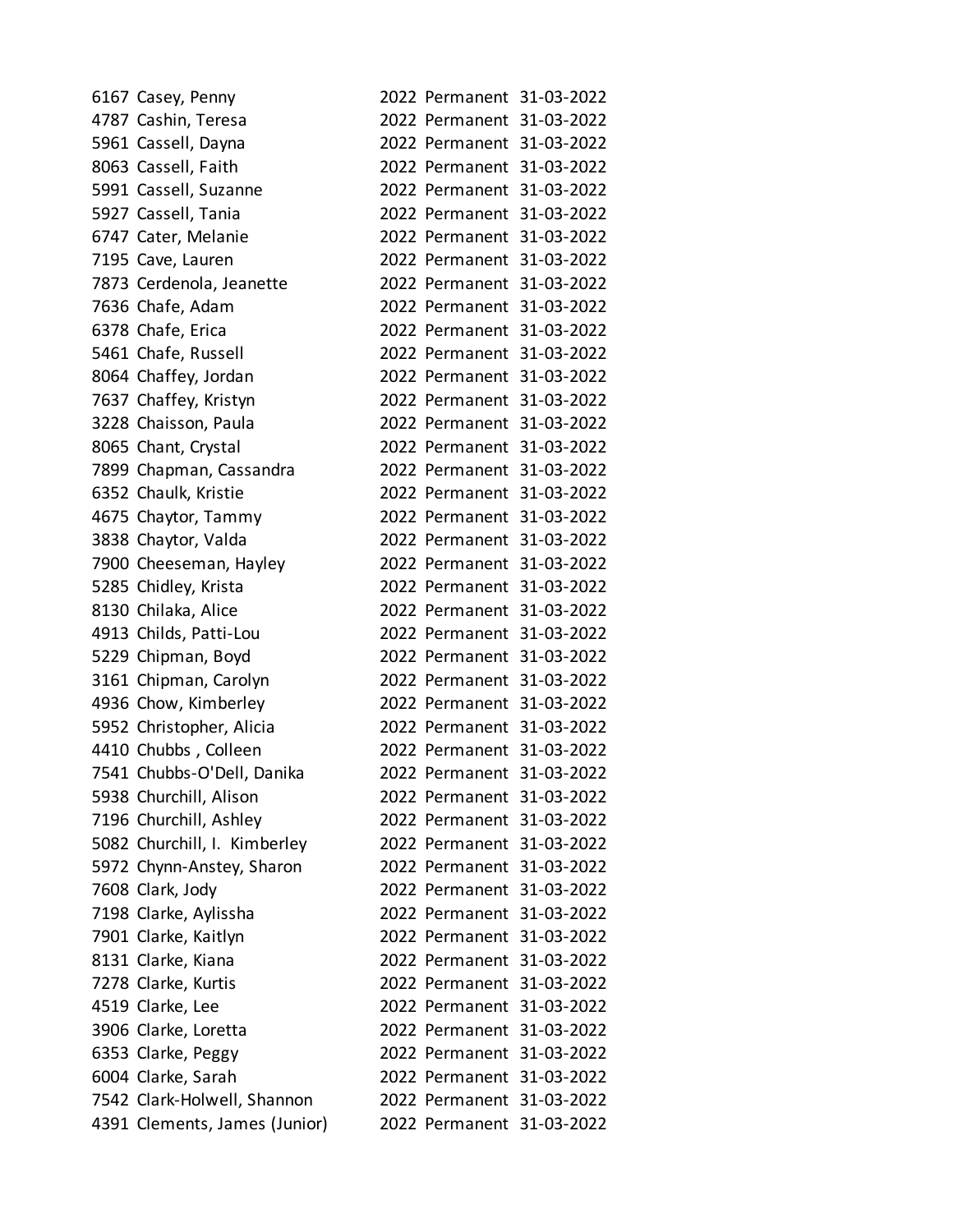| | | | | |
|---|---|---|---|---|
| 6167 | Casey, Penny | 2022 | Permanent | 31-03-2022 |
| 4787 | Cashin, Teresa | 2022 | Permanent | 31-03-2022 |
| 5961 | Cassell, Dayna | 2022 | Permanent | 31-03-2022 |
| 8063 | Cassell, Faith | 2022 | Permanent | 31-03-2022 |
| 5991 | Cassell, Suzanne | 2022 | Permanent | 31-03-2022 |
| 5927 | Cassell, Tania | 2022 | Permanent | 31-03-2022 |
| 6747 | Cater, Melanie | 2022 | Permanent | 31-03-2022 |
| 7195 | Cave, Lauren | 2022 | Permanent | 31-03-2022 |
| 7873 | Cerdenola, Jeanette | 2022 | Permanent | 31-03-2022 |
| 7636 | Chafe, Adam | 2022 | Permanent | 31-03-2022 |
| 6378 | Chafe, Erica | 2022 | Permanent | 31-03-2022 |
| 5461 | Chafe, Russell | 2022 | Permanent | 31-03-2022 |
| 8064 | Chaffey, Jordan | 2022 | Permanent | 31-03-2022 |
| 7637 | Chaffey, Kristyn | 2022 | Permanent | 31-03-2022 |
| 3228 | Chaisson, Paula | 2022 | Permanent | 31-03-2022 |
| 8065 | Chant, Crystal | 2022 | Permanent | 31-03-2022 |
| 7899 | Chapman, Cassandra | 2022 | Permanent | 31-03-2022 |
| 6352 | Chaulk, Kristie | 2022 | Permanent | 31-03-2022 |
| 4675 | Chaytor, Tammy | 2022 | Permanent | 31-03-2022 |
| 3838 | Chaytor, Valda | 2022 | Permanent | 31-03-2022 |
| 7900 | Cheeseman, Hayley | 2022 | Permanent | 31-03-2022 |
| 5285 | Chidley, Krista | 2022 | Permanent | 31-03-2022 |
| 8130 | Chilaka, Alice | 2022 | Permanent | 31-03-2022 |
| 4913 | Childs, Patti-Lou | 2022 | Permanent | 31-03-2022 |
| 5229 | Chipman, Boyd | 2022 | Permanent | 31-03-2022 |
| 3161 | Chipman, Carolyn | 2022 | Permanent | 31-03-2022 |
| 4936 | Chow, Kimberley | 2022 | Permanent | 31-03-2022 |
| 5952 | Christopher, Alicia | 2022 | Permanent | 31-03-2022 |
| 4410 | Chubbs , Colleen | 2022 | Permanent | 31-03-2022 |
| 7541 | Chubbs-O'Dell, Danika | 2022 | Permanent | 31-03-2022 |
| 5938 | Churchill, Alison | 2022 | Permanent | 31-03-2022 |
| 7196 | Churchill, Ashley | 2022 | Permanent | 31-03-2022 |
| 5082 | Churchill, I. Kimberley | 2022 | Permanent | 31-03-2022 |
| 5972 | Chynn-Anstey, Sharon | 2022 | Permanent | 31-03-2022 |
| 7608 | Clark, Jody | 2022 | Permanent | 31-03-2022 |
| 7198 | Clarke, Aylissha | 2022 | Permanent | 31-03-2022 |
| 7901 | Clarke, Kaitlyn | 2022 | Permanent | 31-03-2022 |
| 8131 | Clarke, Kiana | 2022 | Permanent | 31-03-2022 |
| 7278 | Clarke, Kurtis | 2022 | Permanent | 31-03-2022 |
| 4519 | Clarke, Lee | 2022 | Permanent | 31-03-2022 |
| 3906 | Clarke, Loretta | 2022 | Permanent | 31-03-2022 |
| 6353 | Clarke, Peggy | 2022 | Permanent | 31-03-2022 |
| 6004 | Clarke, Sarah | 2022 | Permanent | 31-03-2022 |
| 7542 | Clark-Holwell, Shannon | 2022 | Permanent | 31-03-2022 |
| 4391 | Clements, James (Junior) | 2022 | Permanent | 31-03-2022 |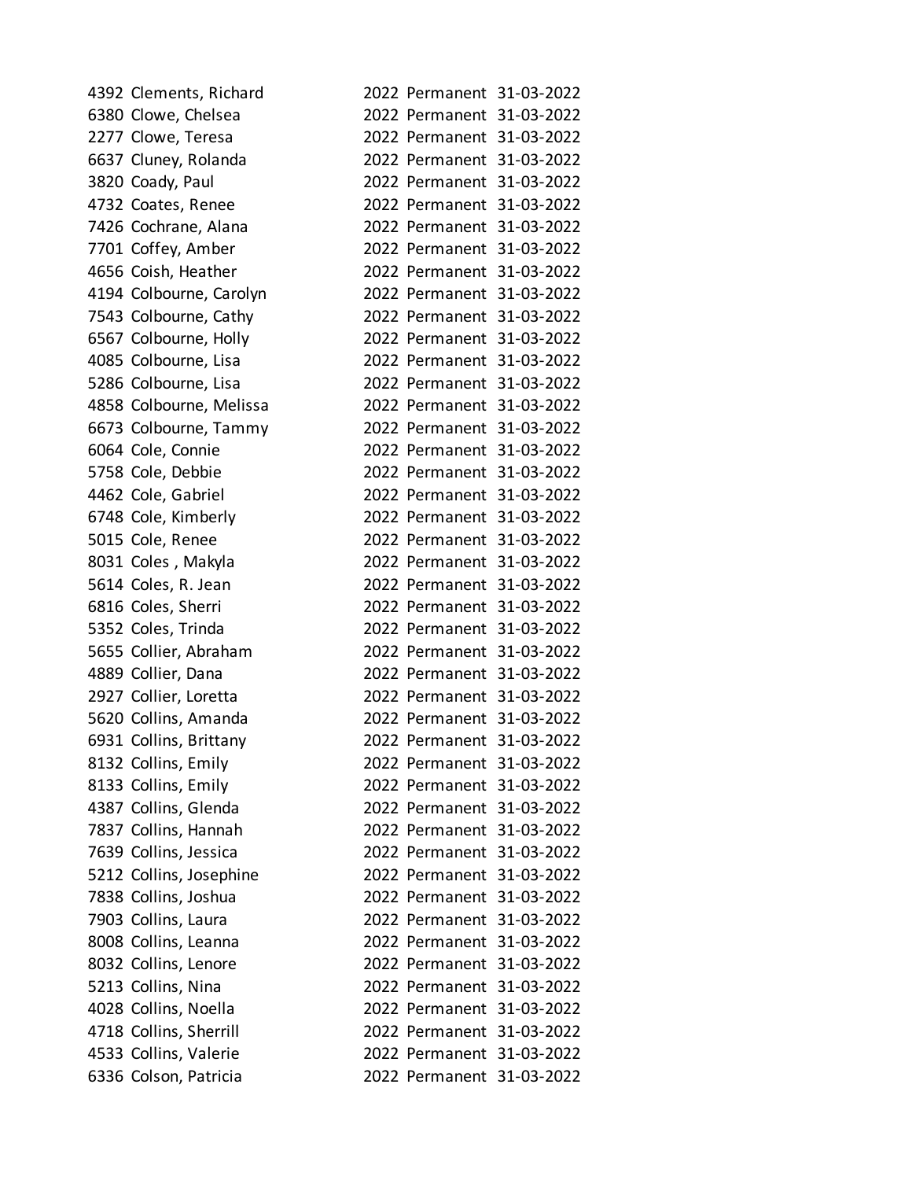| | | | | |
|---|---|---|---|---|
| 4392 | Clements, Richard | 2022 | Permanent | 31-03-2022 |
| 6380 | Clowe, Chelsea | 2022 | Permanent | 31-03-2022 |
| 2277 | Clowe, Teresa | 2022 | Permanent | 31-03-2022 |
| 6637 | Cluney, Rolanda | 2022 | Permanent | 31-03-2022 |
| 3820 | Coady, Paul | 2022 | Permanent | 31-03-2022 |
| 4732 | Coates, Renee | 2022 | Permanent | 31-03-2022 |
| 7426 | Cochrane, Alana | 2022 | Permanent | 31-03-2022 |
| 7701 | Coffey, Amber | 2022 | Permanent | 31-03-2022 |
| 4656 | Coish, Heather | 2022 | Permanent | 31-03-2022 |
| 4194 | Colbourne, Carolyn | 2022 | Permanent | 31-03-2022 |
| 7543 | Colbourne, Cathy | 2022 | Permanent | 31-03-2022 |
| 6567 | Colbourne, Holly | 2022 | Permanent | 31-03-2022 |
| 4085 | Colbourne, Lisa | 2022 | Permanent | 31-03-2022 |
| 5286 | Colbourne, Lisa | 2022 | Permanent | 31-03-2022 |
| 4858 | Colbourne, Melissa | 2022 | Permanent | 31-03-2022 |
| 6673 | Colbourne, Tammy | 2022 | Permanent | 31-03-2022 |
| 6064 | Cole, Connie | 2022 | Permanent | 31-03-2022 |
| 5758 | Cole, Debbie | 2022 | Permanent | 31-03-2022 |
| 4462 | Cole, Gabriel | 2022 | Permanent | 31-03-2022 |
| 6748 | Cole, Kimberly | 2022 | Permanent | 31-03-2022 |
| 5015 | Cole, Renee | 2022 | Permanent | 31-03-2022 |
| 8031 | Coles , Makyla | 2022 | Permanent | 31-03-2022 |
| 5614 | Coles, R. Jean | 2022 | Permanent | 31-03-2022 |
| 6816 | Coles, Sherri | 2022 | Permanent | 31-03-2022 |
| 5352 | Coles, Trinda | 2022 | Permanent | 31-03-2022 |
| 5655 | Collier, Abraham | 2022 | Permanent | 31-03-2022 |
| 4889 | Collier, Dana | 2022 | Permanent | 31-03-2022 |
| 2927 | Collier, Loretta | 2022 | Permanent | 31-03-2022 |
| 5620 | Collins, Amanda | 2022 | Permanent | 31-03-2022 |
| 6931 | Collins, Brittany | 2022 | Permanent | 31-03-2022 |
| 8132 | Collins, Emily | 2022 | Permanent | 31-03-2022 |
| 8133 | Collins, Emily | 2022 | Permanent | 31-03-2022 |
| 4387 | Collins, Glenda | 2022 | Permanent | 31-03-2022 |
| 7837 | Collins, Hannah | 2022 | Permanent | 31-03-2022 |
| 7639 | Collins, Jessica | 2022 | Permanent | 31-03-2022 |
| 5212 | Collins, Josephine | 2022 | Permanent | 31-03-2022 |
| 7838 | Collins, Joshua | 2022 | Permanent | 31-03-2022 |
| 7903 | Collins, Laura | 2022 | Permanent | 31-03-2022 |
| 8008 | Collins, Leanna | 2022 | Permanent | 31-03-2022 |
| 8032 | Collins, Lenore | 2022 | Permanent | 31-03-2022 |
| 5213 | Collins, Nina | 2022 | Permanent | 31-03-2022 |
| 4028 | Collins, Noella | 2022 | Permanent | 31-03-2022 |
| 4718 | Collins, Sherrill | 2022 | Permanent | 31-03-2022 |
| 4533 | Collins, Valerie | 2022 | Permanent | 31-03-2022 |
| 6336 | Colson, Patricia | 2022 | Permanent | 31-03-2022 |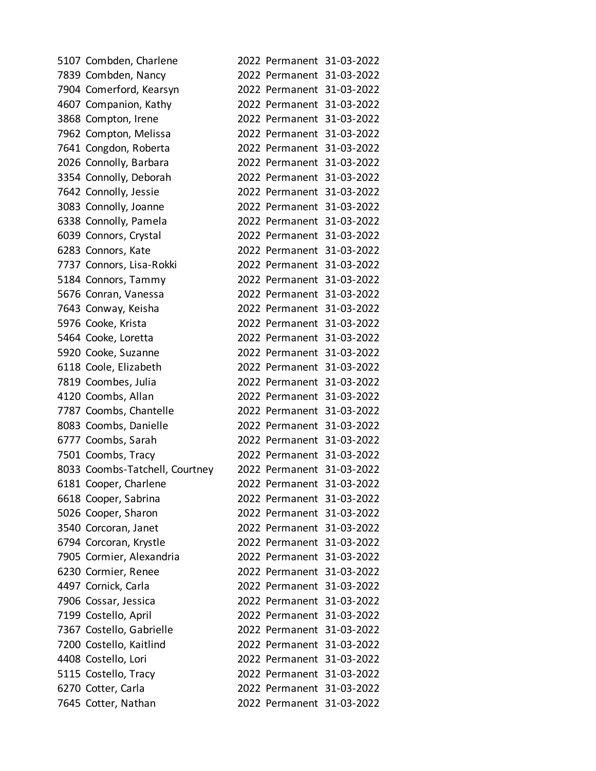| | | | | |
|---|---|---|---|---|
| 5107 | Combden, Charlene | 2022 | Permanent | 31-03-2022 |
| 7839 | Combden, Nancy | 2022 | Permanent | 31-03-2022 |
| 7904 | Comerford, Kearsyn | 2022 | Permanent | 31-03-2022 |
| 4607 | Companion, Kathy | 2022 | Permanent | 31-03-2022 |
| 3868 | Compton, Irene | 2022 | Permanent | 31-03-2022 |
| 7962 | Compton, Melissa | 2022 | Permanent | 31-03-2022 |
| 7641 | Congdon, Roberta | 2022 | Permanent | 31-03-2022 |
| 2026 | Connolly, Barbara | 2022 | Permanent | 31-03-2022 |
| 3354 | Connolly, Deborah | 2022 | Permanent | 31-03-2022 |
| 7642 | Connolly, Jessie | 2022 | Permanent | 31-03-2022 |
| 3083 | Connolly, Joanne | 2022 | Permanent | 31-03-2022 |
| 6338 | Connolly, Pamela | 2022 | Permanent | 31-03-2022 |
| 6039 | Connors, Crystal | 2022 | Permanent | 31-03-2022 |
| 6283 | Connors, Kate | 2022 | Permanent | 31-03-2022 |
| 7737 | Connors, Lisa-Rokki | 2022 | Permanent | 31-03-2022 |
| 5184 | Connors, Tammy | 2022 | Permanent | 31-03-2022 |
| 5676 | Conran, Vanessa | 2022 | Permanent | 31-03-2022 |
| 7643 | Conway, Keisha | 2022 | Permanent | 31-03-2022 |
| 5976 | Cooke, Krista | 2022 | Permanent | 31-03-2022 |
| 5464 | Cooke, Loretta | 2022 | Permanent | 31-03-2022 |
| 5920 | Cooke, Suzanne | 2022 | Permanent | 31-03-2022 |
| 6118 | Coole, Elizabeth | 2022 | Permanent | 31-03-2022 |
| 7819 | Coombes, Julia | 2022 | Permanent | 31-03-2022 |
| 4120 | Coombs, Allan | 2022 | Permanent | 31-03-2022 |
| 7787 | Coombs, Chantelle | 2022 | Permanent | 31-03-2022 |
| 8083 | Coombs, Danielle | 2022 | Permanent | 31-03-2022 |
| 6777 | Coombs, Sarah | 2022 | Permanent | 31-03-2022 |
| 7501 | Coombs, Tracy | 2022 | Permanent | 31-03-2022 |
| 8033 | Coombs-Tatchell, Courtney | 2022 | Permanent | 31-03-2022 |
| 6181 | Cooper, Charlene | 2022 | Permanent | 31-03-2022 |
| 6618 | Cooper, Sabrina | 2022 | Permanent | 31-03-2022 |
| 5026 | Cooper, Sharon | 2022 | Permanent | 31-03-2022 |
| 3540 | Corcoran, Janet | 2022 | Permanent | 31-03-2022 |
| 6794 | Corcoran, Krystle | 2022 | Permanent | 31-03-2022 |
| 7905 | Cormier, Alexandria | 2022 | Permanent | 31-03-2022 |
| 6230 | Cormier, Renee | 2022 | Permanent | 31-03-2022 |
| 4497 | Cornick, Carla | 2022 | Permanent | 31-03-2022 |
| 7906 | Cossar, Jessica | 2022 | Permanent | 31-03-2022 |
| 7199 | Costello, April | 2022 | Permanent | 31-03-2022 |
| 7367 | Costello, Gabrielle | 2022 | Permanent | 31-03-2022 |
| 7200 | Costello, Kaitlind | 2022 | Permanent | 31-03-2022 |
| 4408 | Costello, Lori | 2022 | Permanent | 31-03-2022 |
| 5115 | Costello, Tracy | 2022 | Permanent | 31-03-2022 |
| 6270 | Cotter, Carla | 2022 | Permanent | 31-03-2022 |
| 7645 | Cotter, Nathan | 2022 | Permanent | 31-03-2022 |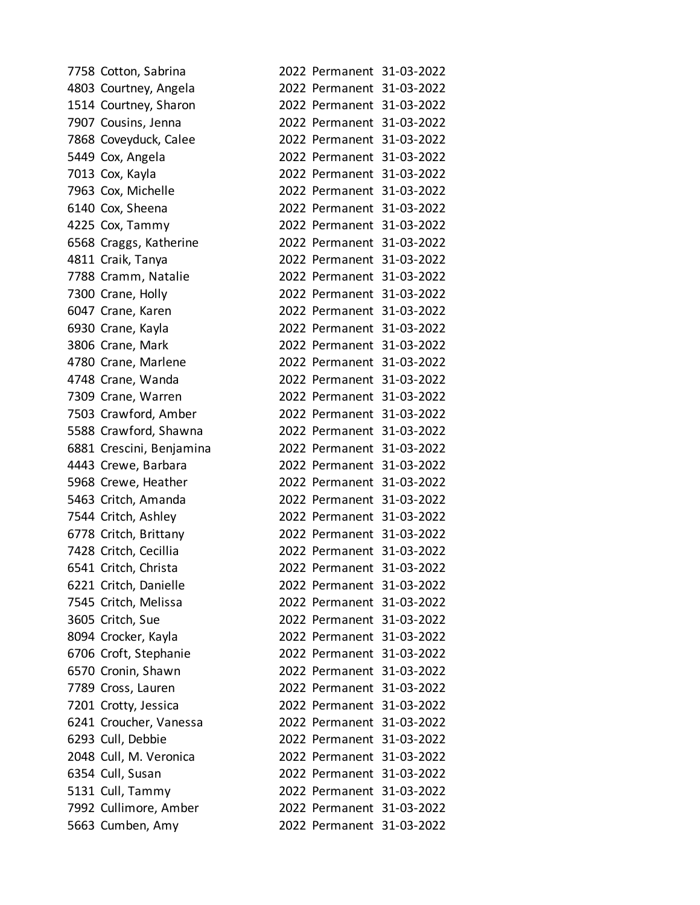| | | | | |
|---|---|---|---|---|
| 7758 | Cotton, Sabrina | 2022 | Permanent | 31-03-2022 |
| 4803 | Courtney, Angela | 2022 | Permanent | 31-03-2022 |
| 1514 | Courtney, Sharon | 2022 | Permanent | 31-03-2022 |
| 7907 | Cousins, Jenna | 2022 | Permanent | 31-03-2022 |
| 7868 | Coveyduck, Calee | 2022 | Permanent | 31-03-2022 |
| 5449 | Cox, Angela | 2022 | Permanent | 31-03-2022 |
| 7013 | Cox, Kayla | 2022 | Permanent | 31-03-2022 |
| 7963 | Cox, Michelle | 2022 | Permanent | 31-03-2022 |
| 6140 | Cox, Sheena | 2022 | Permanent | 31-03-2022 |
| 4225 | Cox, Tammy | 2022 | Permanent | 31-03-2022 |
| 6568 | Craggs, Katherine | 2022 | Permanent | 31-03-2022 |
| 4811 | Craik, Tanya | 2022 | Permanent | 31-03-2022 |
| 7788 | Cramm, Natalie | 2022 | Permanent | 31-03-2022 |
| 7300 | Crane, Holly | 2022 | Permanent | 31-03-2022 |
| 6047 | Crane, Karen | 2022 | Permanent | 31-03-2022 |
| 6930 | Crane, Kayla | 2022 | Permanent | 31-03-2022 |
| 3806 | Crane, Mark | 2022 | Permanent | 31-03-2022 |
| 4780 | Crane, Marlene | 2022 | Permanent | 31-03-2022 |
| 4748 | Crane, Wanda | 2022 | Permanent | 31-03-2022 |
| 7309 | Crane, Warren | 2022 | Permanent | 31-03-2022 |
| 7503 | Crawford, Amber | 2022 | Permanent | 31-03-2022 |
| 5588 | Crawford, Shawna | 2022 | Permanent | 31-03-2022 |
| 6881 | Crescini, Benjamina | 2022 | Permanent | 31-03-2022 |
| 4443 | Crewe, Barbara | 2022 | Permanent | 31-03-2022 |
| 5968 | Crewe, Heather | 2022 | Permanent | 31-03-2022 |
| 5463 | Critch, Amanda | 2022 | Permanent | 31-03-2022 |
| 7544 | Critch, Ashley | 2022 | Permanent | 31-03-2022 |
| 6778 | Critch, Brittany | 2022 | Permanent | 31-03-2022 |
| 7428 | Critch, Cecillia | 2022 | Permanent | 31-03-2022 |
| 6541 | Critch, Christa | 2022 | Permanent | 31-03-2022 |
| 6221 | Critch, Danielle | 2022 | Permanent | 31-03-2022 |
| 7545 | Critch, Melissa | 2022 | Permanent | 31-03-2022 |
| 3605 | Critch, Sue | 2022 | Permanent | 31-03-2022 |
| 8094 | Crocker, Kayla | 2022 | Permanent | 31-03-2022 |
| 6706 | Croft, Stephanie | 2022 | Permanent | 31-03-2022 |
| 6570 | Cronin, Shawn | 2022 | Permanent | 31-03-2022 |
| 7789 | Cross, Lauren | 2022 | Permanent | 31-03-2022 |
| 7201 | Crotty, Jessica | 2022 | Permanent | 31-03-2022 |
| 6241 | Croucher, Vanessa | 2022 | Permanent | 31-03-2022 |
| 6293 | Cull, Debbie | 2022 | Permanent | 31-03-2022 |
| 2048 | Cull, M. Veronica | 2022 | Permanent | 31-03-2022 |
| 6354 | Cull, Susan | 2022 | Permanent | 31-03-2022 |
| 5131 | Cull, Tammy | 2022 | Permanent | 31-03-2022 |
| 7992 | Cullimore, Amber | 2022 | Permanent | 31-03-2022 |
| 5663 | Cumben, Amy | 2022 | Permanent | 31-03-2022 |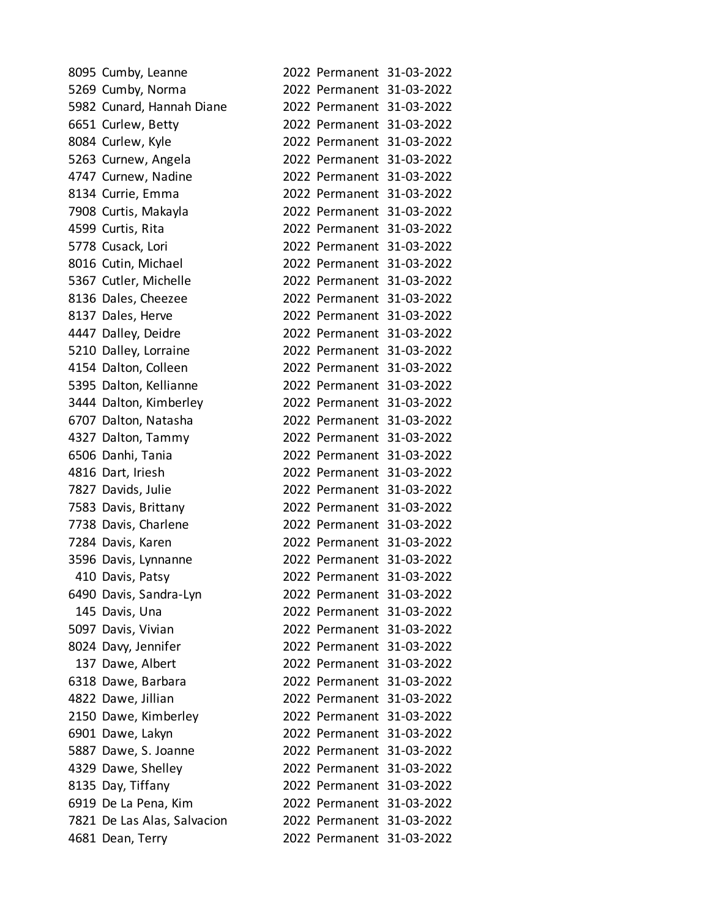| | | | | |
|---|---|---|---|---|
| 8095 | Cumby, Leanne | 2022 | Permanent | 31-03-2022 |
| 5269 | Cumby, Norma | 2022 | Permanent | 31-03-2022 |
| 5982 | Cunard, Hannah Diane | 2022 | Permanent | 31-03-2022 |
| 6651 | Curlew, Betty | 2022 | Permanent | 31-03-2022 |
| 8084 | Curlew, Kyle | 2022 | Permanent | 31-03-2022 |
| 5263 | Curnew, Angela | 2022 | Permanent | 31-03-2022 |
| 4747 | Curnew, Nadine | 2022 | Permanent | 31-03-2022 |
| 8134 | Currie, Emma | 2022 | Permanent | 31-03-2022 |
| 7908 | Curtis, Makayla | 2022 | Permanent | 31-03-2022 |
| 4599 | Curtis, Rita | 2022 | Permanent | 31-03-2022 |
| 5778 | Cusack, Lori | 2022 | Permanent | 31-03-2022 |
| 8016 | Cutin, Michael | 2022 | Permanent | 31-03-2022 |
| 5367 | Cutler, Michelle | 2022 | Permanent | 31-03-2022 |
| 8136 | Dales, Cheezee | 2022 | Permanent | 31-03-2022 |
| 8137 | Dales, Herve | 2022 | Permanent | 31-03-2022 |
| 4447 | Dalley, Deidre | 2022 | Permanent | 31-03-2022 |
| 5210 | Dalley, Lorraine | 2022 | Permanent | 31-03-2022 |
| 4154 | Dalton, Colleen | 2022 | Permanent | 31-03-2022 |
| 5395 | Dalton, Kellianne | 2022 | Permanent | 31-03-2022 |
| 3444 | Dalton, Kimberley | 2022 | Permanent | 31-03-2022 |
| 6707 | Dalton, Natasha | 2022 | Permanent | 31-03-2022 |
| 4327 | Dalton, Tammy | 2022 | Permanent | 31-03-2022 |
| 6506 | Danhi, Tania | 2022 | Permanent | 31-03-2022 |
| 4816 | Dart, Iriesh | 2022 | Permanent | 31-03-2022 |
| 7827 | Davids, Julie | 2022 | Permanent | 31-03-2022 |
| 7583 | Davis, Brittany | 2022 | Permanent | 31-03-2022 |
| 7738 | Davis, Charlene | 2022 | Permanent | 31-03-2022 |
| 7284 | Davis, Karen | 2022 | Permanent | 31-03-2022 |
| 3596 | Davis, Lynnanne | 2022 | Permanent | 31-03-2022 |
| 410 | Davis, Patsy | 2022 | Permanent | 31-03-2022 |
| 6490 | Davis, Sandra-Lyn | 2022 | Permanent | 31-03-2022 |
| 145 | Davis, Una | 2022 | Permanent | 31-03-2022 |
| 5097 | Davis, Vivian | 2022 | Permanent | 31-03-2022 |
| 8024 | Davy, Jennifer | 2022 | Permanent | 31-03-2022 |
| 137 | Dawe, Albert | 2022 | Permanent | 31-03-2022 |
| 6318 | Dawe, Barbara | 2022 | Permanent | 31-03-2022 |
| 4822 | Dawe, Jillian | 2022 | Permanent | 31-03-2022 |
| 2150 | Dawe, Kimberley | 2022 | Permanent | 31-03-2022 |
| 6901 | Dawe, Lakyn | 2022 | Permanent | 31-03-2022 |
| 5887 | Dawe, S. Joanne | 2022 | Permanent | 31-03-2022 |
| 4329 | Dawe, Shelley | 2022 | Permanent | 31-03-2022 |
| 8135 | Day, Tiffany | 2022 | Permanent | 31-03-2022 |
| 6919 | De La Pena, Kim | 2022 | Permanent | 31-03-2022 |
| 7821 | De Las Alas, Salvacion | 2022 | Permanent | 31-03-2022 |
| 4681 | Dean, Terry | 2022 | Permanent | 31-03-2022 |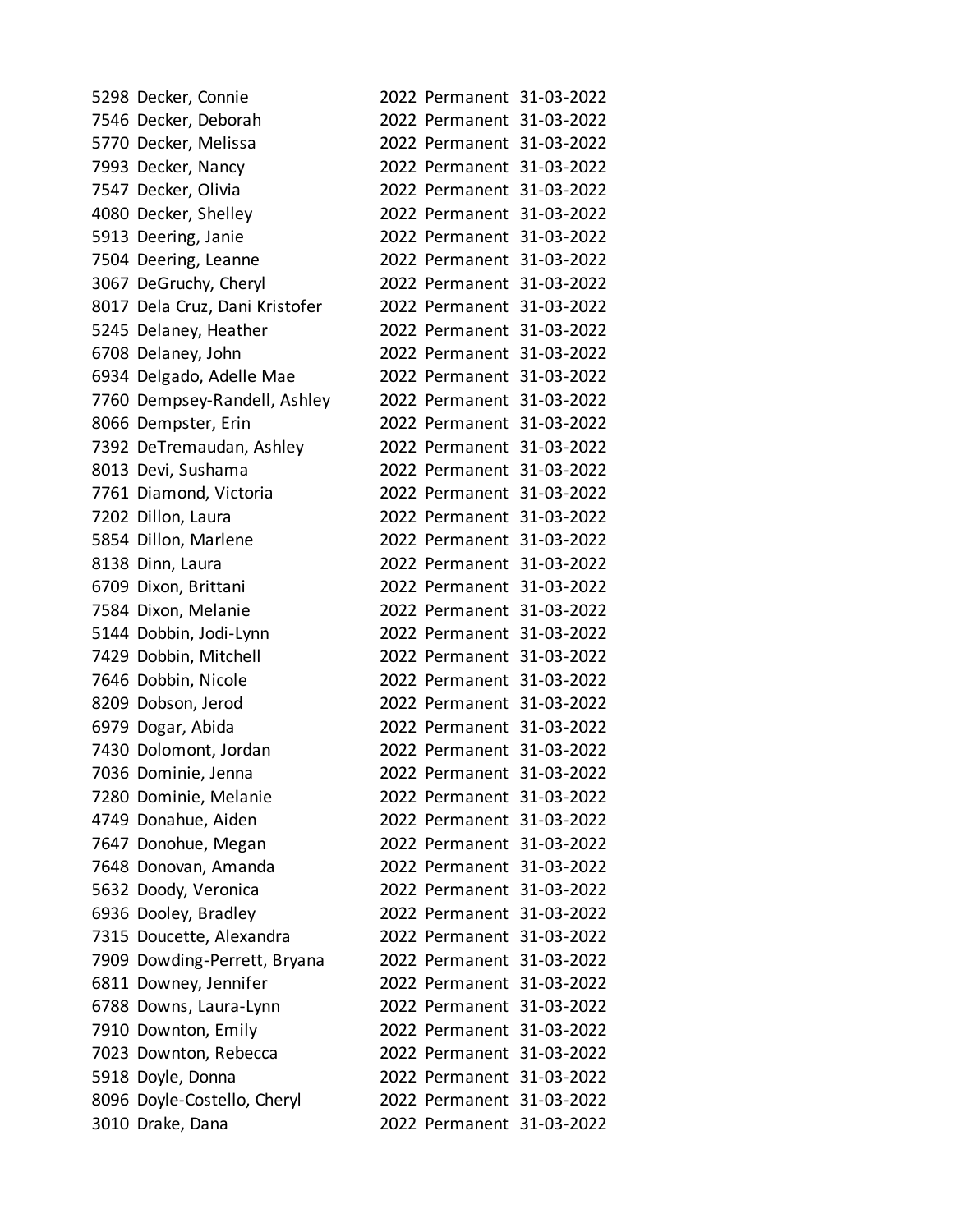| | | | | |
|---|---|---|---|---|
| 5298 | Decker, Connie | 2022 | Permanent | 31-03-2022 |
| 7546 | Decker, Deborah | 2022 | Permanent | 31-03-2022 |
| 5770 | Decker, Melissa | 2022 | Permanent | 31-03-2022 |
| 7993 | Decker, Nancy | 2022 | Permanent | 31-03-2022 |
| 7547 | Decker, Olivia | 2022 | Permanent | 31-03-2022 |
| 4080 | Decker, Shelley | 2022 | Permanent | 31-03-2022 |
| 5913 | Deering, Janie | 2022 | Permanent | 31-03-2022 |
| 7504 | Deering, Leanne | 2022 | Permanent | 31-03-2022 |
| 3067 | DeGruchy, Cheryl | 2022 | Permanent | 31-03-2022 |
| 8017 | Dela Cruz, Dani Kristofer | 2022 | Permanent | 31-03-2022 |
| 5245 | Delaney, Heather | 2022 | Permanent | 31-03-2022 |
| 6708 | Delaney, John | 2022 | Permanent | 31-03-2022 |
| 6934 | Delgado, Adelle Mae | 2022 | Permanent | 31-03-2022 |
| 7760 | Dempsey-Randell, Ashley | 2022 | Permanent | 31-03-2022 |
| 8066 | Dempster, Erin | 2022 | Permanent | 31-03-2022 |
| 7392 | DeTremaudan, Ashley | 2022 | Permanent | 31-03-2022 |
| 8013 | Devi, Sushama | 2022 | Permanent | 31-03-2022 |
| 7761 | Diamond, Victoria | 2022 | Permanent | 31-03-2022 |
| 7202 | Dillon, Laura | 2022 | Permanent | 31-03-2022 |
| 5854 | Dillon, Marlene | 2022 | Permanent | 31-03-2022 |
| 8138 | Dinn, Laura | 2022 | Permanent | 31-03-2022 |
| 6709 | Dixon, Brittani | 2022 | Permanent | 31-03-2022 |
| 7584 | Dixon, Melanie | 2022 | Permanent | 31-03-2022 |
| 5144 | Dobbin, Jodi-Lynn | 2022 | Permanent | 31-03-2022 |
| 7429 | Dobbin, Mitchell | 2022 | Permanent | 31-03-2022 |
| 7646 | Dobbin, Nicole | 2022 | Permanent | 31-03-2022 |
| 8209 | Dobson, Jerod | 2022 | Permanent | 31-03-2022 |
| 6979 | Dogar, Abida | 2022 | Permanent | 31-03-2022 |
| 7430 | Dolomont, Jordan | 2022 | Permanent | 31-03-2022 |
| 7036 | Dominie, Jenna | 2022 | Permanent | 31-03-2022 |
| 7280 | Dominie, Melanie | 2022 | Permanent | 31-03-2022 |
| 4749 | Donahue, Aiden | 2022 | Permanent | 31-03-2022 |
| 7647 | Donohue, Megan | 2022 | Permanent | 31-03-2022 |
| 7648 | Donovan, Amanda | 2022 | Permanent | 31-03-2022 |
| 5632 | Doody, Veronica | 2022 | Permanent | 31-03-2022 |
| 6936 | Dooley, Bradley | 2022 | Permanent | 31-03-2022 |
| 7315 | Doucette, Alexandra | 2022 | Permanent | 31-03-2022 |
| 7909 | Dowding-Perrett, Bryana | 2022 | Permanent | 31-03-2022 |
| 6811 | Downey, Jennifer | 2022 | Permanent | 31-03-2022 |
| 6788 | Downs, Laura-Lynn | 2022 | Permanent | 31-03-2022 |
| 7910 | Downton, Emily | 2022 | Permanent | 31-03-2022 |
| 7023 | Downton, Rebecca | 2022 | Permanent | 31-03-2022 |
| 5918 | Doyle, Donna | 2022 | Permanent | 31-03-2022 |
| 8096 | Doyle-Costello, Cheryl | 2022 | Permanent | 31-03-2022 |
| 3010 | Drake, Dana | 2022 | Permanent | 31-03-2022 |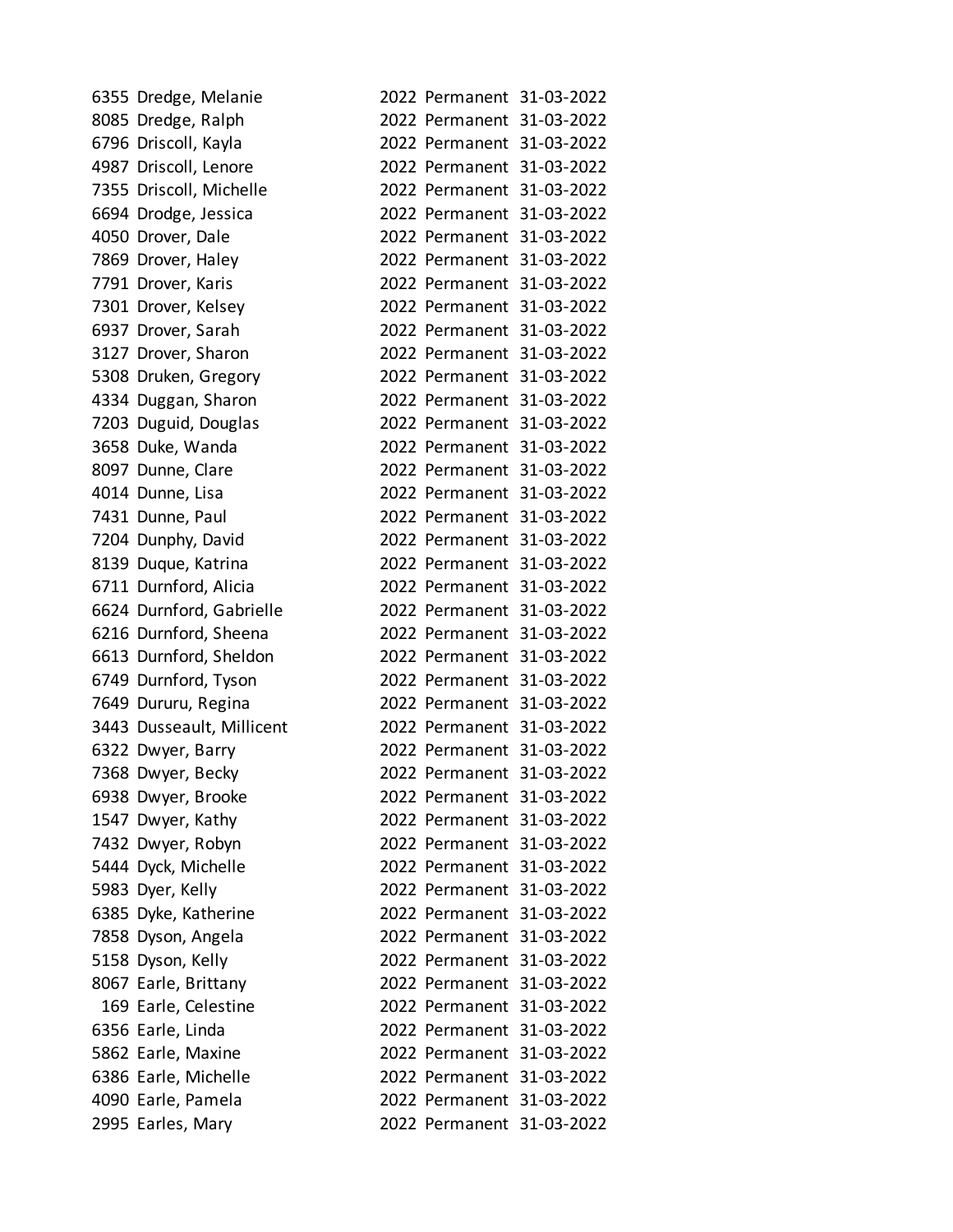| | | | | |
|---|---|---|---|---|
| 6355 | Dredge, Melanie | 2022 | Permanent | 31-03-2022 |
| 8085 | Dredge, Ralph | 2022 | Permanent | 31-03-2022 |
| 6796 | Driscoll, Kayla | 2022 | Permanent | 31-03-2022 |
| 4987 | Driscoll, Lenore | 2022 | Permanent | 31-03-2022 |
| 7355 | Driscoll, Michelle | 2022 | Permanent | 31-03-2022 |
| 6694 | Drodge, Jessica | 2022 | Permanent | 31-03-2022 |
| 4050 | Drover, Dale | 2022 | Permanent | 31-03-2022 |
| 7869 | Drover, Haley | 2022 | Permanent | 31-03-2022 |
| 7791 | Drover, Karis | 2022 | Permanent | 31-03-2022 |
| 7301 | Drover, Kelsey | 2022 | Permanent | 31-03-2022 |
| 6937 | Drover, Sarah | 2022 | Permanent | 31-03-2022 |
| 3127 | Drover, Sharon | 2022 | Permanent | 31-03-2022 |
| 5308 | Druken, Gregory | 2022 | Permanent | 31-03-2022 |
| 4334 | Duggan, Sharon | 2022 | Permanent | 31-03-2022 |
| 7203 | Duguid, Douglas | 2022 | Permanent | 31-03-2022 |
| 3658 | Duke, Wanda | 2022 | Permanent | 31-03-2022 |
| 8097 | Dunne, Clare | 2022 | Permanent | 31-03-2022 |
| 4014 | Dunne, Lisa | 2022 | Permanent | 31-03-2022 |
| 7431 | Dunne, Paul | 2022 | Permanent | 31-03-2022 |
| 7204 | Dunphy, David | 2022 | Permanent | 31-03-2022 |
| 8139 | Duque, Katrina | 2022 | Permanent | 31-03-2022 |
| 6711 | Durnford, Alicia | 2022 | Permanent | 31-03-2022 |
| 6624 | Durnford, Gabrielle | 2022 | Permanent | 31-03-2022 |
| 6216 | Durnford, Sheena | 2022 | Permanent | 31-03-2022 |
| 6613 | Durnford, Sheldon | 2022 | Permanent | 31-03-2022 |
| 6749 | Durnford, Tyson | 2022 | Permanent | 31-03-2022 |
| 7649 | Dururu, Regina | 2022 | Permanent | 31-03-2022 |
| 3443 | Dusseault, Millicent | 2022 | Permanent | 31-03-2022 |
| 6322 | Dwyer, Barry | 2022 | Permanent | 31-03-2022 |
| 7368 | Dwyer, Becky | 2022 | Permanent | 31-03-2022 |
| 6938 | Dwyer, Brooke | 2022 | Permanent | 31-03-2022 |
| 1547 | Dwyer, Kathy | 2022 | Permanent | 31-03-2022 |
| 7432 | Dwyer, Robyn | 2022 | Permanent | 31-03-2022 |
| 5444 | Dyck, Michelle | 2022 | Permanent | 31-03-2022 |
| 5983 | Dyer, Kelly | 2022 | Permanent | 31-03-2022 |
| 6385 | Dyke, Katherine | 2022 | Permanent | 31-03-2022 |
| 7858 | Dyson, Angela | 2022 | Permanent | 31-03-2022 |
| 5158 | Dyson, Kelly | 2022 | Permanent | 31-03-2022 |
| 8067 | Earle, Brittany | 2022 | Permanent | 31-03-2022 |
| 169 | Earle, Celestine | 2022 | Permanent | 31-03-2022 |
| 6356 | Earle, Linda | 2022 | Permanent | 31-03-2022 |
| 5862 | Earle, Maxine | 2022 | Permanent | 31-03-2022 |
| 6386 | Earle, Michelle | 2022 | Permanent | 31-03-2022 |
| 4090 | Earle, Pamela | 2022 | Permanent | 31-03-2022 |
| 2995 | Earles, Mary | 2022 | Permanent | 31-03-2022 |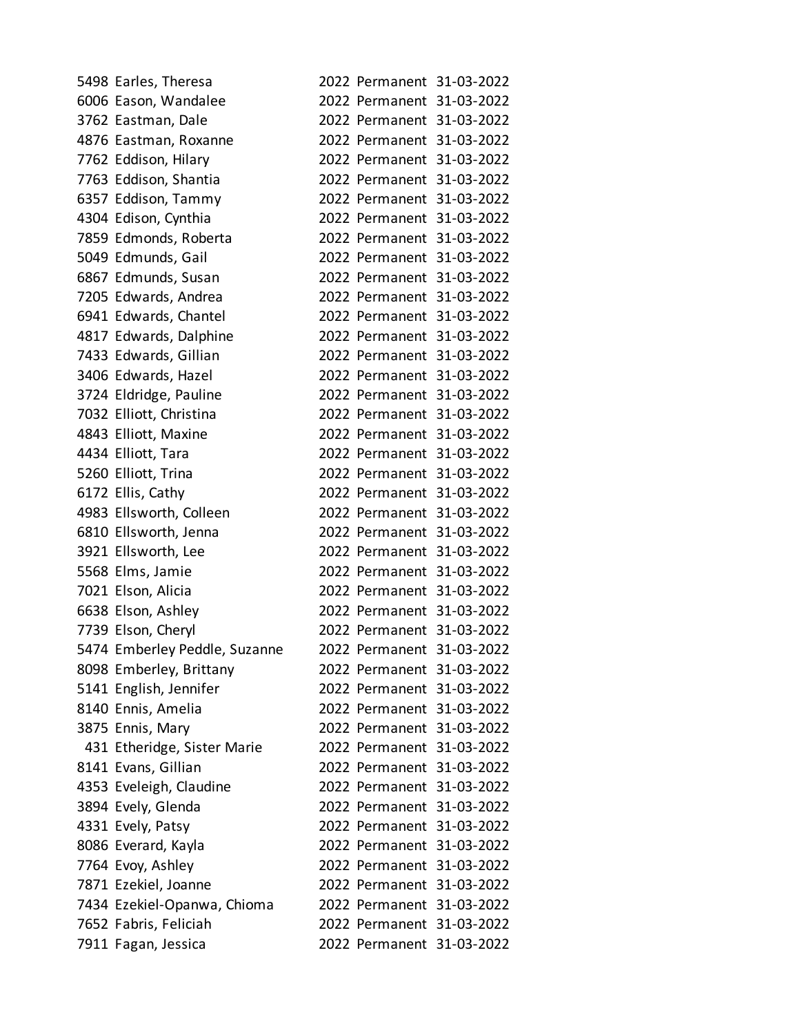| | | | | |
|---|---|---|---|---|
| 5498 | Earles, Theresa | 2022 | Permanent | 31-03-2022 |
| 6006 | Eason, Wandalee | 2022 | Permanent | 31-03-2022 |
| 3762 | Eastman, Dale | 2022 | Permanent | 31-03-2022 |
| 4876 | Eastman, Roxanne | 2022 | Permanent | 31-03-2022 |
| 7762 | Eddison, Hilary | 2022 | Permanent | 31-03-2022 |
| 7763 | Eddison, Shantia | 2022 | Permanent | 31-03-2022 |
| 6357 | Eddison, Tammy | 2022 | Permanent | 31-03-2022 |
| 4304 | Edison, Cynthia | 2022 | Permanent | 31-03-2022 |
| 7859 | Edmonds, Roberta | 2022 | Permanent | 31-03-2022 |
| 5049 | Edmunds, Gail | 2022 | Permanent | 31-03-2022 |
| 6867 | Edmunds, Susan | 2022 | Permanent | 31-03-2022 |
| 7205 | Edwards, Andrea | 2022 | Permanent | 31-03-2022 |
| 6941 | Edwards, Chantel | 2022 | Permanent | 31-03-2022 |
| 4817 | Edwards, Dalphine | 2022 | Permanent | 31-03-2022 |
| 7433 | Edwards, Gillian | 2022 | Permanent | 31-03-2022 |
| 3406 | Edwards, Hazel | 2022 | Permanent | 31-03-2022 |
| 3724 | Eldridge, Pauline | 2022 | Permanent | 31-03-2022 |
| 7032 | Elliott, Christina | 2022 | Permanent | 31-03-2022 |
| 4843 | Elliott, Maxine | 2022 | Permanent | 31-03-2022 |
| 4434 | Elliott, Tara | 2022 | Permanent | 31-03-2022 |
| 5260 | Elliott, Trina | 2022 | Permanent | 31-03-2022 |
| 6172 | Ellis, Cathy | 2022 | Permanent | 31-03-2022 |
| 4983 | Ellsworth, Colleen | 2022 | Permanent | 31-03-2022 |
| 6810 | Ellsworth, Jenna | 2022 | Permanent | 31-03-2022 |
| 3921 | Ellsworth, Lee | 2022 | Permanent | 31-03-2022 |
| 5568 | Elms, Jamie | 2022 | Permanent | 31-03-2022 |
| 7021 | Elson, Alicia | 2022 | Permanent | 31-03-2022 |
| 6638 | Elson, Ashley | 2022 | Permanent | 31-03-2022 |
| 7739 | Elson, Cheryl | 2022 | Permanent | 31-03-2022 |
| 5474 | Emberley Peddle, Suzanne | 2022 | Permanent | 31-03-2022 |
| 8098 | Emberley, Brittany | 2022 | Permanent | 31-03-2022 |
| 5141 | English, Jennifer | 2022 | Permanent | 31-03-2022 |
| 8140 | Ennis, Amelia | 2022 | Permanent | 31-03-2022 |
| 3875 | Ennis, Mary | 2022 | Permanent | 31-03-2022 |
| 431 | Etheridge, Sister Marie | 2022 | Permanent | 31-03-2022 |
| 8141 | Evans, Gillian | 2022 | Permanent | 31-03-2022 |
| 4353 | Eveleigh, Claudine | 2022 | Permanent | 31-03-2022 |
| 3894 | Evely, Glenda | 2022 | Permanent | 31-03-2022 |
| 4331 | Evely, Patsy | 2022 | Permanent | 31-03-2022 |
| 8086 | Everard, Kayla | 2022 | Permanent | 31-03-2022 |
| 7764 | Evoy, Ashley | 2022 | Permanent | 31-03-2022 |
| 7871 | Ezekiel, Joanne | 2022 | Permanent | 31-03-2022 |
| 7434 | Ezekiel-Opanwa, Chioma | 2022 | Permanent | 31-03-2022 |
| 7652 | Fabris, Feliciah | 2022 | Permanent | 31-03-2022 |
| 7911 | Fagan, Jessica | 2022 | Permanent | 31-03-2022 |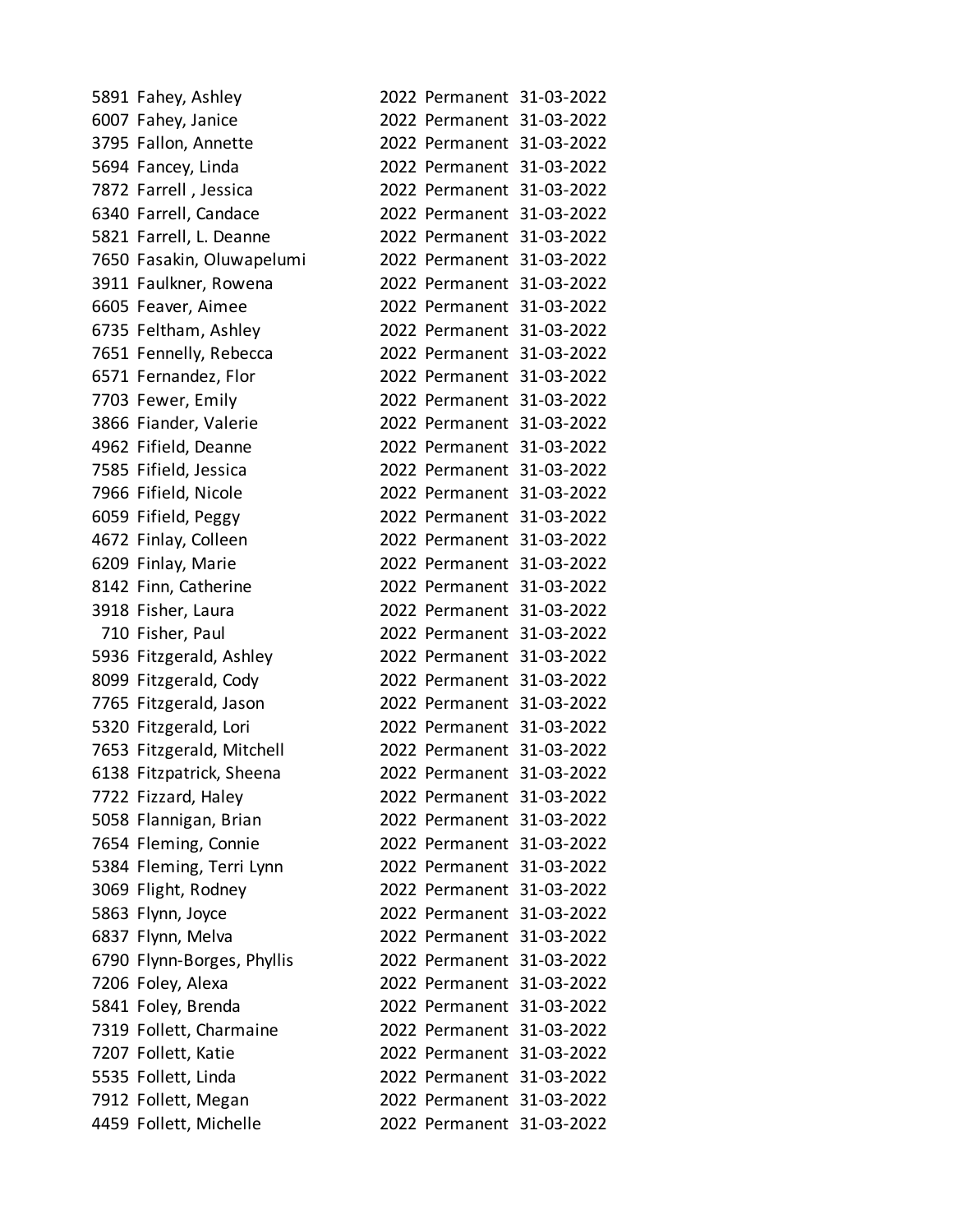| | | | | |
|---|---|---|---|---|
| 5891 | Fahey, Ashley | 2022 | Permanent | 31-03-2022 |
| 6007 | Fahey, Janice | 2022 | Permanent | 31-03-2022 |
| 3795 | Fallon, Annette | 2022 | Permanent | 31-03-2022 |
| 5694 | Fancey, Linda | 2022 | Permanent | 31-03-2022 |
| 7872 | Farrell , Jessica | 2022 | Permanent | 31-03-2022 |
| 6340 | Farrell, Candace | 2022 | Permanent | 31-03-2022 |
| 5821 | Farrell, L. Deanne | 2022 | Permanent | 31-03-2022 |
| 7650 | Fasakin, Oluwapelumi | 2022 | Permanent | 31-03-2022 |
| 3911 | Faulkner, Rowena | 2022 | Permanent | 31-03-2022 |
| 6605 | Feaver, Aimee | 2022 | Permanent | 31-03-2022 |
| 6735 | Feltham, Ashley | 2022 | Permanent | 31-03-2022 |
| 7651 | Fennelly, Rebecca | 2022 | Permanent | 31-03-2022 |
| 6571 | Fernandez, Flor | 2022 | Permanent | 31-03-2022 |
| 7703 | Fewer, Emily | 2022 | Permanent | 31-03-2022 |
| 3866 | Fiander, Valerie | 2022 | Permanent | 31-03-2022 |
| 4962 | Fifield, Deanne | 2022 | Permanent | 31-03-2022 |
| 7585 | Fifield, Jessica | 2022 | Permanent | 31-03-2022 |
| 7966 | Fifield, Nicole | 2022 | Permanent | 31-03-2022 |
| 6059 | Fifield, Peggy | 2022 | Permanent | 31-03-2022 |
| 4672 | Finlay, Colleen | 2022 | Permanent | 31-03-2022 |
| 6209 | Finlay, Marie | 2022 | Permanent | 31-03-2022 |
| 8142 | Finn, Catherine | 2022 | Permanent | 31-03-2022 |
| 3918 | Fisher, Laura | 2022 | Permanent | 31-03-2022 |
| 710 | Fisher, Paul | 2022 | Permanent | 31-03-2022 |
| 5936 | Fitzgerald, Ashley | 2022 | Permanent | 31-03-2022 |
| 8099 | Fitzgerald, Cody | 2022 | Permanent | 31-03-2022 |
| 7765 | Fitzgerald, Jason | 2022 | Permanent | 31-03-2022 |
| 5320 | Fitzgerald, Lori | 2022 | Permanent | 31-03-2022 |
| 7653 | Fitzgerald, Mitchell | 2022 | Permanent | 31-03-2022 |
| 6138 | Fitzpatrick, Sheena | 2022 | Permanent | 31-03-2022 |
| 7722 | Fizzard, Haley | 2022 | Permanent | 31-03-2022 |
| 5058 | Flannigan, Brian | 2022 | Permanent | 31-03-2022 |
| 7654 | Fleming, Connie | 2022 | Permanent | 31-03-2022 |
| 5384 | Fleming, Terri Lynn | 2022 | Permanent | 31-03-2022 |
| 3069 | Flight, Rodney | 2022 | Permanent | 31-03-2022 |
| 5863 | Flynn, Joyce | 2022 | Permanent | 31-03-2022 |
| 6837 | Flynn, Melva | 2022 | Permanent | 31-03-2022 |
| 6790 | Flynn-Borges, Phyllis | 2022 | Permanent | 31-03-2022 |
| 7206 | Foley, Alexa | 2022 | Permanent | 31-03-2022 |
| 5841 | Foley, Brenda | 2022 | Permanent | 31-03-2022 |
| 7319 | Follett, Charmaine | 2022 | Permanent | 31-03-2022 |
| 7207 | Follett, Katie | 2022 | Permanent | 31-03-2022 |
| 5535 | Follett, Linda | 2022 | Permanent | 31-03-2022 |
| 7912 | Follett, Megan | 2022 | Permanent | 31-03-2022 |
| 4459 | Follett, Michelle | 2022 | Permanent | 31-03-2022 |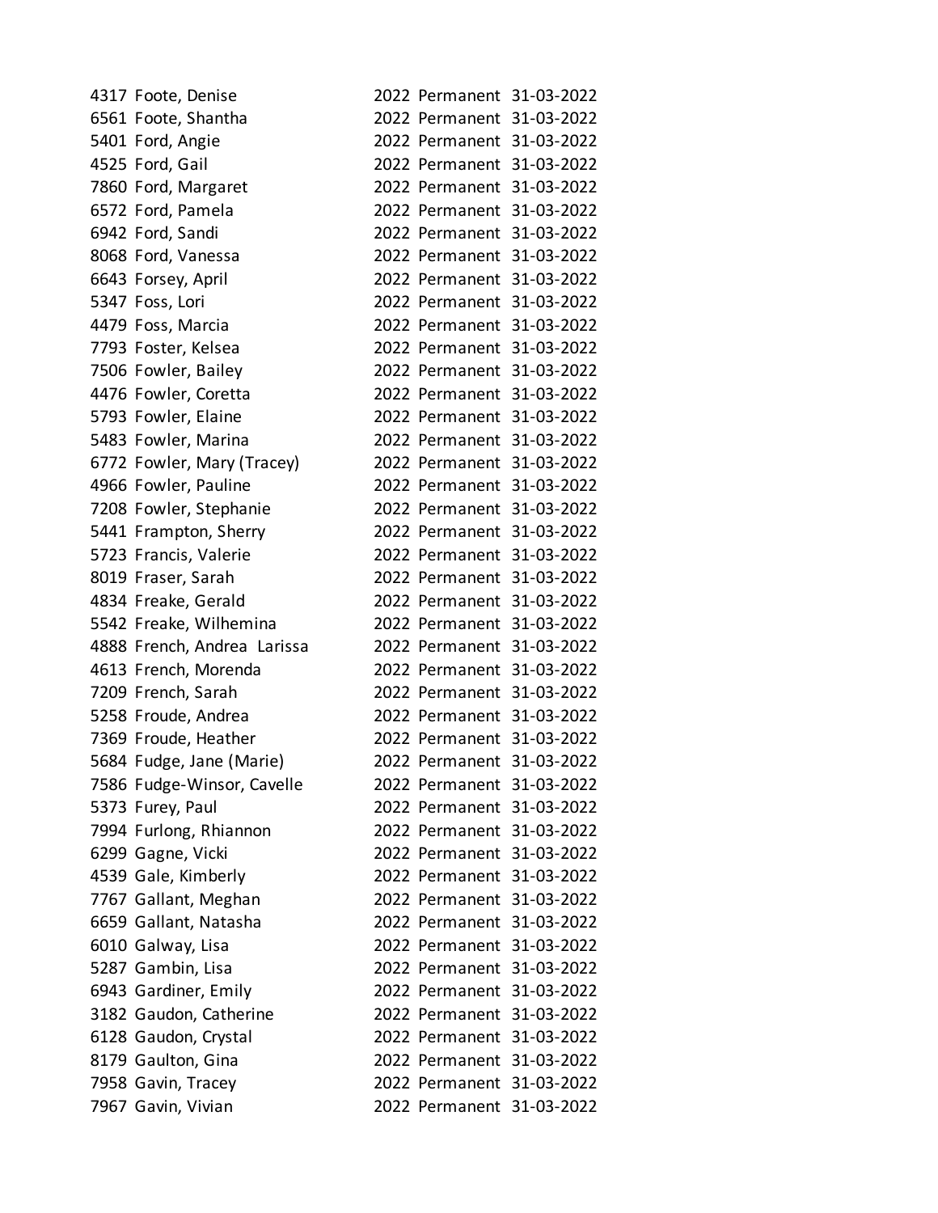| | | | | |
|---|---|---|---|---|
| 4317 | Foote, Denise | 2022 | Permanent | 31-03-2022 |
| 6561 | Foote, Shantha | 2022 | Permanent | 31-03-2022 |
| 5401 | Ford, Angie | 2022 | Permanent | 31-03-2022 |
| 4525 | Ford, Gail | 2022 | Permanent | 31-03-2022 |
| 7860 | Ford, Margaret | 2022 | Permanent | 31-03-2022 |
| 6572 | Ford, Pamela | 2022 | Permanent | 31-03-2022 |
| 6942 | Ford, Sandi | 2022 | Permanent | 31-03-2022 |
| 8068 | Ford, Vanessa | 2022 | Permanent | 31-03-2022 |
| 6643 | Forsey, April | 2022 | Permanent | 31-03-2022 |
| 5347 | Foss, Lori | 2022 | Permanent | 31-03-2022 |
| 4479 | Foss, Marcia | 2022 | Permanent | 31-03-2022 |
| 7793 | Foster, Kelsea | 2022 | Permanent | 31-03-2022 |
| 7506 | Fowler, Bailey | 2022 | Permanent | 31-03-2022 |
| 4476 | Fowler, Coretta | 2022 | Permanent | 31-03-2022 |
| 5793 | Fowler, Elaine | 2022 | Permanent | 31-03-2022 |
| 5483 | Fowler, Marina | 2022 | Permanent | 31-03-2022 |
| 6772 | Fowler, Mary (Tracey) | 2022 | Permanent | 31-03-2022 |
| 4966 | Fowler, Pauline | 2022 | Permanent | 31-03-2022 |
| 7208 | Fowler, Stephanie | 2022 | Permanent | 31-03-2022 |
| 5441 | Frampton, Sherry | 2022 | Permanent | 31-03-2022 |
| 5723 | Francis, Valerie | 2022 | Permanent | 31-03-2022 |
| 8019 | Fraser, Sarah | 2022 | Permanent | 31-03-2022 |
| 4834 | Freake, Gerald | 2022 | Permanent | 31-03-2022 |
| 5542 | Freake, Wilhemina | 2022 | Permanent | 31-03-2022 |
| 4888 | French, Andrea Larissa | 2022 | Permanent | 31-03-2022 |
| 4613 | French, Morenda | 2022 | Permanent | 31-03-2022 |
| 7209 | French, Sarah | 2022 | Permanent | 31-03-2022 |
| 5258 | Froude, Andrea | 2022 | Permanent | 31-03-2022 |
| 7369 | Froude, Heather | 2022 | Permanent | 31-03-2022 |
| 5684 | Fudge, Jane (Marie) | 2022 | Permanent | 31-03-2022 |
| 7586 | Fudge-Winsor, Cavelle | 2022 | Permanent | 31-03-2022 |
| 5373 | Furey, Paul | 2022 | Permanent | 31-03-2022 |
| 7994 | Furlong, Rhiannon | 2022 | Permanent | 31-03-2022 |
| 6299 | Gagne, Vicki | 2022 | Permanent | 31-03-2022 |
| 4539 | Gale, Kimberly | 2022 | Permanent | 31-03-2022 |
| 7767 | Gallant, Meghan | 2022 | Permanent | 31-03-2022 |
| 6659 | Gallant, Natasha | 2022 | Permanent | 31-03-2022 |
| 6010 | Galway, Lisa | 2022 | Permanent | 31-03-2022 |
| 5287 | Gambin, Lisa | 2022 | Permanent | 31-03-2022 |
| 6943 | Gardiner, Emily | 2022 | Permanent | 31-03-2022 |
| 3182 | Gaudon, Catherine | 2022 | Permanent | 31-03-2022 |
| 6128 | Gaudon, Crystal | 2022 | Permanent | 31-03-2022 |
| 8179 | Gaulton, Gina | 2022 | Permanent | 31-03-2022 |
| 7958 | Gavin, Tracey | 2022 | Permanent | 31-03-2022 |
| 7967 | Gavin, Vivian | 2022 | Permanent | 31-03-2022 |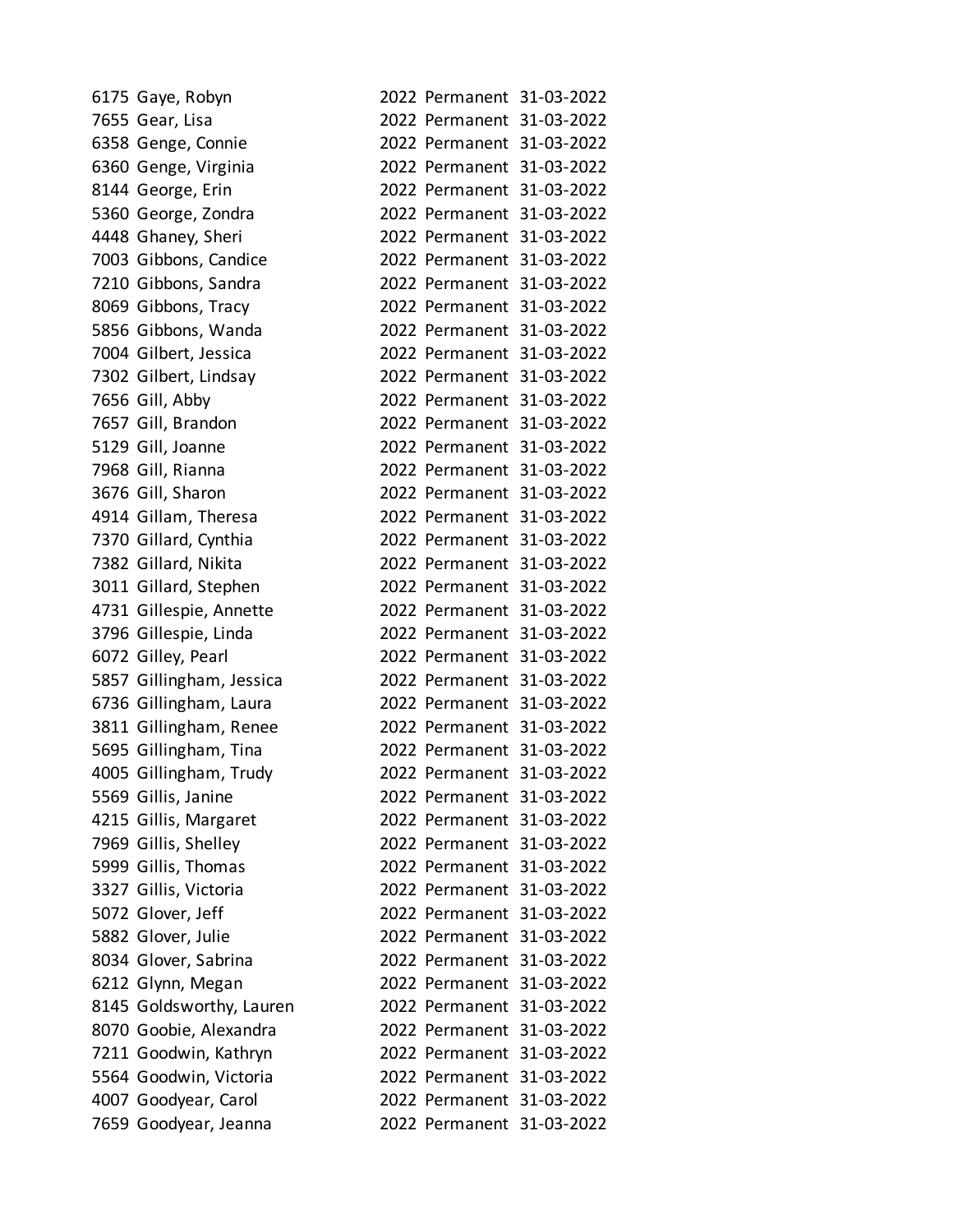| | | | | |
|---|---|---|---|---|
| 6175 | Gaye, Robyn | 2022 | Permanent | 31-03-2022 |
| 7655 | Gear, Lisa | 2022 | Permanent | 31-03-2022 |
| 6358 | Genge, Connie | 2022 | Permanent | 31-03-2022 |
| 6360 | Genge, Virginia | 2022 | Permanent | 31-03-2022 |
| 8144 | George, Erin | 2022 | Permanent | 31-03-2022 |
| 5360 | George, Zondra | 2022 | Permanent | 31-03-2022 |
| 4448 | Ghaney, Sheri | 2022 | Permanent | 31-03-2022 |
| 7003 | Gibbons, Candice | 2022 | Permanent | 31-03-2022 |
| 7210 | Gibbons, Sandra | 2022 | Permanent | 31-03-2022 |
| 8069 | Gibbons, Tracy | 2022 | Permanent | 31-03-2022 |
| 5856 | Gibbons, Wanda | 2022 | Permanent | 31-03-2022 |
| 7004 | Gilbert, Jessica | 2022 | Permanent | 31-03-2022 |
| 7302 | Gilbert, Lindsay | 2022 | Permanent | 31-03-2022 |
| 7656 | Gill, Abby | 2022 | Permanent | 31-03-2022 |
| 7657 | Gill, Brandon | 2022 | Permanent | 31-03-2022 |
| 5129 | Gill, Joanne | 2022 | Permanent | 31-03-2022 |
| 7968 | Gill, Rianna | 2022 | Permanent | 31-03-2022 |
| 3676 | Gill, Sharon | 2022 | Permanent | 31-03-2022 |
| 4914 | Gillam, Theresa | 2022 | Permanent | 31-03-2022 |
| 7370 | Gillard, Cynthia | 2022 | Permanent | 31-03-2022 |
| 7382 | Gillard, Nikita | 2022 | Permanent | 31-03-2022 |
| 3011 | Gillard, Stephen | 2022 | Permanent | 31-03-2022 |
| 4731 | Gillespie, Annette | 2022 | Permanent | 31-03-2022 |
| 3796 | Gillespie, Linda | 2022 | Permanent | 31-03-2022 |
| 6072 | Gilley, Pearl | 2022 | Permanent | 31-03-2022 |
| 5857 | Gillingham, Jessica | 2022 | Permanent | 31-03-2022 |
| 6736 | Gillingham, Laura | 2022 | Permanent | 31-03-2022 |
| 3811 | Gillingham, Renee | 2022 | Permanent | 31-03-2022 |
| 5695 | Gillingham, Tina | 2022 | Permanent | 31-03-2022 |
| 4005 | Gillingham, Trudy | 2022 | Permanent | 31-03-2022 |
| 5569 | Gillis, Janine | 2022 | Permanent | 31-03-2022 |
| 4215 | Gillis, Margaret | 2022 | Permanent | 31-03-2022 |
| 7969 | Gillis, Shelley | 2022 | Permanent | 31-03-2022 |
| 5999 | Gillis, Thomas | 2022 | Permanent | 31-03-2022 |
| 3327 | Gillis, Victoria | 2022 | Permanent | 31-03-2022 |
| 5072 | Glover, Jeff | 2022 | Permanent | 31-03-2022 |
| 5882 | Glover, Julie | 2022 | Permanent | 31-03-2022 |
| 8034 | Glover, Sabrina | 2022 | Permanent | 31-03-2022 |
| 6212 | Glynn, Megan | 2022 | Permanent | 31-03-2022 |
| 8145 | Goldsworthy, Lauren | 2022 | Permanent | 31-03-2022 |
| 8070 | Goobie, Alexandra | 2022 | Permanent | 31-03-2022 |
| 7211 | Goodwin, Kathryn | 2022 | Permanent | 31-03-2022 |
| 5564 | Goodwin, Victoria | 2022 | Permanent | 31-03-2022 |
| 4007 | Goodyear, Carol | 2022 | Permanent | 31-03-2022 |
| 7659 | Goodyear, Jeanna | 2022 | Permanent | 31-03-2022 |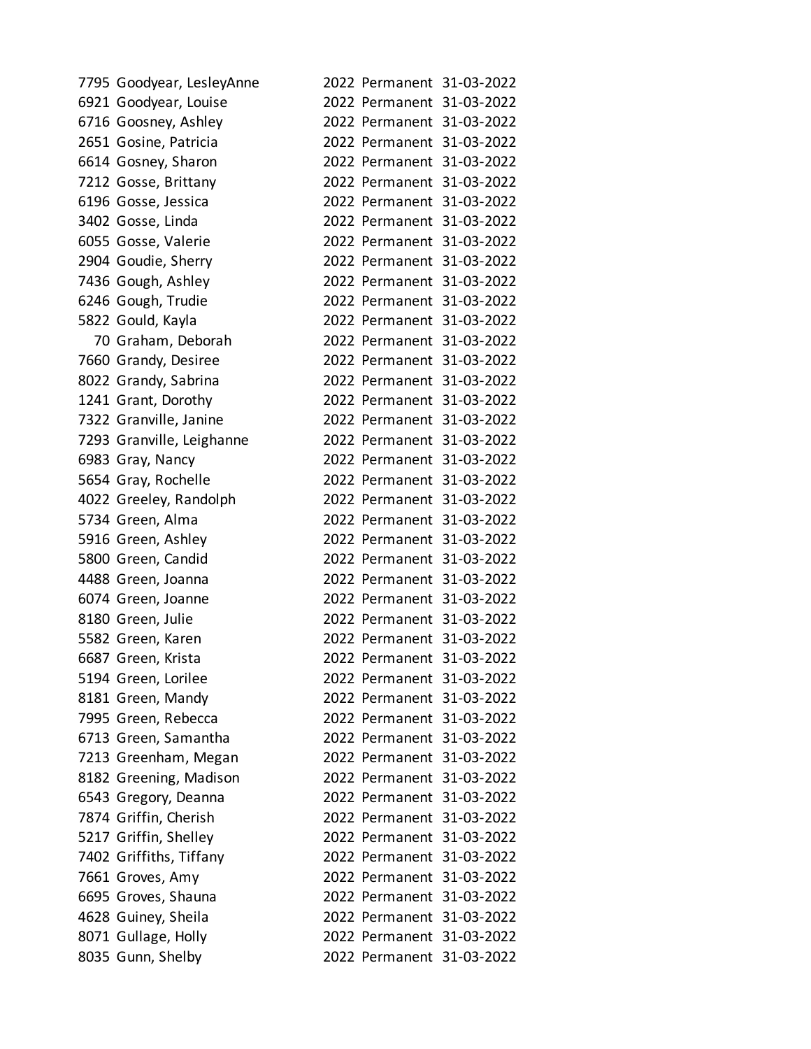| | | | | |
|---|---|---|---|---|
| 7795 | Goodyear, LesleyAnne | 2022 | Permanent | 31-03-2022 |
| 6921 | Goodyear, Louise | 2022 | Permanent | 31-03-2022 |
| 6716 | Goosney, Ashley | 2022 | Permanent | 31-03-2022 |
| 2651 | Gosine, Patricia | 2022 | Permanent | 31-03-2022 |
| 6614 | Gosney, Sharon | 2022 | Permanent | 31-03-2022 |
| 7212 | Gosse, Brittany | 2022 | Permanent | 31-03-2022 |
| 6196 | Gosse, Jessica | 2022 | Permanent | 31-03-2022 |
| 3402 | Gosse, Linda | 2022 | Permanent | 31-03-2022 |
| 6055 | Gosse, Valerie | 2022 | Permanent | 31-03-2022 |
| 2904 | Goudie, Sherry | 2022 | Permanent | 31-03-2022 |
| 7436 | Gough, Ashley | 2022 | Permanent | 31-03-2022 |
| 6246 | Gough, Trudie | 2022 | Permanent | 31-03-2022 |
| 5822 | Gould, Kayla | 2022 | Permanent | 31-03-2022 |
| 70 | Graham, Deborah | 2022 | Permanent | 31-03-2022 |
| 7660 | Grandy, Desiree | 2022 | Permanent | 31-03-2022 |
| 8022 | Grandy, Sabrina | 2022 | Permanent | 31-03-2022 |
| 1241 | Grant, Dorothy | 2022 | Permanent | 31-03-2022 |
| 7322 | Granville, Janine | 2022 | Permanent | 31-03-2022 |
| 7293 | Granville, Leighanne | 2022 | Permanent | 31-03-2022 |
| 6983 | Gray, Nancy | 2022 | Permanent | 31-03-2022 |
| 5654 | Gray, Rochelle | 2022 | Permanent | 31-03-2022 |
| 4022 | Greeley, Randolph | 2022 | Permanent | 31-03-2022 |
| 5734 | Green, Alma | 2022 | Permanent | 31-03-2022 |
| 5916 | Green, Ashley | 2022 | Permanent | 31-03-2022 |
| 5800 | Green, Candid | 2022 | Permanent | 31-03-2022 |
| 4488 | Green, Joanna | 2022 | Permanent | 31-03-2022 |
| 6074 | Green, Joanne | 2022 | Permanent | 31-03-2022 |
| 8180 | Green, Julie | 2022 | Permanent | 31-03-2022 |
| 5582 | Green, Karen | 2022 | Permanent | 31-03-2022 |
| 6687 | Green, Krista | 2022 | Permanent | 31-03-2022 |
| 5194 | Green, Lorilee | 2022 | Permanent | 31-03-2022 |
| 8181 | Green, Mandy | 2022 | Permanent | 31-03-2022 |
| 7995 | Green, Rebecca | 2022 | Permanent | 31-03-2022 |
| 6713 | Green, Samantha | 2022 | Permanent | 31-03-2022 |
| 7213 | Greenham, Megan | 2022 | Permanent | 31-03-2022 |
| 8182 | Greening, Madison | 2022 | Permanent | 31-03-2022 |
| 6543 | Gregory, Deanna | 2022 | Permanent | 31-03-2022 |
| 7874 | Griffin, Cherish | 2022 | Permanent | 31-03-2022 |
| 5217 | Griffin, Shelley | 2022 | Permanent | 31-03-2022 |
| 7402 | Griffiths, Tiffany | 2022 | Permanent | 31-03-2022 |
| 7661 | Groves, Amy | 2022 | Permanent | 31-03-2022 |
| 6695 | Groves, Shauna | 2022 | Permanent | 31-03-2022 |
| 4628 | Guiney, Sheila | 2022 | Permanent | 31-03-2022 |
| 8071 | Gullage, Holly | 2022 | Permanent | 31-03-2022 |
| 8035 | Gunn, Shelby | 2022 | Permanent | 31-03-2022 |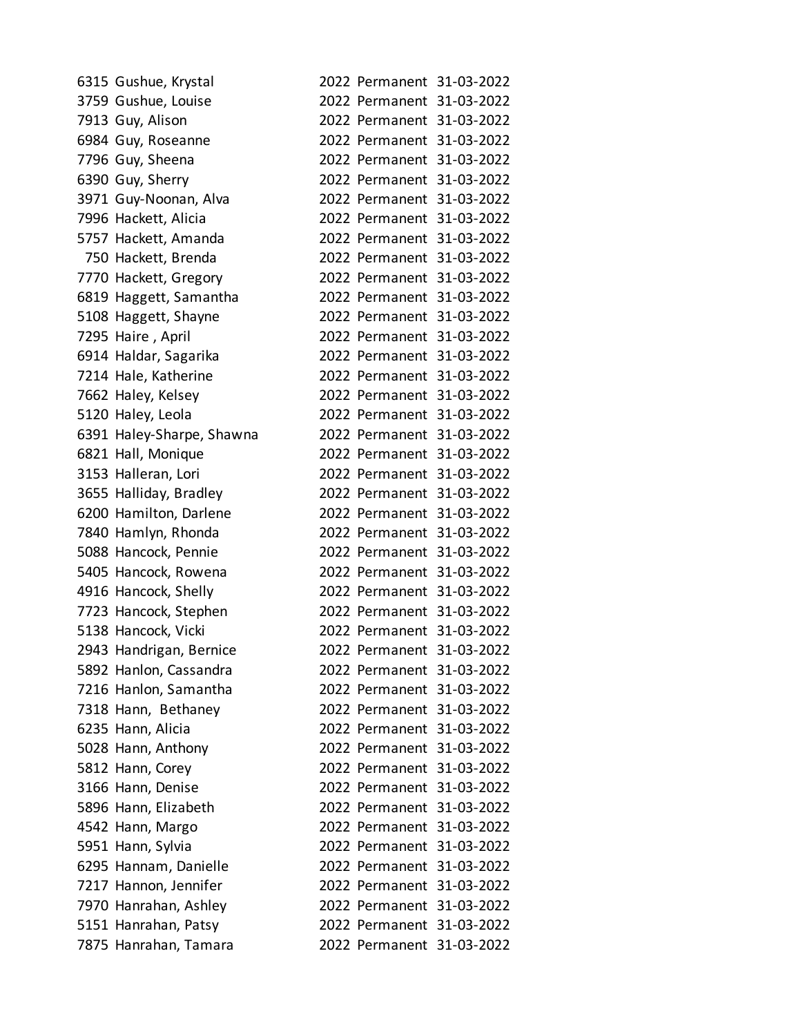| | | | | |
|---|---|---|---|---|
| 6315 | Gushue, Krystal | 2022 | Permanent | 31-03-2022 |
| 3759 | Gushue, Louise | 2022 | Permanent | 31-03-2022 |
| 7913 | Guy, Alison | 2022 | Permanent | 31-03-2022 |
| 6984 | Guy, Roseanne | 2022 | Permanent | 31-03-2022 |
| 7796 | Guy, Sheena | 2022 | Permanent | 31-03-2022 |
| 6390 | Guy, Sherry | 2022 | Permanent | 31-03-2022 |
| 3971 | Guy-Noonan, Alva | 2022 | Permanent | 31-03-2022 |
| 7996 | Hackett, Alicia | 2022 | Permanent | 31-03-2022 |
| 5757 | Hackett, Amanda | 2022 | Permanent | 31-03-2022 |
| 750 | Hackett, Brenda | 2022 | Permanent | 31-03-2022 |
| 7770 | Hackett, Gregory | 2022 | Permanent | 31-03-2022 |
| 6819 | Haggett, Samantha | 2022 | Permanent | 31-03-2022 |
| 5108 | Haggett, Shayne | 2022 | Permanent | 31-03-2022 |
| 7295 | Haire , April | 2022 | Permanent | 31-03-2022 |
| 6914 | Haldar, Sagarika | 2022 | Permanent | 31-03-2022 |
| 7214 | Hale, Katherine | 2022 | Permanent | 31-03-2022 |
| 7662 | Haley, Kelsey | 2022 | Permanent | 31-03-2022 |
| 5120 | Haley, Leola | 2022 | Permanent | 31-03-2022 |
| 6391 | Haley-Sharpe, Shawna | 2022 | Permanent | 31-03-2022 |
| 6821 | Hall, Monique | 2022 | Permanent | 31-03-2022 |
| 3153 | Halleran, Lori | 2022 | Permanent | 31-03-2022 |
| 3655 | Halliday, Bradley | 2022 | Permanent | 31-03-2022 |
| 6200 | Hamilton, Darlene | 2022 | Permanent | 31-03-2022 |
| 7840 | Hamlyn, Rhonda | 2022 | Permanent | 31-03-2022 |
| 5088 | Hancock, Pennie | 2022 | Permanent | 31-03-2022 |
| 5405 | Hancock, Rowena | 2022 | Permanent | 31-03-2022 |
| 4916 | Hancock, Shelly | 2022 | Permanent | 31-03-2022 |
| 7723 | Hancock, Stephen | 2022 | Permanent | 31-03-2022 |
| 5138 | Hancock, Vicki | 2022 | Permanent | 31-03-2022 |
| 2943 | Handrigan, Bernice | 2022 | Permanent | 31-03-2022 |
| 5892 | Hanlon, Cassandra | 2022 | Permanent | 31-03-2022 |
| 7216 | Hanlon, Samantha | 2022 | Permanent | 31-03-2022 |
| 7318 | Hann,  Bethaney | 2022 | Permanent | 31-03-2022 |
| 6235 | Hann, Alicia | 2022 | Permanent | 31-03-2022 |
| 5028 | Hann, Anthony | 2022 | Permanent | 31-03-2022 |
| 5812 | Hann, Corey | 2022 | Permanent | 31-03-2022 |
| 3166 | Hann, Denise | 2022 | Permanent | 31-03-2022 |
| 5896 | Hann, Elizabeth | 2022 | Permanent | 31-03-2022 |
| 4542 | Hann, Margo | 2022 | Permanent | 31-03-2022 |
| 5951 | Hann, Sylvia | 2022 | Permanent | 31-03-2022 |
| 6295 | Hannam, Danielle | 2022 | Permanent | 31-03-2022 |
| 7217 | Hannon, Jennifer | 2022 | Permanent | 31-03-2022 |
| 7970 | Hanrahan, Ashley | 2022 | Permanent | 31-03-2022 |
| 5151 | Hanrahan, Patsy | 2022 | Permanent | 31-03-2022 |
| 7875 | Hanrahan, Tamara | 2022 | Permanent | 31-03-2022 |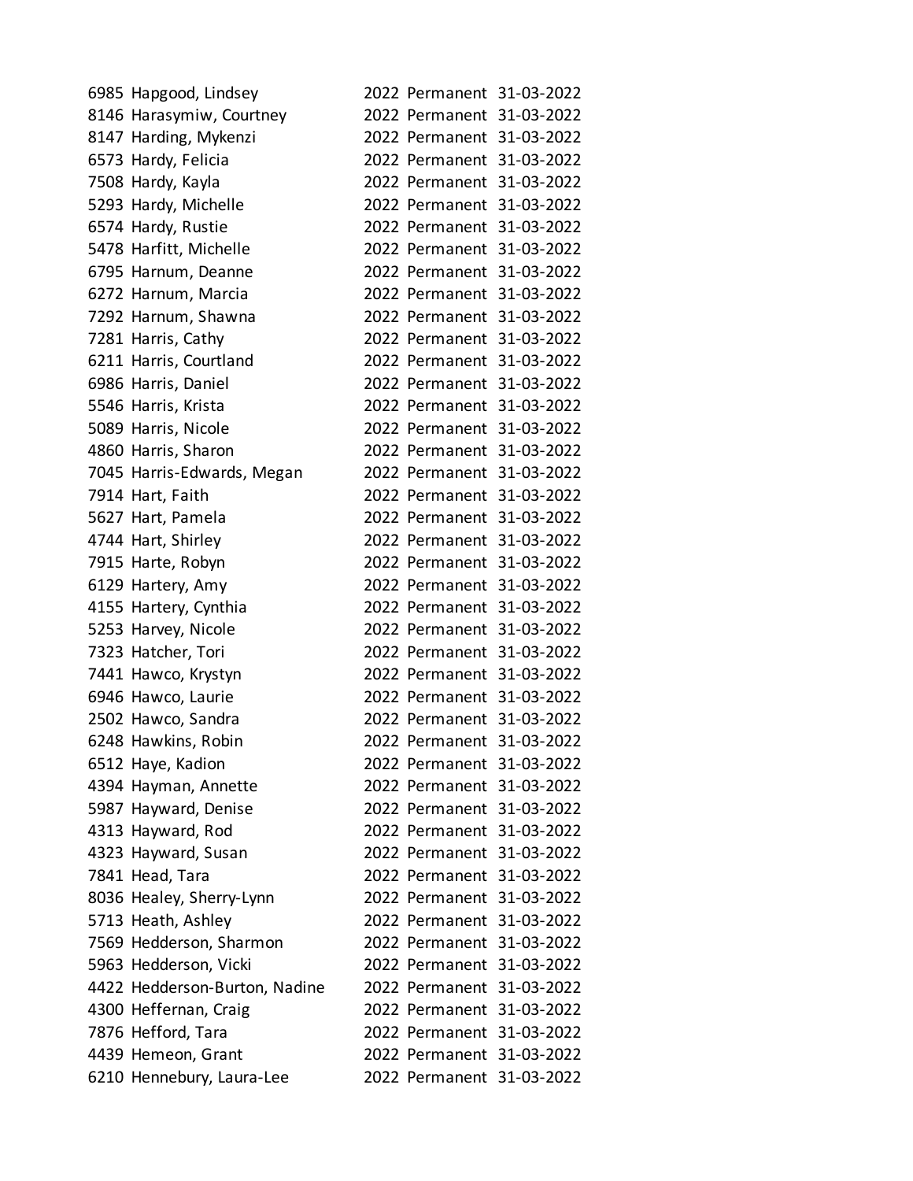| | | | | |
|---|---|---|---|---|
| 6985 | Hapgood, Lindsey | 2022 | Permanent | 31-03-2022 |
| 8146 | Harasymiw, Courtney | 2022 | Permanent | 31-03-2022 |
| 8147 | Harding, Mykenzi | 2022 | Permanent | 31-03-2022 |
| 6573 | Hardy, Felicia | 2022 | Permanent | 31-03-2022 |
| 7508 | Hardy, Kayla | 2022 | Permanent | 31-03-2022 |
| 5293 | Hardy, Michelle | 2022 | Permanent | 31-03-2022 |
| 6574 | Hardy, Rustie | 2022 | Permanent | 31-03-2022 |
| 5478 | Harfitt, Michelle | 2022 | Permanent | 31-03-2022 |
| 6795 | Harnum, Deanne | 2022 | Permanent | 31-03-2022 |
| 6272 | Harnum, Marcia | 2022 | Permanent | 31-03-2022 |
| 7292 | Harnum, Shawna | 2022 | Permanent | 31-03-2022 |
| 7281 | Harris, Cathy | 2022 | Permanent | 31-03-2022 |
| 6211 | Harris, Courtland | 2022 | Permanent | 31-03-2022 |
| 6986 | Harris, Daniel | 2022 | Permanent | 31-03-2022 |
| 5546 | Harris, Krista | 2022 | Permanent | 31-03-2022 |
| 5089 | Harris, Nicole | 2022 | Permanent | 31-03-2022 |
| 4860 | Harris, Sharon | 2022 | Permanent | 31-03-2022 |
| 7045 | Harris-Edwards, Megan | 2022 | Permanent | 31-03-2022 |
| 7914 | Hart, Faith | 2022 | Permanent | 31-03-2022 |
| 5627 | Hart, Pamela | 2022 | Permanent | 31-03-2022 |
| 4744 | Hart, Shirley | 2022 | Permanent | 31-03-2022 |
| 7915 | Harte, Robyn | 2022 | Permanent | 31-03-2022 |
| 6129 | Hartery, Amy | 2022 | Permanent | 31-03-2022 |
| 4155 | Hartery, Cynthia | 2022 | Permanent | 31-03-2022 |
| 5253 | Harvey, Nicole | 2022 | Permanent | 31-03-2022 |
| 7323 | Hatcher, Tori | 2022 | Permanent | 31-03-2022 |
| 7441 | Hawco, Krystyn | 2022 | Permanent | 31-03-2022 |
| 6946 | Hawco, Laurie | 2022 | Permanent | 31-03-2022 |
| 2502 | Hawco, Sandra | 2022 | Permanent | 31-03-2022 |
| 6248 | Hawkins, Robin | 2022 | Permanent | 31-03-2022 |
| 6512 | Haye, Kadion | 2022 | Permanent | 31-03-2022 |
| 4394 | Hayman, Annette | 2022 | Permanent | 31-03-2022 |
| 5987 | Hayward, Denise | 2022 | Permanent | 31-03-2022 |
| 4313 | Hayward, Rod | 2022 | Permanent | 31-03-2022 |
| 4323 | Hayward, Susan | 2022 | Permanent | 31-03-2022 |
| 7841 | Head, Tara | 2022 | Permanent | 31-03-2022 |
| 8036 | Healey, Sherry-Lynn | 2022 | Permanent | 31-03-2022 |
| 5713 | Heath, Ashley | 2022 | Permanent | 31-03-2022 |
| 7569 | Hedderson, Sharmon | 2022 | Permanent | 31-03-2022 |
| 5963 | Hedderson, Vicki | 2022 | Permanent | 31-03-2022 |
| 4422 | Hedderson-Burton, Nadine | 2022 | Permanent | 31-03-2022 |
| 4300 | Heffernan, Craig | 2022 | Permanent | 31-03-2022 |
| 7876 | Hefford, Tara | 2022 | Permanent | 31-03-2022 |
| 4439 | Hemeon, Grant | 2022 | Permanent | 31-03-2022 |
| 6210 | Hennebury, Laura-Lee | 2022 | Permanent | 31-03-2022 |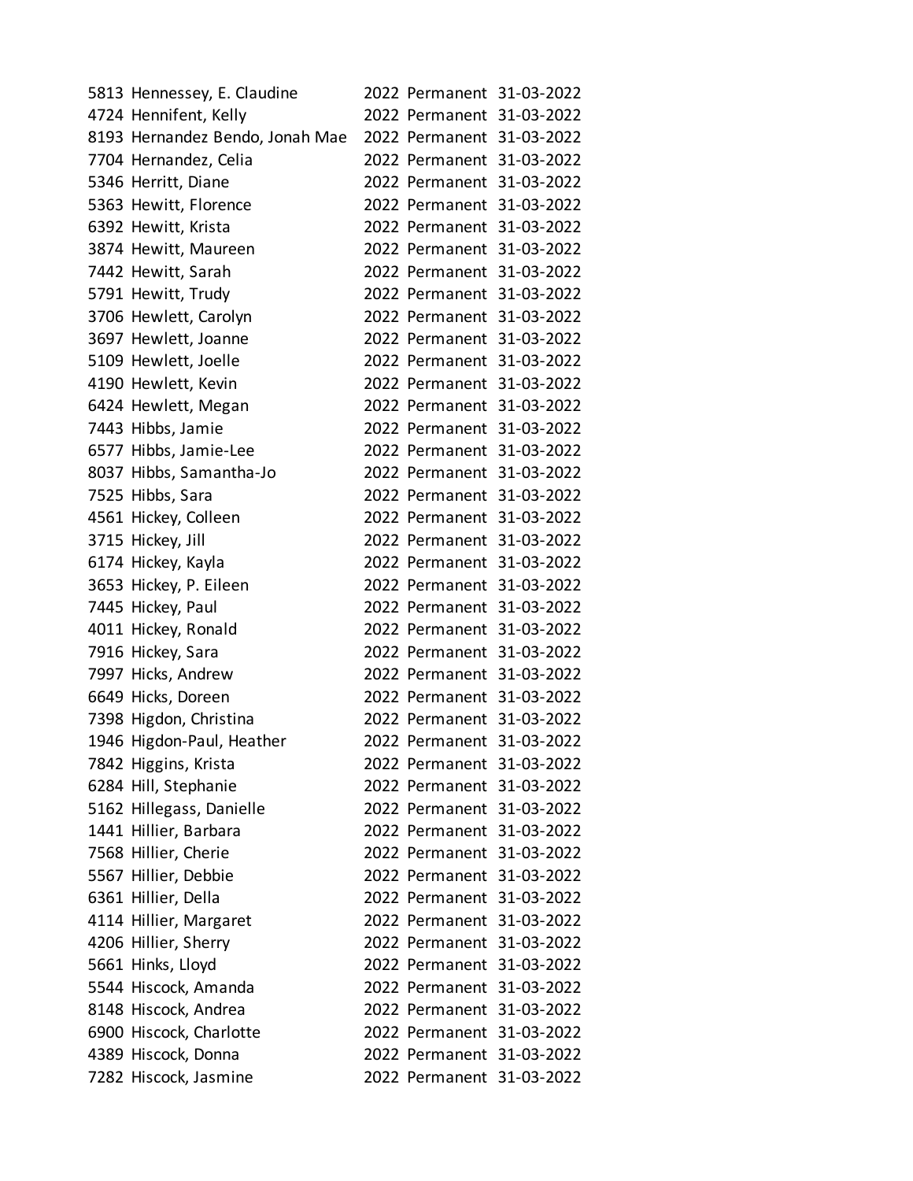| | | | | |
|---|---|---|---|---|
| 5813 | Hennessey, E. Claudine | 2022 | Permanent | 31-03-2022 |
| 4724 | Hennifent, Kelly | 2022 | Permanent | 31-03-2022 |
| 8193 | Hernandez Bendo, Jonah Mae | 2022 | Permanent | 31-03-2022 |
| 7704 | Hernandez, Celia | 2022 | Permanent | 31-03-2022 |
| 5346 | Herritt, Diane | 2022 | Permanent | 31-03-2022 |
| 5363 | Hewitt, Florence | 2022 | Permanent | 31-03-2022 |
| 6392 | Hewitt, Krista | 2022 | Permanent | 31-03-2022 |
| 3874 | Hewitt, Maureen | 2022 | Permanent | 31-03-2022 |
| 7442 | Hewitt, Sarah | 2022 | Permanent | 31-03-2022 |
| 5791 | Hewitt, Trudy | 2022 | Permanent | 31-03-2022 |
| 3706 | Hewlett, Carolyn | 2022 | Permanent | 31-03-2022 |
| 3697 | Hewlett, Joanne | 2022 | Permanent | 31-03-2022 |
| 5109 | Hewlett, Joelle | 2022 | Permanent | 31-03-2022 |
| 4190 | Hewlett, Kevin | 2022 | Permanent | 31-03-2022 |
| 6424 | Hewlett, Megan | 2022 | Permanent | 31-03-2022 |
| 7443 | Hibbs, Jamie | 2022 | Permanent | 31-03-2022 |
| 6577 | Hibbs, Jamie-Lee | 2022 | Permanent | 31-03-2022 |
| 8037 | Hibbs, Samantha-Jo | 2022 | Permanent | 31-03-2022 |
| 7525 | Hibbs, Sara | 2022 | Permanent | 31-03-2022 |
| 4561 | Hickey, Colleen | 2022 | Permanent | 31-03-2022 |
| 3715 | Hickey, Jill | 2022 | Permanent | 31-03-2022 |
| 6174 | Hickey, Kayla | 2022 | Permanent | 31-03-2022 |
| 3653 | Hickey, P. Eileen | 2022 | Permanent | 31-03-2022 |
| 7445 | Hickey, Paul | 2022 | Permanent | 31-03-2022 |
| 4011 | Hickey, Ronald | 2022 | Permanent | 31-03-2022 |
| 7916 | Hickey, Sara | 2022 | Permanent | 31-03-2022 |
| 7997 | Hicks, Andrew | 2022 | Permanent | 31-03-2022 |
| 6649 | Hicks, Doreen | 2022 | Permanent | 31-03-2022 |
| 7398 | Higdon, Christina | 2022 | Permanent | 31-03-2022 |
| 1946 | Higdon-Paul, Heather | 2022 | Permanent | 31-03-2022 |
| 7842 | Higgins, Krista | 2022 | Permanent | 31-03-2022 |
| 6284 | Hill, Stephanie | 2022 | Permanent | 31-03-2022 |
| 5162 | Hillegass, Danielle | 2022 | Permanent | 31-03-2022 |
| 1441 | Hillier, Barbara | 2022 | Permanent | 31-03-2022 |
| 7568 | Hillier, Cherie | 2022 | Permanent | 31-03-2022 |
| 5567 | Hillier, Debbie | 2022 | Permanent | 31-03-2022 |
| 6361 | Hillier, Della | 2022 | Permanent | 31-03-2022 |
| 4114 | Hillier, Margaret | 2022 | Permanent | 31-03-2022 |
| 4206 | Hillier, Sherry | 2022 | Permanent | 31-03-2022 |
| 5661 | Hinks, Lloyd | 2022 | Permanent | 31-03-2022 |
| 5544 | Hiscock, Amanda | 2022 | Permanent | 31-03-2022 |
| 8148 | Hiscock, Andrea | 2022 | Permanent | 31-03-2022 |
| 6900 | Hiscock, Charlotte | 2022 | Permanent | 31-03-2022 |
| 4389 | Hiscock, Donna | 2022 | Permanent | 31-03-2022 |
| 7282 | Hiscock, Jasmine | 2022 | Permanent | 31-03-2022 |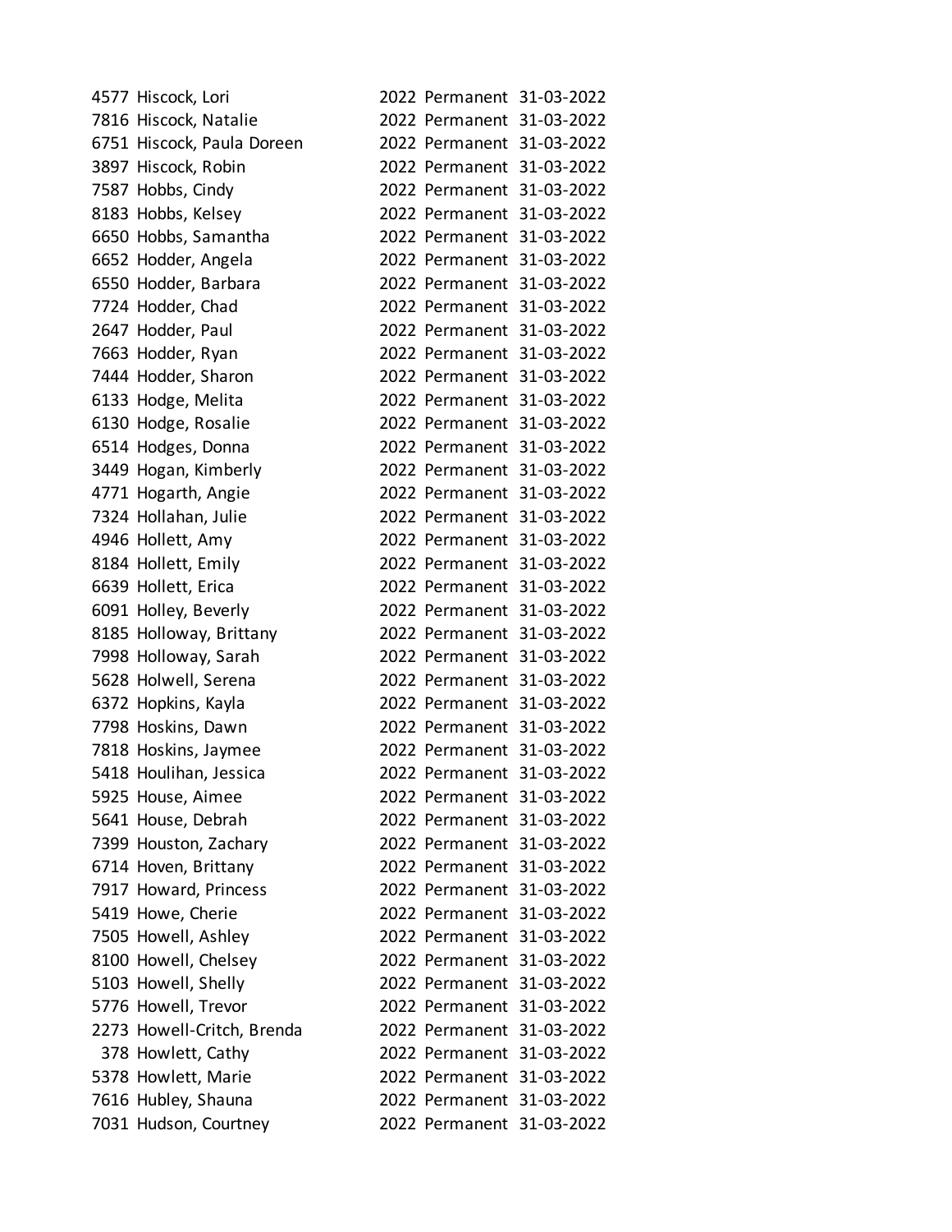| | | | | |
|---|---|---|---|---|
| 4577 | Hiscock, Lori | 2022 | Permanent | 31-03-2022 |
| 7816 | Hiscock, Natalie | 2022 | Permanent | 31-03-2022 |
| 6751 | Hiscock, Paula Doreen | 2022 | Permanent | 31-03-2022 |
| 3897 | Hiscock, Robin | 2022 | Permanent | 31-03-2022 |
| 7587 | Hobbs, Cindy | 2022 | Permanent | 31-03-2022 |
| 8183 | Hobbs, Kelsey | 2022 | Permanent | 31-03-2022 |
| 6650 | Hobbs, Samantha | 2022 | Permanent | 31-03-2022 |
| 6652 | Hodder, Angela | 2022 | Permanent | 31-03-2022 |
| 6550 | Hodder, Barbara | 2022 | Permanent | 31-03-2022 |
| 7724 | Hodder, Chad | 2022 | Permanent | 31-03-2022 |
| 2647 | Hodder, Paul | 2022 | Permanent | 31-03-2022 |
| 7663 | Hodder, Ryan | 2022 | Permanent | 31-03-2022 |
| 7444 | Hodder, Sharon | 2022 | Permanent | 31-03-2022 |
| 6133 | Hodge, Melita | 2022 | Permanent | 31-03-2022 |
| 6130 | Hodge, Rosalie | 2022 | Permanent | 31-03-2022 |
| 6514 | Hodges, Donna | 2022 | Permanent | 31-03-2022 |
| 3449 | Hogan, Kimberly | 2022 | Permanent | 31-03-2022 |
| 4771 | Hogarth, Angie | 2022 | Permanent | 31-03-2022 |
| 7324 | Hollahan, Julie | 2022 | Permanent | 31-03-2022 |
| 4946 | Hollett, Amy | 2022 | Permanent | 31-03-2022 |
| 8184 | Hollett, Emily | 2022 | Permanent | 31-03-2022 |
| 6639 | Hollett, Erica | 2022 | Permanent | 31-03-2022 |
| 6091 | Holley, Beverly | 2022 | Permanent | 31-03-2022 |
| 8185 | Holloway, Brittany | 2022 | Permanent | 31-03-2022 |
| 7998 | Holloway, Sarah | 2022 | Permanent | 31-03-2022 |
| 5628 | Holwell, Serena | 2022 | Permanent | 31-03-2022 |
| 6372 | Hopkins, Kayla | 2022 | Permanent | 31-03-2022 |
| 7798 | Hoskins, Dawn | 2022 | Permanent | 31-03-2022 |
| 7818 | Hoskins, Jaymee | 2022 | Permanent | 31-03-2022 |
| 5418 | Houlihan, Jessica | 2022 | Permanent | 31-03-2022 |
| 5925 | House, Aimee | 2022 | Permanent | 31-03-2022 |
| 5641 | House, Debrah | 2022 | Permanent | 31-03-2022 |
| 7399 | Houston, Zachary | 2022 | Permanent | 31-03-2022 |
| 6714 | Hoven, Brittany | 2022 | Permanent | 31-03-2022 |
| 7917 | Howard, Princess | 2022 | Permanent | 31-03-2022 |
| 5419 | Howe, Cherie | 2022 | Permanent | 31-03-2022 |
| 7505 | Howell, Ashley | 2022 | Permanent | 31-03-2022 |
| 8100 | Howell, Chelsey | 2022 | Permanent | 31-03-2022 |
| 5103 | Howell, Shelly | 2022 | Permanent | 31-03-2022 |
| 5776 | Howell, Trevor | 2022 | Permanent | 31-03-2022 |
| 2273 | Howell-Critch, Brenda | 2022 | Permanent | 31-03-2022 |
| 378 | Howlett, Cathy | 2022 | Permanent | 31-03-2022 |
| 5378 | Howlett, Marie | 2022 | Permanent | 31-03-2022 |
| 7616 | Hubley, Shauna | 2022 | Permanent | 31-03-2022 |
| 7031 | Hudson, Courtney | 2022 | Permanent | 31-03-2022 |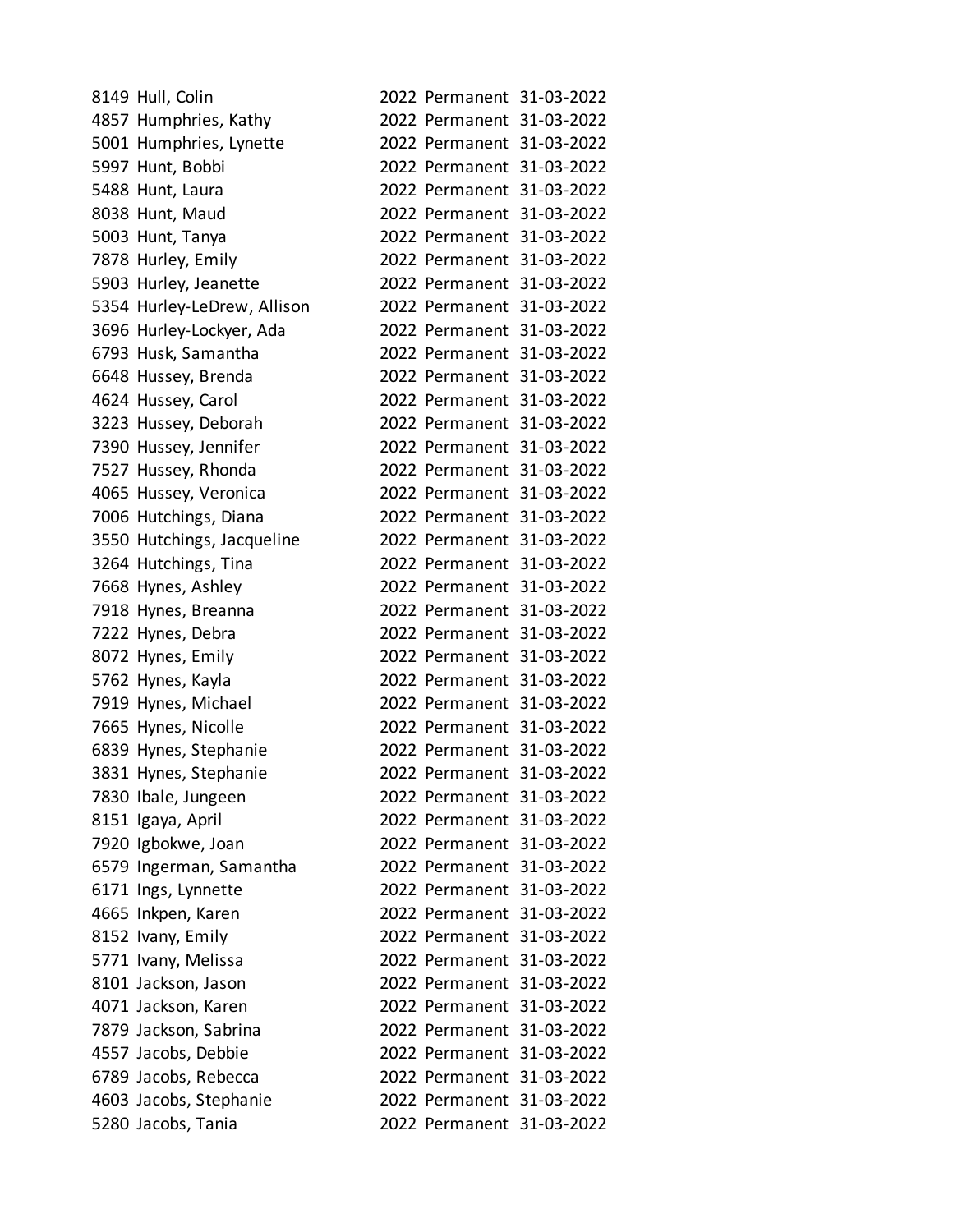| | | | | |
|---|---|---|---|---|
| 8149 | Hull, Colin | 2022 | Permanent | 31-03-2022 |
| 4857 | Humphries, Kathy | 2022 | Permanent | 31-03-2022 |
| 5001 | Humphries, Lynette | 2022 | Permanent | 31-03-2022 |
| 5997 | Hunt, Bobbi | 2022 | Permanent | 31-03-2022 |
| 5488 | Hunt, Laura | 2022 | Permanent | 31-03-2022 |
| 8038 | Hunt, Maud | 2022 | Permanent | 31-03-2022 |
| 5003 | Hunt, Tanya | 2022 | Permanent | 31-03-2022 |
| 7878 | Hurley, Emily | 2022 | Permanent | 31-03-2022 |
| 5903 | Hurley, Jeanette | 2022 | Permanent | 31-03-2022 |
| 5354 | Hurley-LeDrew, Allison | 2022 | Permanent | 31-03-2022 |
| 3696 | Hurley-Lockyer, Ada | 2022 | Permanent | 31-03-2022 |
| 6793 | Husk, Samantha | 2022 | Permanent | 31-03-2022 |
| 6648 | Hussey, Brenda | 2022 | Permanent | 31-03-2022 |
| 4624 | Hussey, Carol | 2022 | Permanent | 31-03-2022 |
| 3223 | Hussey, Deborah | 2022 | Permanent | 31-03-2022 |
| 7390 | Hussey, Jennifer | 2022 | Permanent | 31-03-2022 |
| 7527 | Hussey, Rhonda | 2022 | Permanent | 31-03-2022 |
| 4065 | Hussey, Veronica | 2022 | Permanent | 31-03-2022 |
| 7006 | Hutchings, Diana | 2022 | Permanent | 31-03-2022 |
| 3550 | Hutchings, Jacqueline | 2022 | Permanent | 31-03-2022 |
| 3264 | Hutchings, Tina | 2022 | Permanent | 31-03-2022 |
| 7668 | Hynes, Ashley | 2022 | Permanent | 31-03-2022 |
| 7918 | Hynes, Breanna | 2022 | Permanent | 31-03-2022 |
| 7222 | Hynes, Debra | 2022 | Permanent | 31-03-2022 |
| 8072 | Hynes, Emily | 2022 | Permanent | 31-03-2022 |
| 5762 | Hynes, Kayla | 2022 | Permanent | 31-03-2022 |
| 7919 | Hynes, Michael | 2022 | Permanent | 31-03-2022 |
| 7665 | Hynes, Nicolle | 2022 | Permanent | 31-03-2022 |
| 6839 | Hynes, Stephanie | 2022 | Permanent | 31-03-2022 |
| 3831 | Hynes, Stephanie | 2022 | Permanent | 31-03-2022 |
| 7830 | Ibale, Jungeen | 2022 | Permanent | 31-03-2022 |
| 8151 | Igaya, April | 2022 | Permanent | 31-03-2022 |
| 7920 | Igbokwe, Joan | 2022 | Permanent | 31-03-2022 |
| 6579 | Ingerman, Samantha | 2022 | Permanent | 31-03-2022 |
| 6171 | Ings, Lynnette | 2022 | Permanent | 31-03-2022 |
| 4665 | Inkpen, Karen | 2022 | Permanent | 31-03-2022 |
| 8152 | Ivany, Emily | 2022 | Permanent | 31-03-2022 |
| 5771 | Ivany, Melissa | 2022 | Permanent | 31-03-2022 |
| 8101 | Jackson, Jason | 2022 | Permanent | 31-03-2022 |
| 4071 | Jackson, Karen | 2022 | Permanent | 31-03-2022 |
| 7879 | Jackson, Sabrina | 2022 | Permanent | 31-03-2022 |
| 4557 | Jacobs, Debbie | 2022 | Permanent | 31-03-2022 |
| 6789 | Jacobs, Rebecca | 2022 | Permanent | 31-03-2022 |
| 4603 | Jacobs, Stephanie | 2022 | Permanent | 31-03-2022 |
| 5280 | Jacobs, Tania | 2022 | Permanent | 31-03-2022 |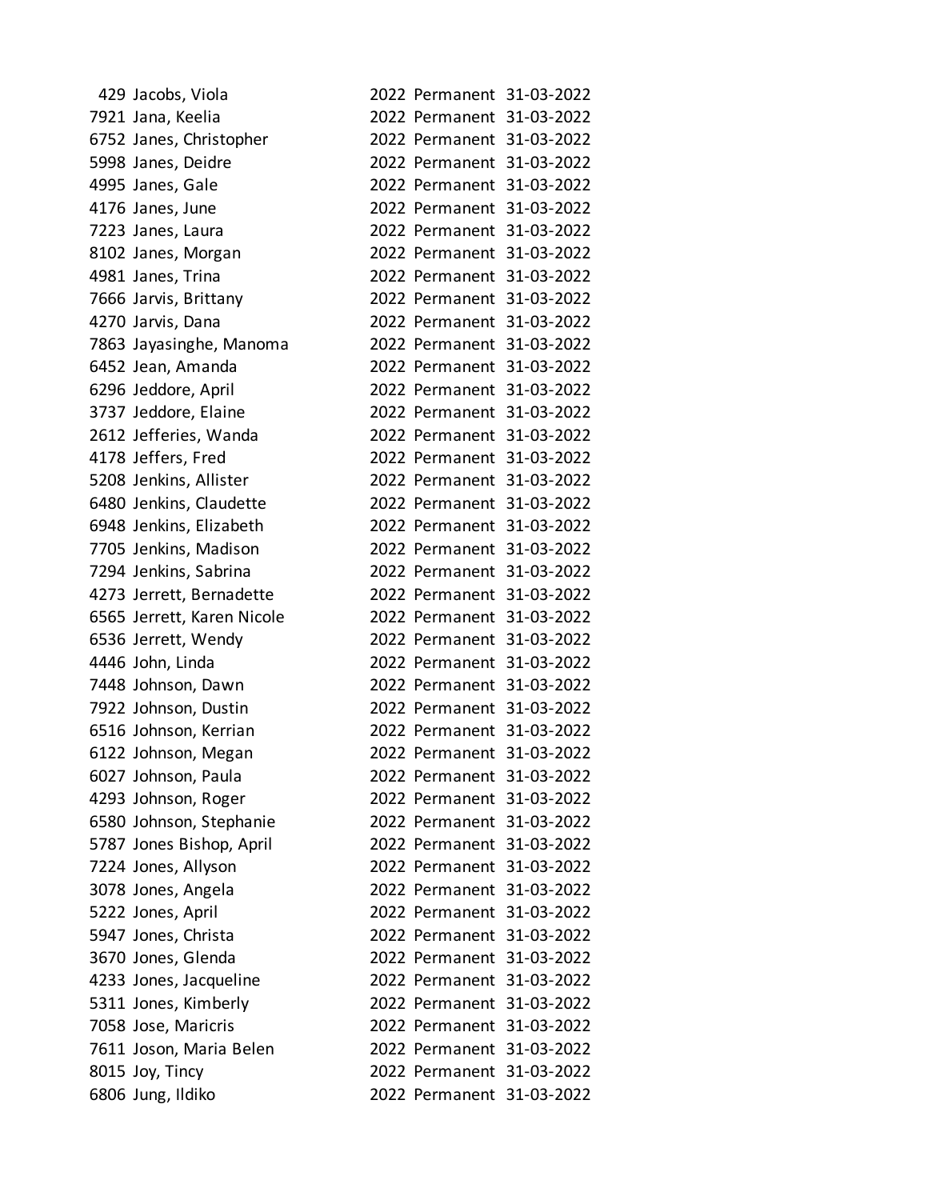| | | | | |
|---|---|---|---|---|
| 429 | Jacobs, Viola | 2022 | Permanent | 31-03-2022 |
| 7921 | Jana, Keelia | 2022 | Permanent | 31-03-2022 |
| 6752 | Janes, Christopher | 2022 | Permanent | 31-03-2022 |
| 5998 | Janes, Deidre | 2022 | Permanent | 31-03-2022 |
| 4995 | Janes, Gale | 2022 | Permanent | 31-03-2022 |
| 4176 | Janes, June | 2022 | Permanent | 31-03-2022 |
| 7223 | Janes, Laura | 2022 | Permanent | 31-03-2022 |
| 8102 | Janes, Morgan | 2022 | Permanent | 31-03-2022 |
| 4981 | Janes, Trina | 2022 | Permanent | 31-03-2022 |
| 7666 | Jarvis, Brittany | 2022 | Permanent | 31-03-2022 |
| 4270 | Jarvis, Dana | 2022 | Permanent | 31-03-2022 |
| 7863 | Jayasinghe, Manoma | 2022 | Permanent | 31-03-2022 |
| 6452 | Jean, Amanda | 2022 | Permanent | 31-03-2022 |
| 6296 | Jeddore, April | 2022 | Permanent | 31-03-2022 |
| 3737 | Jeddore, Elaine | 2022 | Permanent | 31-03-2022 |
| 2612 | Jefferies, Wanda | 2022 | Permanent | 31-03-2022 |
| 4178 | Jeffers, Fred | 2022 | Permanent | 31-03-2022 |
| 5208 | Jenkins, Allister | 2022 | Permanent | 31-03-2022 |
| 6480 | Jenkins, Claudette | 2022 | Permanent | 31-03-2022 |
| 6948 | Jenkins, Elizabeth | 2022 | Permanent | 31-03-2022 |
| 7705 | Jenkins, Madison | 2022 | Permanent | 31-03-2022 |
| 7294 | Jenkins, Sabrina | 2022 | Permanent | 31-03-2022 |
| 4273 | Jerrett, Bernadette | 2022 | Permanent | 31-03-2022 |
| 6565 | Jerrett, Karen Nicole | 2022 | Permanent | 31-03-2022 |
| 6536 | Jerrett, Wendy | 2022 | Permanent | 31-03-2022 |
| 4446 | John, Linda | 2022 | Permanent | 31-03-2022 |
| 7448 | Johnson, Dawn | 2022 | Permanent | 31-03-2022 |
| 7922 | Johnson, Dustin | 2022 | Permanent | 31-03-2022 |
| 6516 | Johnson, Kerrian | 2022 | Permanent | 31-03-2022 |
| 6122 | Johnson, Megan | 2022 | Permanent | 31-03-2022 |
| 6027 | Johnson, Paula | 2022 | Permanent | 31-03-2022 |
| 4293 | Johnson, Roger | 2022 | Permanent | 31-03-2022 |
| 6580 | Johnson, Stephanie | 2022 | Permanent | 31-03-2022 |
| 5787 | Jones Bishop, April | 2022 | Permanent | 31-03-2022 |
| 7224 | Jones, Allyson | 2022 | Permanent | 31-03-2022 |
| 3078 | Jones, Angela | 2022 | Permanent | 31-03-2022 |
| 5222 | Jones, April | 2022 | Permanent | 31-03-2022 |
| 5947 | Jones, Christa | 2022 | Permanent | 31-03-2022 |
| 3670 | Jones, Glenda | 2022 | Permanent | 31-03-2022 |
| 4233 | Jones, Jacqueline | 2022 | Permanent | 31-03-2022 |
| 5311 | Jones, Kimberly | 2022 | Permanent | 31-03-2022 |
| 7058 | Jose, Maricris | 2022 | Permanent | 31-03-2022 |
| 7611 | Joson, Maria Belen | 2022 | Permanent | 31-03-2022 |
| 8015 | Joy, Tincy | 2022 | Permanent | 31-03-2022 |
| 6806 | Jung, Ildiko | 2022 | Permanent | 31-03-2022 |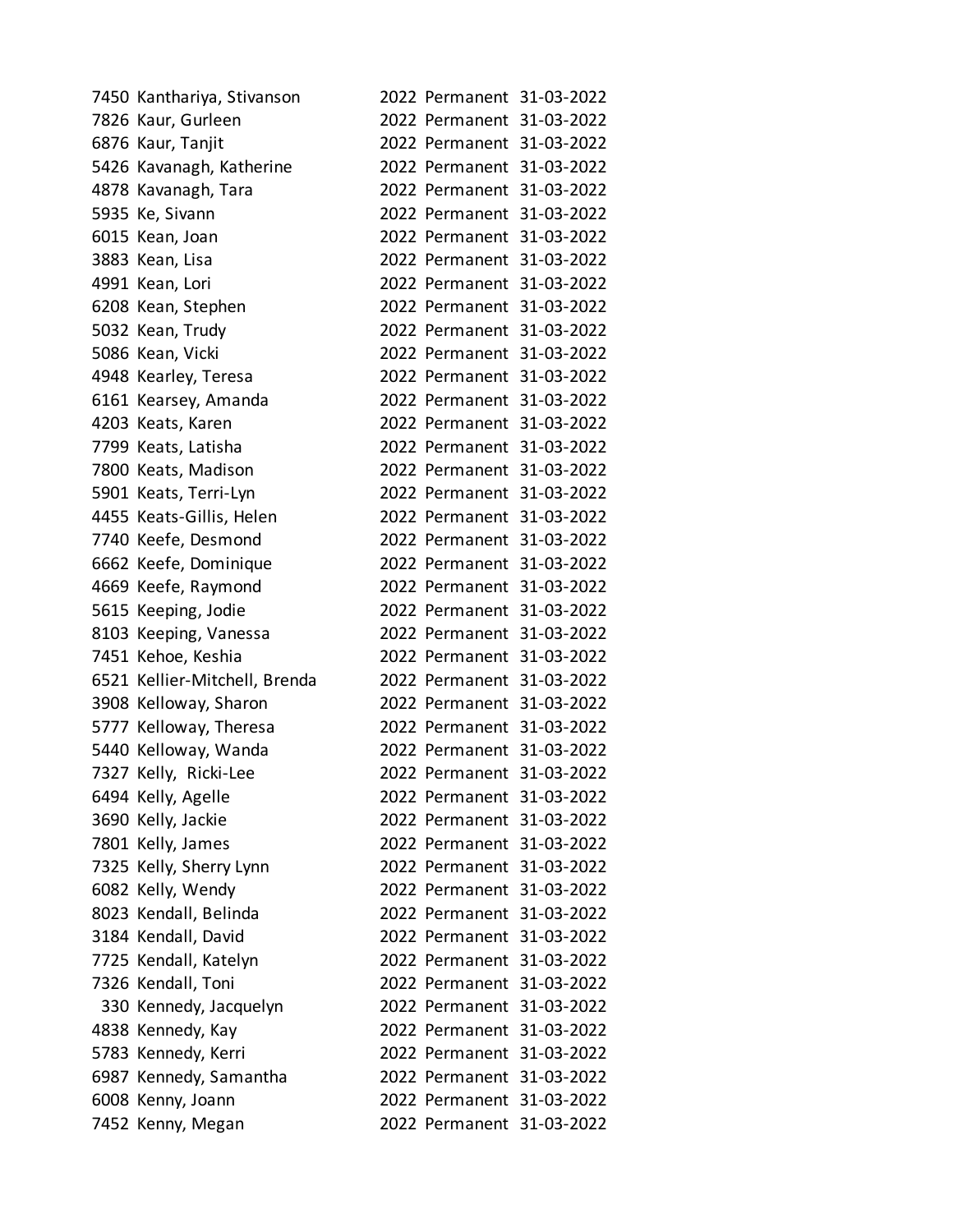| | | | | |
|---|---|---|---|---|
| 7450 | Kanthariya, Stivanson | 2022 | Permanent | 31-03-2022 |
| 7826 | Kaur, Gurleen | 2022 | Permanent | 31-03-2022 |
| 6876 | Kaur, Tanjit | 2022 | Permanent | 31-03-2022 |
| 5426 | Kavanagh, Katherine | 2022 | Permanent | 31-03-2022 |
| 4878 | Kavanagh, Tara | 2022 | Permanent | 31-03-2022 |
| 5935 | Ke, Sivann | 2022 | Permanent | 31-03-2022 |
| 6015 | Kean, Joan | 2022 | Permanent | 31-03-2022 |
| 3883 | Kean, Lisa | 2022 | Permanent | 31-03-2022 |
| 4991 | Kean, Lori | 2022 | Permanent | 31-03-2022 |
| 6208 | Kean, Stephen | 2022 | Permanent | 31-03-2022 |
| 5032 | Kean, Trudy | 2022 | Permanent | 31-03-2022 |
| 5086 | Kean, Vicki | 2022 | Permanent | 31-03-2022 |
| 4948 | Kearley, Teresa | 2022 | Permanent | 31-03-2022 |
| 6161 | Kearsey, Amanda | 2022 | Permanent | 31-03-2022 |
| 4203 | Keats, Karen | 2022 | Permanent | 31-03-2022 |
| 7799 | Keats, Latisha | 2022 | Permanent | 31-03-2022 |
| 7800 | Keats, Madison | 2022 | Permanent | 31-03-2022 |
| 5901 | Keats, Terri-Lyn | 2022 | Permanent | 31-03-2022 |
| 4455 | Keats-Gillis, Helen | 2022 | Permanent | 31-03-2022 |
| 7740 | Keefe, Desmond | 2022 | Permanent | 31-03-2022 |
| 6662 | Keefe, Dominique | 2022 | Permanent | 31-03-2022 |
| 4669 | Keefe, Raymond | 2022 | Permanent | 31-03-2022 |
| 5615 | Keeping, Jodie | 2022 | Permanent | 31-03-2022 |
| 8103 | Keeping, Vanessa | 2022 | Permanent | 31-03-2022 |
| 7451 | Kehoe, Keshia | 2022 | Permanent | 31-03-2022 |
| 6521 | Kellier-Mitchell, Brenda | 2022 | Permanent | 31-03-2022 |
| 3908 | Kelloway, Sharon | 2022 | Permanent | 31-03-2022 |
| 5777 | Kelloway, Theresa | 2022 | Permanent | 31-03-2022 |
| 5440 | Kelloway, Wanda | 2022 | Permanent | 31-03-2022 |
| 7327 | Kelly, Ricki-Lee | 2022 | Permanent | 31-03-2022 |
| 6494 | Kelly, Agelle | 2022 | Permanent | 31-03-2022 |
| 3690 | Kelly, Jackie | 2022 | Permanent | 31-03-2022 |
| 7801 | Kelly, James | 2022 | Permanent | 31-03-2022 |
| 7325 | Kelly, Sherry Lynn | 2022 | Permanent | 31-03-2022 |
| 6082 | Kelly, Wendy | 2022 | Permanent | 31-03-2022 |
| 8023 | Kendall, Belinda | 2022 | Permanent | 31-03-2022 |
| 3184 | Kendall, David | 2022 | Permanent | 31-03-2022 |
| 7725 | Kendall, Katelyn | 2022 | Permanent | 31-03-2022 |
| 7326 | Kendall, Toni | 2022 | Permanent | 31-03-2022 |
| 330 | Kennedy, Jacquelyn | 2022 | Permanent | 31-03-2022 |
| 4838 | Kennedy, Kay | 2022 | Permanent | 31-03-2022 |
| 5783 | Kennedy, Kerri | 2022 | Permanent | 31-03-2022 |
| 6987 | Kennedy, Samantha | 2022 | Permanent | 31-03-2022 |
| 6008 | Kenny, Joann | 2022 | Permanent | 31-03-2022 |
| 7452 | Kenny, Megan | 2022 | Permanent | 31-03-2022 |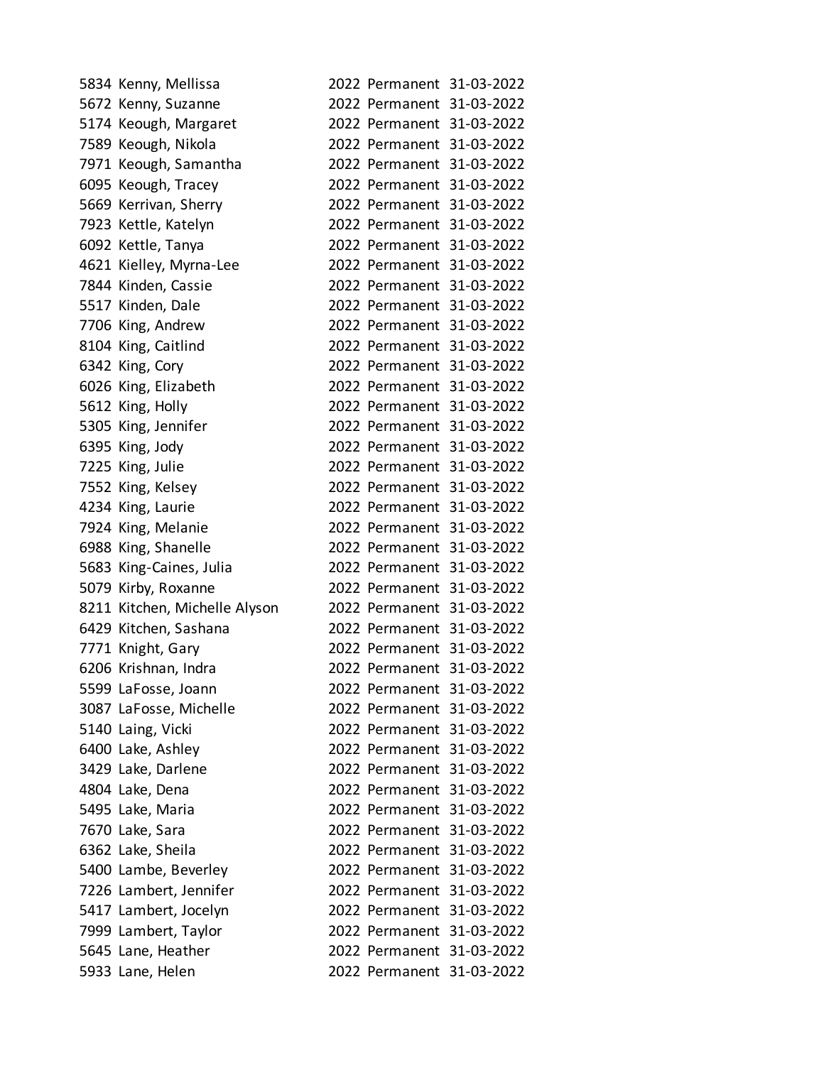| | | | | |
|---|---|---|---|---|
| 5834 | Kenny, Mellissa | 2022 | Permanent | 31-03-2022 |
| 5672 | Kenny, Suzanne | 2022 | Permanent | 31-03-2022 |
| 5174 | Keough, Margaret | 2022 | Permanent | 31-03-2022 |
| 7589 | Keough, Nikola | 2022 | Permanent | 31-03-2022 |
| 7971 | Keough, Samantha | 2022 | Permanent | 31-03-2022 |
| 6095 | Keough, Tracey | 2022 | Permanent | 31-03-2022 |
| 5669 | Kerrivan, Sherry | 2022 | Permanent | 31-03-2022 |
| 7923 | Kettle, Katelyn | 2022 | Permanent | 31-03-2022 |
| 6092 | Kettle, Tanya | 2022 | Permanent | 31-03-2022 |
| 4621 | Kielley, Myrna-Lee | 2022 | Permanent | 31-03-2022 |
| 7844 | Kinden, Cassie | 2022 | Permanent | 31-03-2022 |
| 5517 | Kinden, Dale | 2022 | Permanent | 31-03-2022 |
| 7706 | King, Andrew | 2022 | Permanent | 31-03-2022 |
| 8104 | King, Caitlind | 2022 | Permanent | 31-03-2022 |
| 6342 | King, Cory | 2022 | Permanent | 31-03-2022 |
| 6026 | King, Elizabeth | 2022 | Permanent | 31-03-2022 |
| 5612 | King, Holly | 2022 | Permanent | 31-03-2022 |
| 5305 | King, Jennifer | 2022 | Permanent | 31-03-2022 |
| 6395 | King, Jody | 2022 | Permanent | 31-03-2022 |
| 7225 | King, Julie | 2022 | Permanent | 31-03-2022 |
| 7552 | King, Kelsey | 2022 | Permanent | 31-03-2022 |
| 4234 | King, Laurie | 2022 | Permanent | 31-03-2022 |
| 7924 | King, Melanie | 2022 | Permanent | 31-03-2022 |
| 6988 | King, Shanelle | 2022 | Permanent | 31-03-2022 |
| 5683 | King-Caines, Julia | 2022 | Permanent | 31-03-2022 |
| 5079 | Kirby, Roxanne | 2022 | Permanent | 31-03-2022 |
| 8211 | Kitchen, Michelle Alyson | 2022 | Permanent | 31-03-2022 |
| 6429 | Kitchen, Sashana | 2022 | Permanent | 31-03-2022 |
| 7771 | Knight, Gary | 2022 | Permanent | 31-03-2022 |
| 6206 | Krishnan, Indra | 2022 | Permanent | 31-03-2022 |
| 5599 | LaFosse, Joann | 2022 | Permanent | 31-03-2022 |
| 3087 | LaFosse, Michelle | 2022 | Permanent | 31-03-2022 |
| 5140 | Laing, Vicki | 2022 | Permanent | 31-03-2022 |
| 6400 | Lake, Ashley | 2022 | Permanent | 31-03-2022 |
| 3429 | Lake, Darlene | 2022 | Permanent | 31-03-2022 |
| 4804 | Lake, Dena | 2022 | Permanent | 31-03-2022 |
| 5495 | Lake, Maria | 2022 | Permanent | 31-03-2022 |
| 7670 | Lake, Sara | 2022 | Permanent | 31-03-2022 |
| 6362 | Lake, Sheila | 2022 | Permanent | 31-03-2022 |
| 5400 | Lambe, Beverley | 2022 | Permanent | 31-03-2022 |
| 7226 | Lambert, Jennifer | 2022 | Permanent | 31-03-2022 |
| 5417 | Lambert, Jocelyn | 2022 | Permanent | 31-03-2022 |
| 7999 | Lambert, Taylor | 2022 | Permanent | 31-03-2022 |
| 5645 | Lane, Heather | 2022 | Permanent | 31-03-2022 |
| 5933 | Lane, Helen | 2022 | Permanent | 31-03-2022 |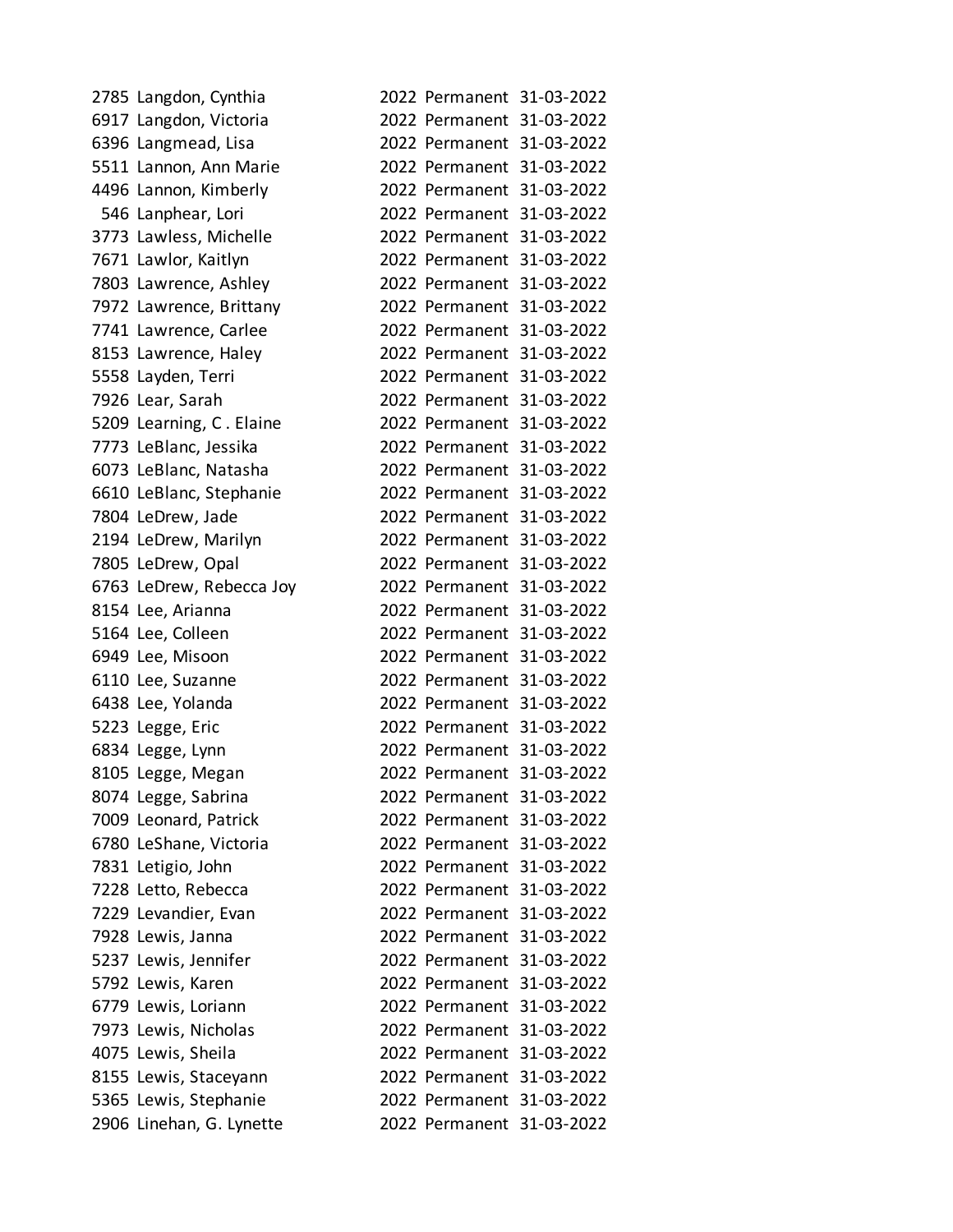| | | | | |
|---|---|---|---|---|
| 2785 | Langdon, Cynthia | 2022 | Permanent | 31-03-2022 |
| 6917 | Langdon, Victoria | 2022 | Permanent | 31-03-2022 |
| 6396 | Langmead, Lisa | 2022 | Permanent | 31-03-2022 |
| 5511 | Lannon, Ann Marie | 2022 | Permanent | 31-03-2022 |
| 4496 | Lannon, Kimberly | 2022 | Permanent | 31-03-2022 |
| 546 | Lanphear, Lori | 2022 | Permanent | 31-03-2022 |
| 3773 | Lawless, Michelle | 2022 | Permanent | 31-03-2022 |
| 7671 | Lawlor, Kaitlyn | 2022 | Permanent | 31-03-2022 |
| 7803 | Lawrence, Ashley | 2022 | Permanent | 31-03-2022 |
| 7972 | Lawrence, Brittany | 2022 | Permanent | 31-03-2022 |
| 7741 | Lawrence, Carlee | 2022 | Permanent | 31-03-2022 |
| 8153 | Lawrence, Haley | 2022 | Permanent | 31-03-2022 |
| 5558 | Layden, Terri | 2022 | Permanent | 31-03-2022 |
| 7926 | Lear, Sarah | 2022 | Permanent | 31-03-2022 |
| 5209 | Learning, C . Elaine | 2022 | Permanent | 31-03-2022 |
| 7773 | LeBlanc, Jessika | 2022 | Permanent | 31-03-2022 |
| 6073 | LeBlanc, Natasha | 2022 | Permanent | 31-03-2022 |
| 6610 | LeBlanc, Stephanie | 2022 | Permanent | 31-03-2022 |
| 7804 | LeDrew, Jade | 2022 | Permanent | 31-03-2022 |
| 2194 | LeDrew, Marilyn | 2022 | Permanent | 31-03-2022 |
| 7805 | LeDrew, Opal | 2022 | Permanent | 31-03-2022 |
| 6763 | LeDrew, Rebecca Joy | 2022 | Permanent | 31-03-2022 |
| 8154 | Lee, Arianna | 2022 | Permanent | 31-03-2022 |
| 5164 | Lee, Colleen | 2022 | Permanent | 31-03-2022 |
| 6949 | Lee, Misoon | 2022 | Permanent | 31-03-2022 |
| 6110 | Lee, Suzanne | 2022 | Permanent | 31-03-2022 |
| 6438 | Lee, Yolanda | 2022 | Permanent | 31-03-2022 |
| 5223 | Legge, Eric | 2022 | Permanent | 31-03-2022 |
| 6834 | Legge, Lynn | 2022 | Permanent | 31-03-2022 |
| 8105 | Legge, Megan | 2022 | Permanent | 31-03-2022 |
| 8074 | Legge, Sabrina | 2022 | Permanent | 31-03-2022 |
| 7009 | Leonard, Patrick | 2022 | Permanent | 31-03-2022 |
| 6780 | LeShane, Victoria | 2022 | Permanent | 31-03-2022 |
| 7831 | Letigio, John | 2022 | Permanent | 31-03-2022 |
| 7228 | Letto, Rebecca | 2022 | Permanent | 31-03-2022 |
| 7229 | Levandier, Evan | 2022 | Permanent | 31-03-2022 |
| 7928 | Lewis, Janna | 2022 | Permanent | 31-03-2022 |
| 5237 | Lewis, Jennifer | 2022 | Permanent | 31-03-2022 |
| 5792 | Lewis, Karen | 2022 | Permanent | 31-03-2022 |
| 6779 | Lewis, Loriann | 2022 | Permanent | 31-03-2022 |
| 7973 | Lewis, Nicholas | 2022 | Permanent | 31-03-2022 |
| 4075 | Lewis, Sheila | 2022 | Permanent | 31-03-2022 |
| 8155 | Lewis, Staceyann | 2022 | Permanent | 31-03-2022 |
| 5365 | Lewis, Stephanie | 2022 | Permanent | 31-03-2022 |
| 2906 | Linehan, G. Lynette | 2022 | Permanent | 31-03-2022 |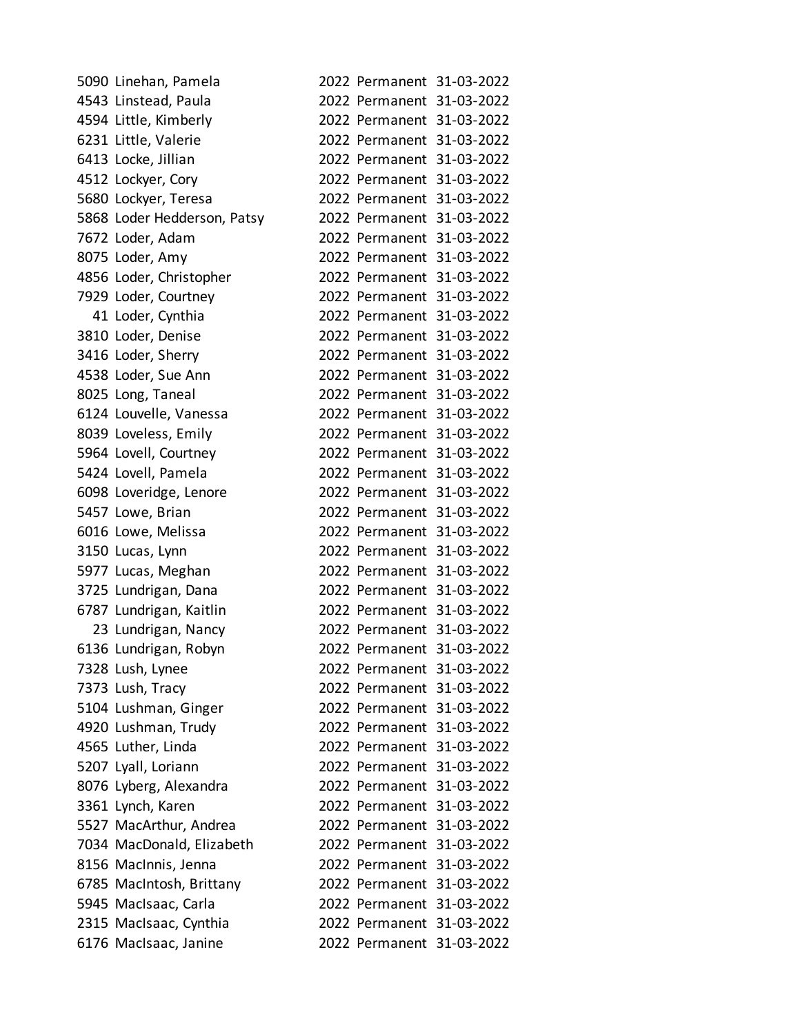| | | | | |
|---|---|---|---|---|
| 5090 | Linehan, Pamela | 2022 | Permanent | 31-03-2022 |
| 4543 | Linstead, Paula | 2022 | Permanent | 31-03-2022 |
| 4594 | Little, Kimberly | 2022 | Permanent | 31-03-2022 |
| 6231 | Little, Valerie | 2022 | Permanent | 31-03-2022 |
| 6413 | Locke, Jillian | 2022 | Permanent | 31-03-2022 |
| 4512 | Lockyer, Cory | 2022 | Permanent | 31-03-2022 |
| 5680 | Lockyer, Teresa | 2022 | Permanent | 31-03-2022 |
| 5868 | Loder Hedderson, Patsy | 2022 | Permanent | 31-03-2022 |
| 7672 | Loder, Adam | 2022 | Permanent | 31-03-2022 |
| 8075 | Loder, Amy | 2022 | Permanent | 31-03-2022 |
| 4856 | Loder, Christopher | 2022 | Permanent | 31-03-2022 |
| 7929 | Loder, Courtney | 2022 | Permanent | 31-03-2022 |
| 41 | Loder, Cynthia | 2022 | Permanent | 31-03-2022 |
| 3810 | Loder, Denise | 2022 | Permanent | 31-03-2022 |
| 3416 | Loder, Sherry | 2022 | Permanent | 31-03-2022 |
| 4538 | Loder, Sue Ann | 2022 | Permanent | 31-03-2022 |
| 8025 | Long, Taneal | 2022 | Permanent | 31-03-2022 |
| 6124 | Louvelle, Vanessa | 2022 | Permanent | 31-03-2022 |
| 8039 | Loveless, Emily | 2022 | Permanent | 31-03-2022 |
| 5964 | Lovell, Courtney | 2022 | Permanent | 31-03-2022 |
| 5424 | Lovell, Pamela | 2022 | Permanent | 31-03-2022 |
| 6098 | Loveridge, Lenore | 2022 | Permanent | 31-03-2022 |
| 5457 | Lowe, Brian | 2022 | Permanent | 31-03-2022 |
| 6016 | Lowe, Melissa | 2022 | Permanent | 31-03-2022 |
| 3150 | Lucas, Lynn | 2022 | Permanent | 31-03-2022 |
| 5977 | Lucas, Meghan | 2022 | Permanent | 31-03-2022 |
| 3725 | Lundrigan, Dana | 2022 | Permanent | 31-03-2022 |
| 6787 | Lundrigan, Kaitlin | 2022 | Permanent | 31-03-2022 |
| 23 | Lundrigan, Nancy | 2022 | Permanent | 31-03-2022 |
| 6136 | Lundrigan, Robyn | 2022 | Permanent | 31-03-2022 |
| 7328 | Lush, Lynee | 2022 | Permanent | 31-03-2022 |
| 7373 | Lush, Tracy | 2022 | Permanent | 31-03-2022 |
| 5104 | Lushman, Ginger | 2022 | Permanent | 31-03-2022 |
| 4920 | Lushman, Trudy | 2022 | Permanent | 31-03-2022 |
| 4565 | Luther, Linda | 2022 | Permanent | 31-03-2022 |
| 5207 | Lyall, Loriann | 2022 | Permanent | 31-03-2022 |
| 8076 | Lyberg, Alexandra | 2022 | Permanent | 31-03-2022 |
| 3361 | Lynch, Karen | 2022 | Permanent | 31-03-2022 |
| 5527 | MacArthur, Andrea | 2022 | Permanent | 31-03-2022 |
| 7034 | MacDonald, Elizabeth | 2022 | Permanent | 31-03-2022 |
| 8156 | MacInnis, Jenna | 2022 | Permanent | 31-03-2022 |
| 6785 | MacIntosh, Brittany | 2022 | Permanent | 31-03-2022 |
| 5945 | MacIsaac, Carla | 2022 | Permanent | 31-03-2022 |
| 2315 | MacIsaac, Cynthia | 2022 | Permanent | 31-03-2022 |
| 6176 | MacIsaac, Janine | 2022 | Permanent | 31-03-2022 |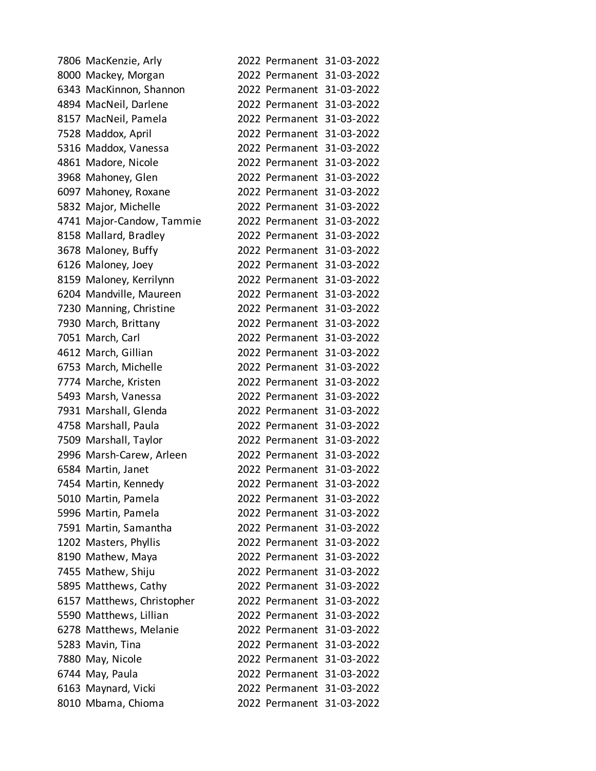| | | | | |
|---|---|---|---|---|
| 7806 | MacKenzie, Arly | 2022 | Permanent | 31-03-2022 |
| 8000 | Mackey, Morgan | 2022 | Permanent | 31-03-2022 |
| 6343 | MacKinnon, Shannon | 2022 | Permanent | 31-03-2022 |
| 4894 | MacNeil, Darlene | 2022 | Permanent | 31-03-2022 |
| 8157 | MacNeil, Pamela | 2022 | Permanent | 31-03-2022 |
| 7528 | Maddox, April | 2022 | Permanent | 31-03-2022 |
| 5316 | Maddox, Vanessa | 2022 | Permanent | 31-03-2022 |
| 4861 | Madore, Nicole | 2022 | Permanent | 31-03-2022 |
| 3968 | Mahoney, Glen | 2022 | Permanent | 31-03-2022 |
| 6097 | Mahoney, Roxane | 2022 | Permanent | 31-03-2022 |
| 5832 | Major, Michelle | 2022 | Permanent | 31-03-2022 |
| 4741 | Major-Candow, Tammie | 2022 | Permanent | 31-03-2022 |
| 8158 | Mallard, Bradley | 2022 | Permanent | 31-03-2022 |
| 3678 | Maloney, Buffy | 2022 | Permanent | 31-03-2022 |
| 6126 | Maloney, Joey | 2022 | Permanent | 31-03-2022 |
| 8159 | Maloney, Kerrilynn | 2022 | Permanent | 31-03-2022 |
| 6204 | Mandville, Maureen | 2022 | Permanent | 31-03-2022 |
| 7230 | Manning, Christine | 2022 | Permanent | 31-03-2022 |
| 7930 | March, Brittany | 2022 | Permanent | 31-03-2022 |
| 7051 | March, Carl | 2022 | Permanent | 31-03-2022 |
| 4612 | March, Gillian | 2022 | Permanent | 31-03-2022 |
| 6753 | March, Michelle | 2022 | Permanent | 31-03-2022 |
| 7774 | Marche, Kristen | 2022 | Permanent | 31-03-2022 |
| 5493 | Marsh, Vanessa | 2022 | Permanent | 31-03-2022 |
| 7931 | Marshall, Glenda | 2022 | Permanent | 31-03-2022 |
| 4758 | Marshall, Paula | 2022 | Permanent | 31-03-2022 |
| 7509 | Marshall, Taylor | 2022 | Permanent | 31-03-2022 |
| 2996 | Marsh-Carew, Arleen | 2022 | Permanent | 31-03-2022 |
| 6584 | Martin, Janet | 2022 | Permanent | 31-03-2022 |
| 7454 | Martin, Kennedy | 2022 | Permanent | 31-03-2022 |
| 5010 | Martin, Pamela | 2022 | Permanent | 31-03-2022 |
| 5996 | Martin, Pamela | 2022 | Permanent | 31-03-2022 |
| 7591 | Martin, Samantha | 2022 | Permanent | 31-03-2022 |
| 1202 | Masters, Phyllis | 2022 | Permanent | 31-03-2022 |
| 8190 | Mathew, Maya | 2022 | Permanent | 31-03-2022 |
| 7455 | Mathew, Shiju | 2022 | Permanent | 31-03-2022 |
| 5895 | Matthews, Cathy | 2022 | Permanent | 31-03-2022 |
| 6157 | Matthews, Christopher | 2022 | Permanent | 31-03-2022 |
| 5590 | Matthews, Lillian | 2022 | Permanent | 31-03-2022 |
| 6278 | Matthews, Melanie | 2022 | Permanent | 31-03-2022 |
| 5283 | Mavin, Tina | 2022 | Permanent | 31-03-2022 |
| 7880 | May, Nicole | 2022 | Permanent | 31-03-2022 |
| 6744 | May, Paula | 2022 | Permanent | 31-03-2022 |
| 6163 | Maynard, Vicki | 2022 | Permanent | 31-03-2022 |
| 8010 | Mbama, Chioma | 2022 | Permanent | 31-03-2022 |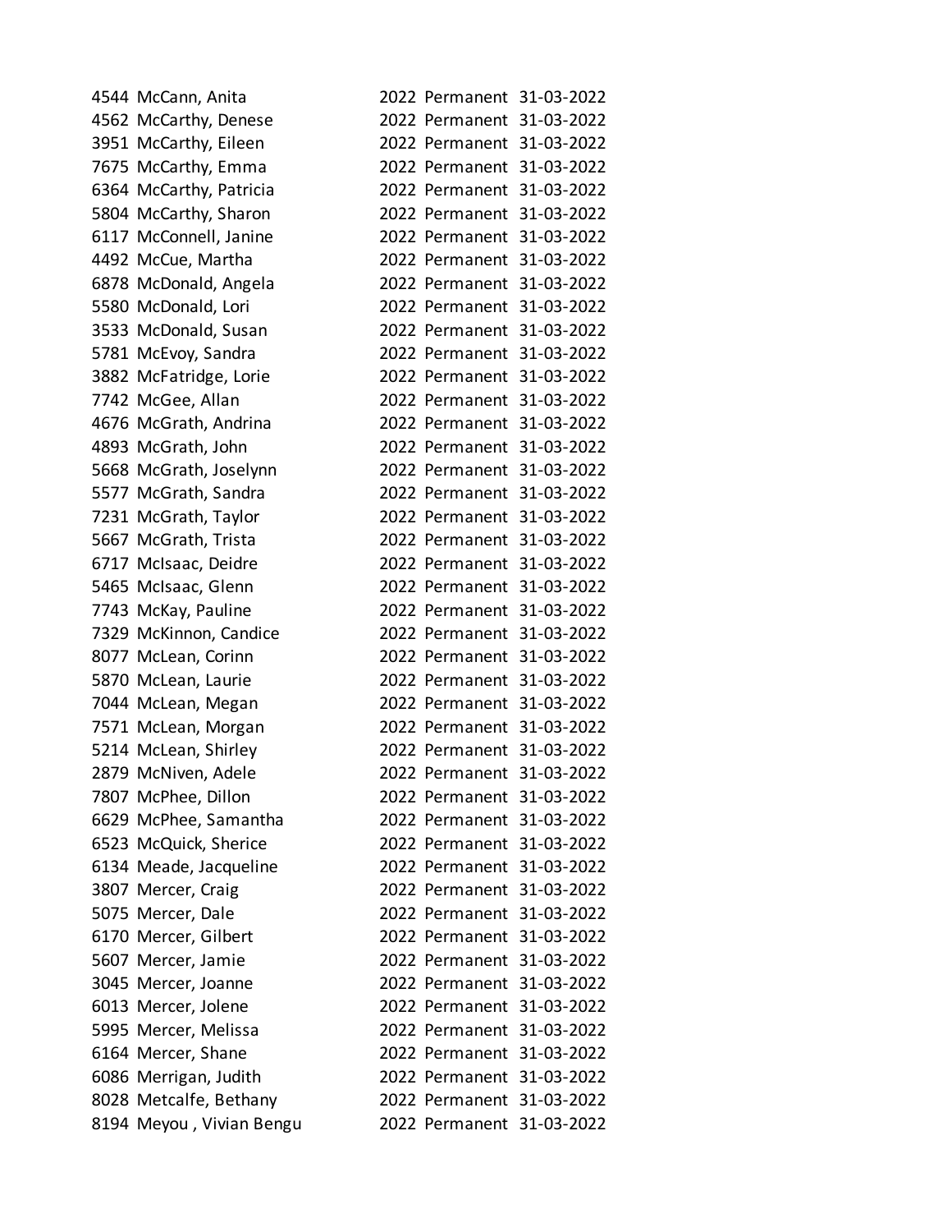| | | | | |
|---|---|---|---|---|
| 4544 | McCann, Anita | 2022 | Permanent | 31-03-2022 |
| 4562 | McCarthy, Denese | 2022 | Permanent | 31-03-2022 |
| 3951 | McCarthy, Eileen | 2022 | Permanent | 31-03-2022 |
| 7675 | McCarthy, Emma | 2022 | Permanent | 31-03-2022 |
| 6364 | McCarthy, Patricia | 2022 | Permanent | 31-03-2022 |
| 5804 | McCarthy, Sharon | 2022 | Permanent | 31-03-2022 |
| 6117 | McConnell, Janine | 2022 | Permanent | 31-03-2022 |
| 4492 | McCue, Martha | 2022 | Permanent | 31-03-2022 |
| 6878 | McDonald, Angela | 2022 | Permanent | 31-03-2022 |
| 5580 | McDonald, Lori | 2022 | Permanent | 31-03-2022 |
| 3533 | McDonald, Susan | 2022 | Permanent | 31-03-2022 |
| 5781 | McEvoy, Sandra | 2022 | Permanent | 31-03-2022 |
| 3882 | McFatridge, Lorie | 2022 | Permanent | 31-03-2022 |
| 7742 | McGee, Allan | 2022 | Permanent | 31-03-2022 |
| 4676 | McGrath, Andrina | 2022 | Permanent | 31-03-2022 |
| 4893 | McGrath, John | 2022 | Permanent | 31-03-2022 |
| 5668 | McGrath, Joselynn | 2022 | Permanent | 31-03-2022 |
| 5577 | McGrath, Sandra | 2022 | Permanent | 31-03-2022 |
| 7231 | McGrath, Taylor | 2022 | Permanent | 31-03-2022 |
| 5667 | McGrath, Trista | 2022 | Permanent | 31-03-2022 |
| 6717 | McIsaac, Deidre | 2022 | Permanent | 31-03-2022 |
| 5465 | McIsaac, Glenn | 2022 | Permanent | 31-03-2022 |
| 7743 | McKay, Pauline | 2022 | Permanent | 31-03-2022 |
| 7329 | McKinnon, Candice | 2022 | Permanent | 31-03-2022 |
| 8077 | McLean, Corinn | 2022 | Permanent | 31-03-2022 |
| 5870 | McLean, Laurie | 2022 | Permanent | 31-03-2022 |
| 7044 | McLean, Megan | 2022 | Permanent | 31-03-2022 |
| 7571 | McLean, Morgan | 2022 | Permanent | 31-03-2022 |
| 5214 | McLean, Shirley | 2022 | Permanent | 31-03-2022 |
| 2879 | McNiven, Adele | 2022 | Permanent | 31-03-2022 |
| 7807 | McPhee, Dillon | 2022 | Permanent | 31-03-2022 |
| 6629 | McPhee, Samantha | 2022 | Permanent | 31-03-2022 |
| 6523 | McQuick, Sherice | 2022 | Permanent | 31-03-2022 |
| 6134 | Meade, Jacqueline | 2022 | Permanent | 31-03-2022 |
| 3807 | Mercer, Craig | 2022 | Permanent | 31-03-2022 |
| 5075 | Mercer, Dale | 2022 | Permanent | 31-03-2022 |
| 6170 | Mercer, Gilbert | 2022 | Permanent | 31-03-2022 |
| 5607 | Mercer, Jamie | 2022 | Permanent | 31-03-2022 |
| 3045 | Mercer, Joanne | 2022 | Permanent | 31-03-2022 |
| 6013 | Mercer, Jolene | 2022 | Permanent | 31-03-2022 |
| 5995 | Mercer, Melissa | 2022 | Permanent | 31-03-2022 |
| 6164 | Mercer, Shane | 2022 | Permanent | 31-03-2022 |
| 6086 | Merrigan, Judith | 2022 | Permanent | 31-03-2022 |
| 8028 | Metcalfe, Bethany | 2022 | Permanent | 31-03-2022 |
| 8194 | Meyou , Vivian Bengu | 2022 | Permanent | 31-03-2022 |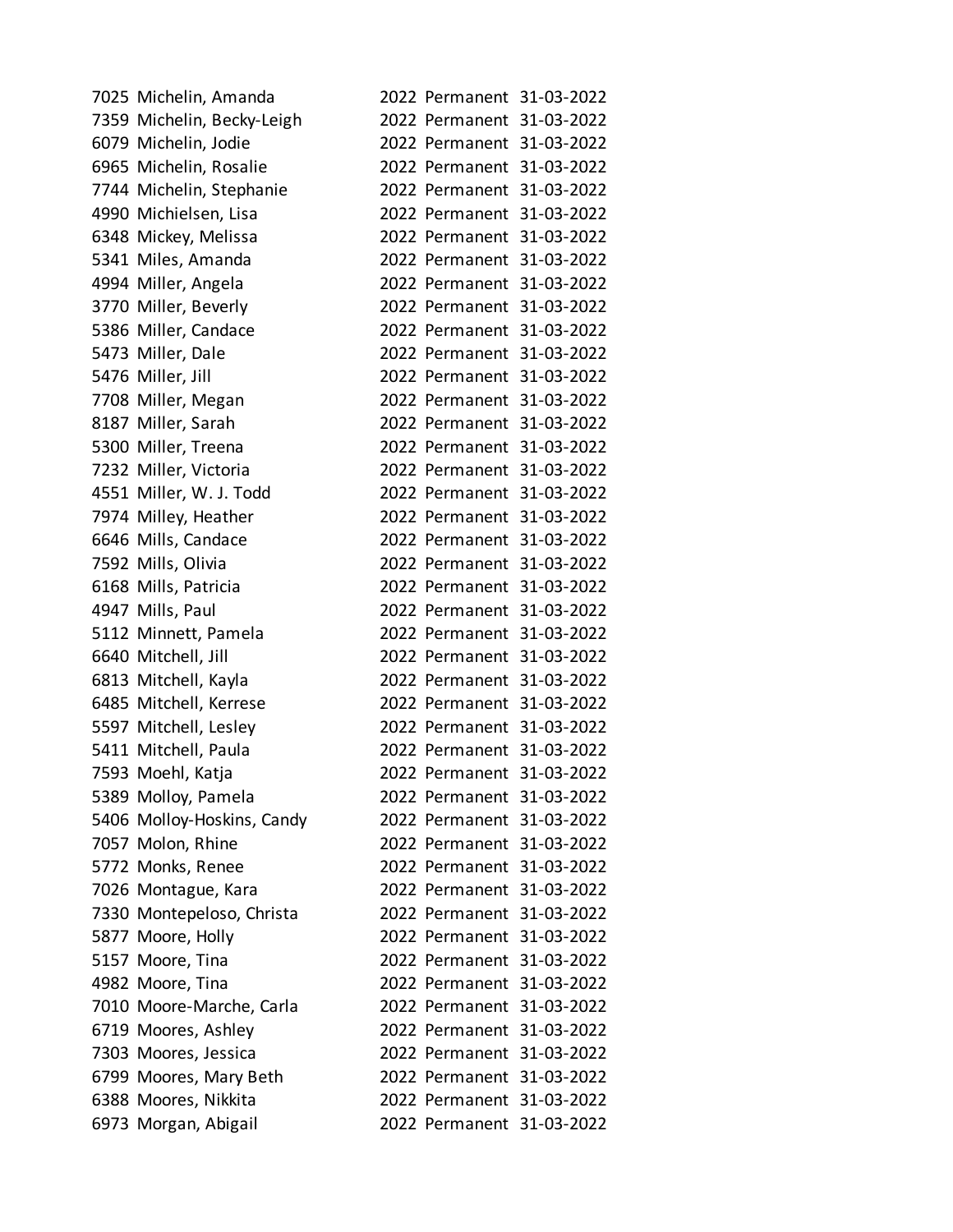| | | | | |
|---|---|---|---|---|
| 7025 | Michelin, Amanda | 2022 | Permanent | 31-03-2022 |
| 7359 | Michelin, Becky-Leigh | 2022 | Permanent | 31-03-2022 |
| 6079 | Michelin, Jodie | 2022 | Permanent | 31-03-2022 |
| 6965 | Michelin, Rosalie | 2022 | Permanent | 31-03-2022 |
| 7744 | Michelin, Stephanie | 2022 | Permanent | 31-03-2022 |
| 4990 | Michielsen, Lisa | 2022 | Permanent | 31-03-2022 |
| 6348 | Mickey, Melissa | 2022 | Permanent | 31-03-2022 |
| 5341 | Miles, Amanda | 2022 | Permanent | 31-03-2022 |
| 4994 | Miller, Angela | 2022 | Permanent | 31-03-2022 |
| 3770 | Miller, Beverly | 2022 | Permanent | 31-03-2022 |
| 5386 | Miller, Candace | 2022 | Permanent | 31-03-2022 |
| 5473 | Miller, Dale | 2022 | Permanent | 31-03-2022 |
| 5476 | Miller, Jill | 2022 | Permanent | 31-03-2022 |
| 7708 | Miller, Megan | 2022 | Permanent | 31-03-2022 |
| 8187 | Miller, Sarah | 2022 | Permanent | 31-03-2022 |
| 5300 | Miller, Treena | 2022 | Permanent | 31-03-2022 |
| 7232 | Miller, Victoria | 2022 | Permanent | 31-03-2022 |
| 4551 | Miller, W. J. Todd | 2022 | Permanent | 31-03-2022 |
| 7974 | Milley, Heather | 2022 | Permanent | 31-03-2022 |
| 6646 | Mills, Candace | 2022 | Permanent | 31-03-2022 |
| 7592 | Mills, Olivia | 2022 | Permanent | 31-03-2022 |
| 6168 | Mills, Patricia | 2022 | Permanent | 31-03-2022 |
| 4947 | Mills, Paul | 2022 | Permanent | 31-03-2022 |
| 5112 | Minnett, Pamela | 2022 | Permanent | 31-03-2022 |
| 6640 | Mitchell, Jill | 2022 | Permanent | 31-03-2022 |
| 6813 | Mitchell, Kayla | 2022 | Permanent | 31-03-2022 |
| 6485 | Mitchell, Kerrese | 2022 | Permanent | 31-03-2022 |
| 5597 | Mitchell, Lesley | 2022 | Permanent | 31-03-2022 |
| 5411 | Mitchell, Paula | 2022 | Permanent | 31-03-2022 |
| 7593 | Moehl, Katja | 2022 | Permanent | 31-03-2022 |
| 5389 | Molloy, Pamela | 2022 | Permanent | 31-03-2022 |
| 5406 | Molloy-Hoskins, Candy | 2022 | Permanent | 31-03-2022 |
| 7057 | Molon, Rhine | 2022 | Permanent | 31-03-2022 |
| 5772 | Monks, Renee | 2022 | Permanent | 31-03-2022 |
| 7026 | Montague, Kara | 2022 | Permanent | 31-03-2022 |
| 7330 | Montepeloso, Christa | 2022 | Permanent | 31-03-2022 |
| 5877 | Moore, Holly | 2022 | Permanent | 31-03-2022 |
| 5157 | Moore, Tina | 2022 | Permanent | 31-03-2022 |
| 4982 | Moore, Tina | 2022 | Permanent | 31-03-2022 |
| 7010 | Moore-Marche, Carla | 2022 | Permanent | 31-03-2022 |
| 6719 | Moores, Ashley | 2022 | Permanent | 31-03-2022 |
| 7303 | Moores, Jessica | 2022 | Permanent | 31-03-2022 |
| 6799 | Moores, Mary Beth | 2022 | Permanent | 31-03-2022 |
| 6388 | Moores, Nikkita | 2022 | Permanent | 31-03-2022 |
| 6973 | Morgan, Abigail | 2022 | Permanent | 31-03-2022 |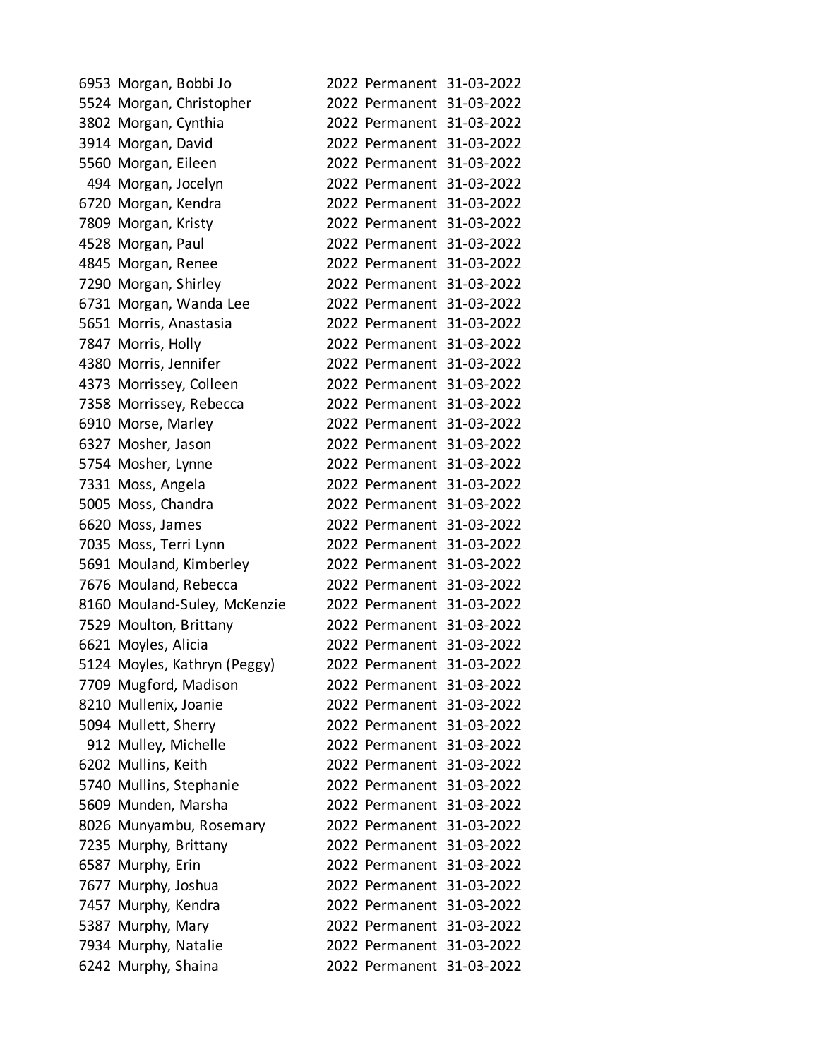| | | | | |
|---|---|---|---|---|
| 6953 | Morgan, Bobbi Jo | 2022 | Permanent | 31-03-2022 |
| 5524 | Morgan, Christopher | 2022 | Permanent | 31-03-2022 |
| 3802 | Morgan, Cynthia | 2022 | Permanent | 31-03-2022 |
| 3914 | Morgan, David | 2022 | Permanent | 31-03-2022 |
| 5560 | Morgan, Eileen | 2022 | Permanent | 31-03-2022 |
| 494 | Morgan, Jocelyn | 2022 | Permanent | 31-03-2022 |
| 6720 | Morgan, Kendra | 2022 | Permanent | 31-03-2022 |
| 7809 | Morgan, Kristy | 2022 | Permanent | 31-03-2022 |
| 4528 | Morgan, Paul | 2022 | Permanent | 31-03-2022 |
| 4845 | Morgan, Renee | 2022 | Permanent | 31-03-2022 |
| 7290 | Morgan, Shirley | 2022 | Permanent | 31-03-2022 |
| 6731 | Morgan, Wanda Lee | 2022 | Permanent | 31-03-2022 |
| 5651 | Morris, Anastasia | 2022 | Permanent | 31-03-2022 |
| 7847 | Morris, Holly | 2022 | Permanent | 31-03-2022 |
| 4380 | Morris, Jennifer | 2022 | Permanent | 31-03-2022 |
| 4373 | Morrissey, Colleen | 2022 | Permanent | 31-03-2022 |
| 7358 | Morrissey, Rebecca | 2022 | Permanent | 31-03-2022 |
| 6910 | Morse, Marley | 2022 | Permanent | 31-03-2022 |
| 6327 | Mosher, Jason | 2022 | Permanent | 31-03-2022 |
| 5754 | Mosher, Lynne | 2022 | Permanent | 31-03-2022 |
| 7331 | Moss, Angela | 2022 | Permanent | 31-03-2022 |
| 5005 | Moss, Chandra | 2022 | Permanent | 31-03-2022 |
| 6620 | Moss, James | 2022 | Permanent | 31-03-2022 |
| 7035 | Moss, Terri Lynn | 2022 | Permanent | 31-03-2022 |
| 5691 | Mouland, Kimberley | 2022 | Permanent | 31-03-2022 |
| 7676 | Mouland, Rebecca | 2022 | Permanent | 31-03-2022 |
| 8160 | Mouland-Suley, McKenzie | 2022 | Permanent | 31-03-2022 |
| 7529 | Moulton, Brittany | 2022 | Permanent | 31-03-2022 |
| 6621 | Moyles, Alicia | 2022 | Permanent | 31-03-2022 |
| 5124 | Moyles, Kathryn (Peggy) | 2022 | Permanent | 31-03-2022 |
| 7709 | Mugford, Madison | 2022 | Permanent | 31-03-2022 |
| 8210 | Mullenix, Joanie | 2022 | Permanent | 31-03-2022 |
| 5094 | Mullett, Sherry | 2022 | Permanent | 31-03-2022 |
| 912 | Mulley, Michelle | 2022 | Permanent | 31-03-2022 |
| 6202 | Mullins, Keith | 2022 | Permanent | 31-03-2022 |
| 5740 | Mullins, Stephanie | 2022 | Permanent | 31-03-2022 |
| 5609 | Munden, Marsha | 2022 | Permanent | 31-03-2022 |
| 8026 | Munyambu, Rosemary | 2022 | Permanent | 31-03-2022 |
| 7235 | Murphy, Brittany | 2022 | Permanent | 31-03-2022 |
| 6587 | Murphy, Erin | 2022 | Permanent | 31-03-2022 |
| 7677 | Murphy, Joshua | 2022 | Permanent | 31-03-2022 |
| 7457 | Murphy, Kendra | 2022 | Permanent | 31-03-2022 |
| 5387 | Murphy, Mary | 2022 | Permanent | 31-03-2022 |
| 7934 | Murphy, Natalie | 2022 | Permanent | 31-03-2022 |
| 6242 | Murphy, Shaina | 2022 | Permanent | 31-03-2022 |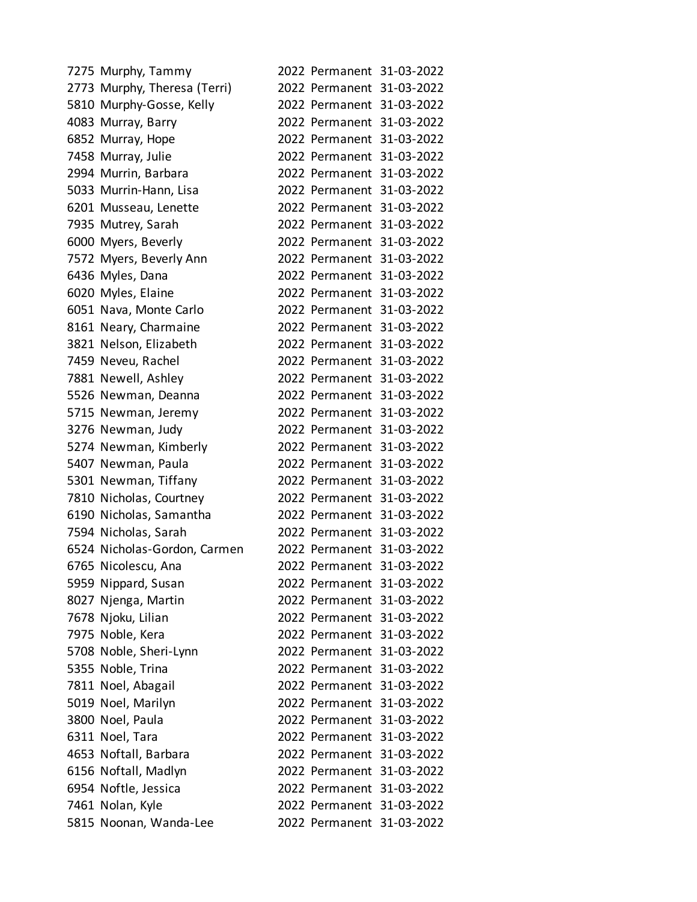| | | | | |
|---|---|---|---|---|
| 7275 | Murphy, Tammy | 2022 | Permanent | 31-03-2022 |
| 2773 | Murphy, Theresa (Terri) | 2022 | Permanent | 31-03-2022 |
| 5810 | Murphy-Gosse, Kelly | 2022 | Permanent | 31-03-2022 |
| 4083 | Murray, Barry | 2022 | Permanent | 31-03-2022 |
| 6852 | Murray, Hope | 2022 | Permanent | 31-03-2022 |
| 7458 | Murray, Julie | 2022 | Permanent | 31-03-2022 |
| 2994 | Murrin, Barbara | 2022 | Permanent | 31-03-2022 |
| 5033 | Murrin-Hann, Lisa | 2022 | Permanent | 31-03-2022 |
| 6201 | Musseau, Lenette | 2022 | Permanent | 31-03-2022 |
| 7935 | Mutrey, Sarah | 2022 | Permanent | 31-03-2022 |
| 6000 | Myers, Beverly | 2022 | Permanent | 31-03-2022 |
| 7572 | Myers, Beverly Ann | 2022 | Permanent | 31-03-2022 |
| 6436 | Myles, Dana | 2022 | Permanent | 31-03-2022 |
| 6020 | Myles, Elaine | 2022 | Permanent | 31-03-2022 |
| 6051 | Nava, Monte Carlo | 2022 | Permanent | 31-03-2022 |
| 8161 | Neary, Charmaine | 2022 | Permanent | 31-03-2022 |
| 3821 | Nelson, Elizabeth | 2022 | Permanent | 31-03-2022 |
| 7459 | Neveu, Rachel | 2022 | Permanent | 31-03-2022 |
| 7881 | Newell, Ashley | 2022 | Permanent | 31-03-2022 |
| 5526 | Newman, Deanna | 2022 | Permanent | 31-03-2022 |
| 5715 | Newman, Jeremy | 2022 | Permanent | 31-03-2022 |
| 3276 | Newman, Judy | 2022 | Permanent | 31-03-2022 |
| 5274 | Newman, Kimberly | 2022 | Permanent | 31-03-2022 |
| 5407 | Newman, Paula | 2022 | Permanent | 31-03-2022 |
| 5301 | Newman, Tiffany | 2022 | Permanent | 31-03-2022 |
| 7810 | Nicholas, Courtney | 2022 | Permanent | 31-03-2022 |
| 6190 | Nicholas, Samantha | 2022 | Permanent | 31-03-2022 |
| 7594 | Nicholas, Sarah | 2022 | Permanent | 31-03-2022 |
| 6524 | Nicholas-Gordon, Carmen | 2022 | Permanent | 31-03-2022 |
| 6765 | Nicolescu, Ana | 2022 | Permanent | 31-03-2022 |
| 5959 | Nippard, Susan | 2022 | Permanent | 31-03-2022 |
| 8027 | Njenga, Martin | 2022 | Permanent | 31-03-2022 |
| 7678 | Njoku, Lilian | 2022 | Permanent | 31-03-2022 |
| 7975 | Noble, Kera | 2022 | Permanent | 31-03-2022 |
| 5708 | Noble, Sheri-Lynn | 2022 | Permanent | 31-03-2022 |
| 5355 | Noble, Trina | 2022 | Permanent | 31-03-2022 |
| 7811 | Noel, Abagail | 2022 | Permanent | 31-03-2022 |
| 5019 | Noel, Marilyn | 2022 | Permanent | 31-03-2022 |
| 3800 | Noel, Paula | 2022 | Permanent | 31-03-2022 |
| 6311 | Noel, Tara | 2022 | Permanent | 31-03-2022 |
| 4653 | Noftall, Barbara | 2022 | Permanent | 31-03-2022 |
| 6156 | Noftall, Madlyn | 2022 | Permanent | 31-03-2022 |
| 6954 | Noftle, Jessica | 2022 | Permanent | 31-03-2022 |
| 7461 | Nolan, Kyle | 2022 | Permanent | 31-03-2022 |
| 5815 | Noonan, Wanda-Lee | 2022 | Permanent | 31-03-2022 |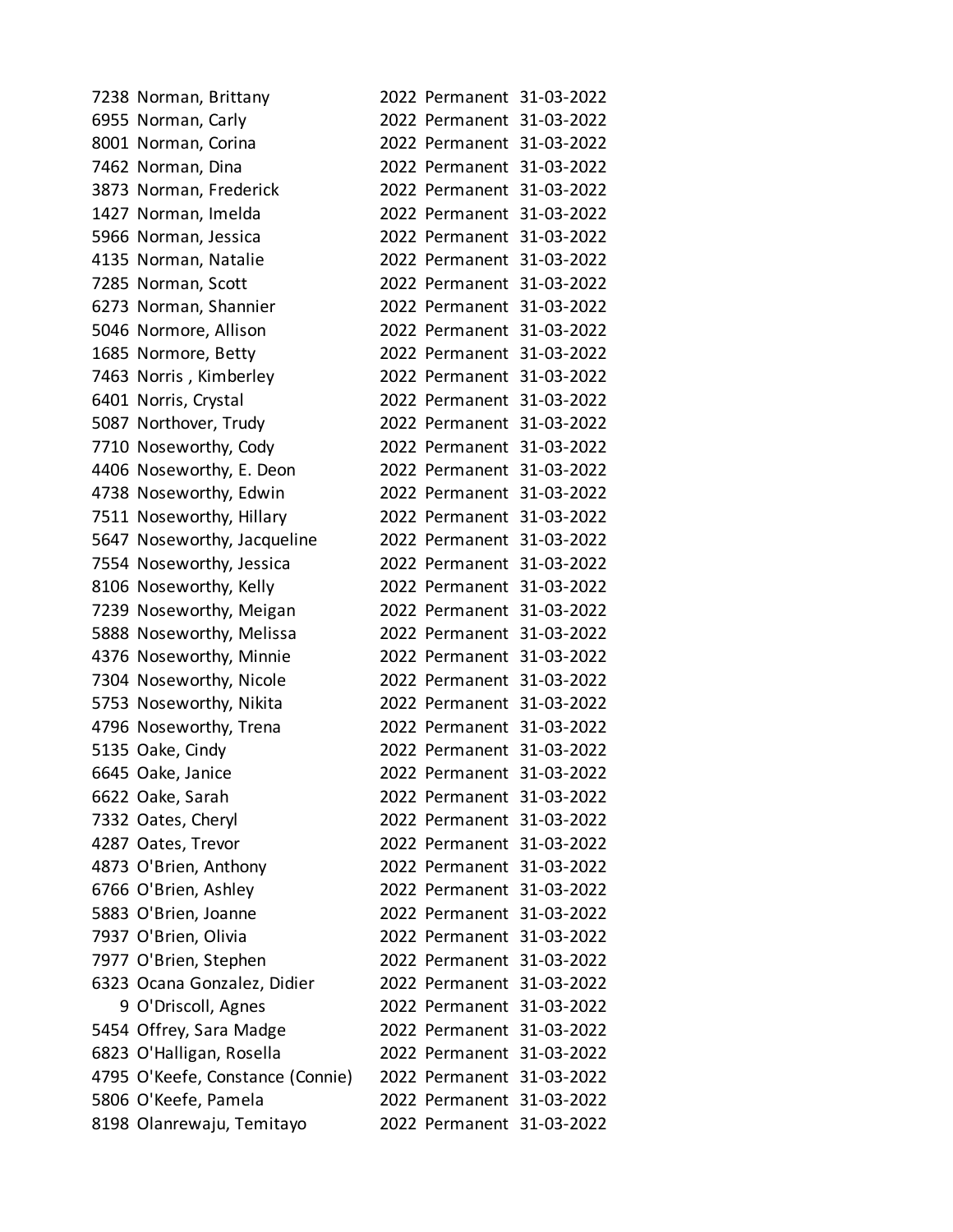| | | | | |
|---|---|---|---|---|
| 7238 | Norman, Brittany | 2022 | Permanent | 31-03-2022 |
| 6955 | Norman, Carly | 2022 | Permanent | 31-03-2022 |
| 8001 | Norman, Corina | 2022 | Permanent | 31-03-2022 |
| 7462 | Norman, Dina | 2022 | Permanent | 31-03-2022 |
| 3873 | Norman, Frederick | 2022 | Permanent | 31-03-2022 |
| 1427 | Norman, Imelda | 2022 | Permanent | 31-03-2022 |
| 5966 | Norman, Jessica | 2022 | Permanent | 31-03-2022 |
| 4135 | Norman, Natalie | 2022 | Permanent | 31-03-2022 |
| 7285 | Norman, Scott | 2022 | Permanent | 31-03-2022 |
| 6273 | Norman, Shannier | 2022 | Permanent | 31-03-2022 |
| 5046 | Normore, Allison | 2022 | Permanent | 31-03-2022 |
| 1685 | Normore, Betty | 2022 | Permanent | 31-03-2022 |
| 7463 | Norris , Kimberley | 2022 | Permanent | 31-03-2022 |
| 6401 | Norris, Crystal | 2022 | Permanent | 31-03-2022 |
| 5087 | Northover, Trudy | 2022 | Permanent | 31-03-2022 |
| 7710 | Noseworthy, Cody | 2022 | Permanent | 31-03-2022 |
| 4406 | Noseworthy, E. Deon | 2022 | Permanent | 31-03-2022 |
| 4738 | Noseworthy, Edwin | 2022 | Permanent | 31-03-2022 |
| 7511 | Noseworthy, Hillary | 2022 | Permanent | 31-03-2022 |
| 5647 | Noseworthy, Jacqueline | 2022 | Permanent | 31-03-2022 |
| 7554 | Noseworthy, Jessica | 2022 | Permanent | 31-03-2022 |
| 8106 | Noseworthy, Kelly | 2022 | Permanent | 31-03-2022 |
| 7239 | Noseworthy, Meigan | 2022 | Permanent | 31-03-2022 |
| 5888 | Noseworthy, Melissa | 2022 | Permanent | 31-03-2022 |
| 4376 | Noseworthy, Minnie | 2022 | Permanent | 31-03-2022 |
| 7304 | Noseworthy, Nicole | 2022 | Permanent | 31-03-2022 |
| 5753 | Noseworthy, Nikita | 2022 | Permanent | 31-03-2022 |
| 4796 | Noseworthy, Trena | 2022 | Permanent | 31-03-2022 |
| 5135 | Oake, Cindy | 2022 | Permanent | 31-03-2022 |
| 6645 | Oake, Janice | 2022 | Permanent | 31-03-2022 |
| 6622 | Oake, Sarah | 2022 | Permanent | 31-03-2022 |
| 7332 | Oates, Cheryl | 2022 | Permanent | 31-03-2022 |
| 4287 | Oates, Trevor | 2022 | Permanent | 31-03-2022 |
| 4873 | O'Brien, Anthony | 2022 | Permanent | 31-03-2022 |
| 6766 | O'Brien, Ashley | 2022 | Permanent | 31-03-2022 |
| 5883 | O'Brien, Joanne | 2022 | Permanent | 31-03-2022 |
| 7937 | O'Brien, Olivia | 2022 | Permanent | 31-03-2022 |
| 7977 | O'Brien, Stephen | 2022 | Permanent | 31-03-2022 |
| 6323 | Ocana Gonzalez, Didier | 2022 | Permanent | 31-03-2022 |
| 9 | O'Driscoll, Agnes | 2022 | Permanent | 31-03-2022 |
| 5454 | Offrey, Sara Madge | 2022 | Permanent | 31-03-2022 |
| 6823 | O'Halligan, Rosella | 2022 | Permanent | 31-03-2022 |
| 4795 | O'Keefe, Constance (Connie) | 2022 | Permanent | 31-03-2022 |
| 5806 | O'Keefe, Pamela | 2022 | Permanent | 31-03-2022 |
| 8198 | Olanrewaju, Temitayo | 2022 | Permanent | 31-03-2022 |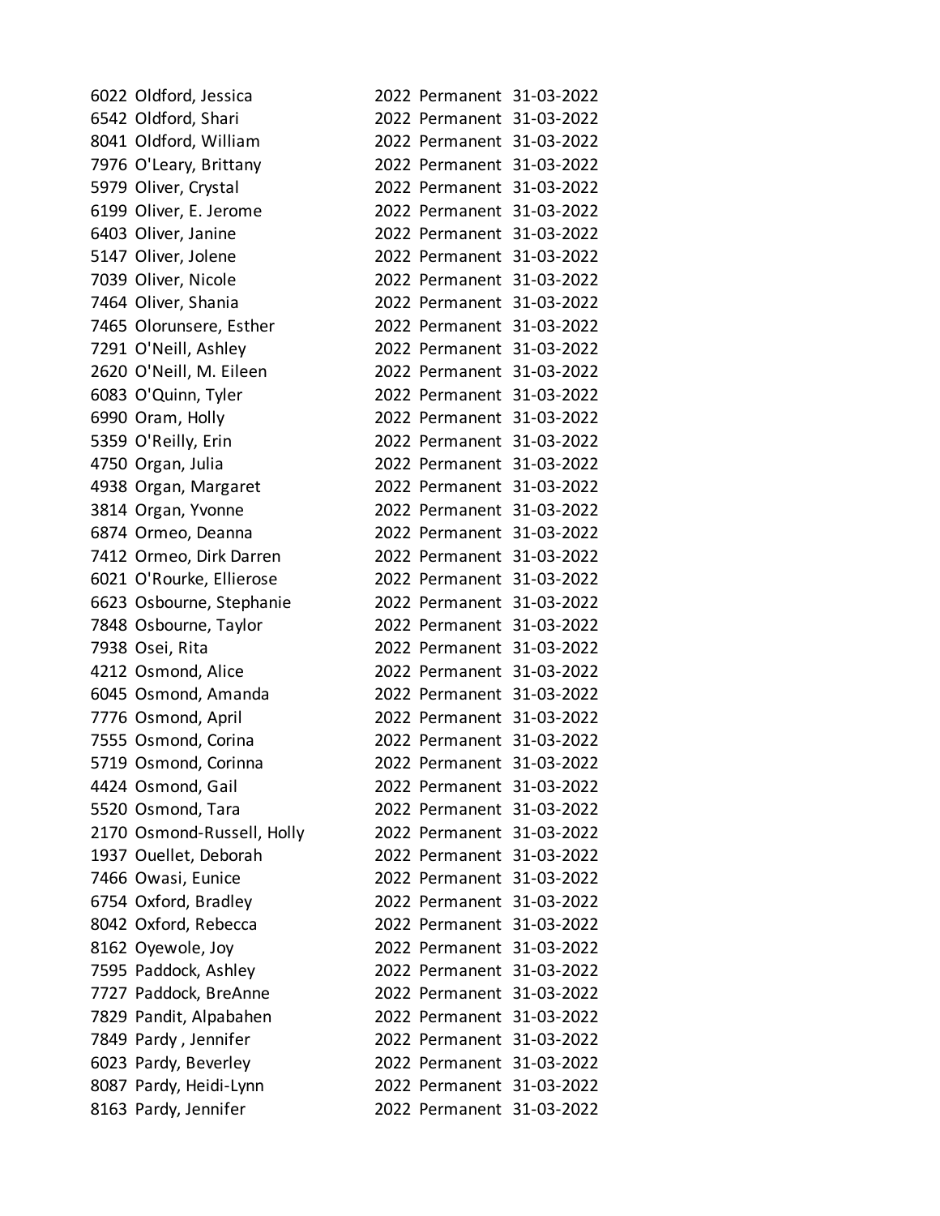| | | | | |
|---|---|---|---|---|
| 6022 | Oldford, Jessica | 2022 | Permanent | 31-03-2022 |
| 6542 | Oldford, Shari | 2022 | Permanent | 31-03-2022 |
| 8041 | Oldford, William | 2022 | Permanent | 31-03-2022 |
| 7976 | O'Leary, Brittany | 2022 | Permanent | 31-03-2022 |
| 5979 | Oliver, Crystal | 2022 | Permanent | 31-03-2022 |
| 6199 | Oliver, E. Jerome | 2022 | Permanent | 31-03-2022 |
| 6403 | Oliver, Janine | 2022 | Permanent | 31-03-2022 |
| 5147 | Oliver, Jolene | 2022 | Permanent | 31-03-2022 |
| 7039 | Oliver, Nicole | 2022 | Permanent | 31-03-2022 |
| 7464 | Oliver, Shania | 2022 | Permanent | 31-03-2022 |
| 7465 | Olorunsere, Esther | 2022 | Permanent | 31-03-2022 |
| 7291 | O'Neill, Ashley | 2022 | Permanent | 31-03-2022 |
| 2620 | O'Neill, M. Eileen | 2022 | Permanent | 31-03-2022 |
| 6083 | O'Quinn, Tyler | 2022 | Permanent | 31-03-2022 |
| 6990 | Oram, Holly | 2022 | Permanent | 31-03-2022 |
| 5359 | O'Reilly, Erin | 2022 | Permanent | 31-03-2022 |
| 4750 | Organ, Julia | 2022 | Permanent | 31-03-2022 |
| 4938 | Organ, Margaret | 2022 | Permanent | 31-03-2022 |
| 3814 | Organ, Yvonne | 2022 | Permanent | 31-03-2022 |
| 6874 | Ormeo, Deanna | 2022 | Permanent | 31-03-2022 |
| 7412 | Ormeo, Dirk Darren | 2022 | Permanent | 31-03-2022 |
| 6021 | O'Rourke, Ellierose | 2022 | Permanent | 31-03-2022 |
| 6623 | Osbourne, Stephanie | 2022 | Permanent | 31-03-2022 |
| 7848 | Osbourne, Taylor | 2022 | Permanent | 31-03-2022 |
| 7938 | Osei, Rita | 2022 | Permanent | 31-03-2022 |
| 4212 | Osmond, Alice | 2022 | Permanent | 31-03-2022 |
| 6045 | Osmond, Amanda | 2022 | Permanent | 31-03-2022 |
| 7776 | Osmond, April | 2022 | Permanent | 31-03-2022 |
| 7555 | Osmond, Corina | 2022 | Permanent | 31-03-2022 |
| 5719 | Osmond, Corinna | 2022 | Permanent | 31-03-2022 |
| 4424 | Osmond, Gail | 2022 | Permanent | 31-03-2022 |
| 5520 | Osmond, Tara | 2022 | Permanent | 31-03-2022 |
| 2170 | Osmond-Russell, Holly | 2022 | Permanent | 31-03-2022 |
| 1937 | Ouellet, Deborah | 2022 | Permanent | 31-03-2022 |
| 7466 | Owasi, Eunice | 2022 | Permanent | 31-03-2022 |
| 6754 | Oxford, Bradley | 2022 | Permanent | 31-03-2022 |
| 8042 | Oxford, Rebecca | 2022 | Permanent | 31-03-2022 |
| 8162 | Oyewole, Joy | 2022 | Permanent | 31-03-2022 |
| 7595 | Paddock, Ashley | 2022 | Permanent | 31-03-2022 |
| 7727 | Paddock, BreAnne | 2022 | Permanent | 31-03-2022 |
| 7829 | Pandit, Alpabahen | 2022 | Permanent | 31-03-2022 |
| 7849 | Pardy , Jennifer | 2022 | Permanent | 31-03-2022 |
| 6023 | Pardy, Beverley | 2022 | Permanent | 31-03-2022 |
| 8087 | Pardy, Heidi-Lynn | 2022 | Permanent | 31-03-2022 |
| 8163 | Pardy, Jennifer | 2022 | Permanent | 31-03-2022 |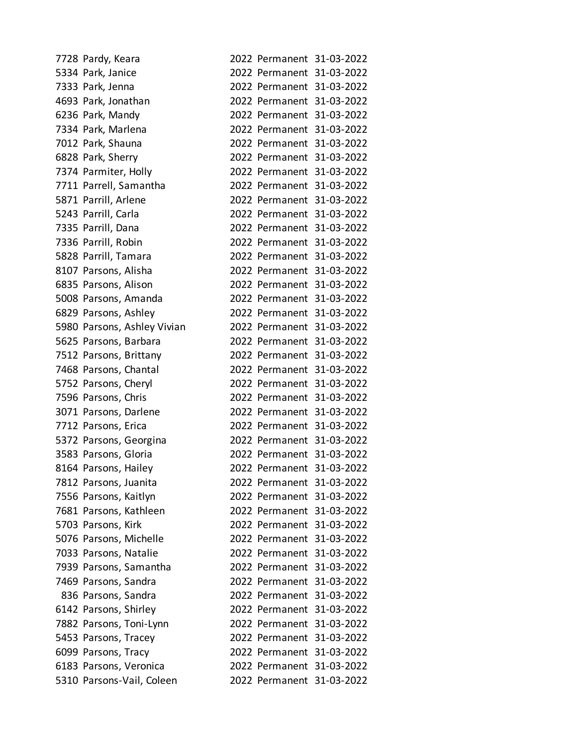| | | | | |
|---|---|---|---|---|
| 7728 | Pardy, Keara | 2022 | Permanent | 31-03-2022 |
| 5334 | Park, Janice | 2022 | Permanent | 31-03-2022 |
| 7333 | Park, Jenna | 2022 | Permanent | 31-03-2022 |
| 4693 | Park, Jonathan | 2022 | Permanent | 31-03-2022 |
| 6236 | Park, Mandy | 2022 | Permanent | 31-03-2022 |
| 7334 | Park, Marlena | 2022 | Permanent | 31-03-2022 |
| 7012 | Park, Shauna | 2022 | Permanent | 31-03-2022 |
| 6828 | Park, Sherry | 2022 | Permanent | 31-03-2022 |
| 7374 | Parmiter, Holly | 2022 | Permanent | 31-03-2022 |
| 7711 | Parrell, Samantha | 2022 | Permanent | 31-03-2022 |
| 5871 | Parrill, Arlene | 2022 | Permanent | 31-03-2022 |
| 5243 | Parrill, Carla | 2022 | Permanent | 31-03-2022 |
| 7335 | Parrill, Dana | 2022 | Permanent | 31-03-2022 |
| 7336 | Parrill, Robin | 2022 | Permanent | 31-03-2022 |
| 5828 | Parrill, Tamara | 2022 | Permanent | 31-03-2022 |
| 8107 | Parsons, Alisha | 2022 | Permanent | 31-03-2022 |
| 6835 | Parsons, Alison | 2022 | Permanent | 31-03-2022 |
| 5008 | Parsons, Amanda | 2022 | Permanent | 31-03-2022 |
| 6829 | Parsons, Ashley | 2022 | Permanent | 31-03-2022 |
| 5980 | Parsons, Ashley Vivian | 2022 | Permanent | 31-03-2022 |
| 5625 | Parsons, Barbara | 2022 | Permanent | 31-03-2022 |
| 7512 | Parsons, Brittany | 2022 | Permanent | 31-03-2022 |
| 7468 | Parsons, Chantal | 2022 | Permanent | 31-03-2022 |
| 5752 | Parsons, Cheryl | 2022 | Permanent | 31-03-2022 |
| 7596 | Parsons, Chris | 2022 | Permanent | 31-03-2022 |
| 3071 | Parsons, Darlene | 2022 | Permanent | 31-03-2022 |
| 7712 | Parsons, Erica | 2022 | Permanent | 31-03-2022 |
| 5372 | Parsons, Georgina | 2022 | Permanent | 31-03-2022 |
| 3583 | Parsons, Gloria | 2022 | Permanent | 31-03-2022 |
| 8164 | Parsons, Hailey | 2022 | Permanent | 31-03-2022 |
| 7812 | Parsons, Juanita | 2022 | Permanent | 31-03-2022 |
| 7556 | Parsons, Kaitlyn | 2022 | Permanent | 31-03-2022 |
| 7681 | Parsons, Kathleen | 2022 | Permanent | 31-03-2022 |
| 5703 | Parsons, Kirk | 2022 | Permanent | 31-03-2022 |
| 5076 | Parsons, Michelle | 2022 | Permanent | 31-03-2022 |
| 7033 | Parsons, Natalie | 2022 | Permanent | 31-03-2022 |
| 7939 | Parsons, Samantha | 2022 | Permanent | 31-03-2022 |
| 7469 | Parsons, Sandra | 2022 | Permanent | 31-03-2022 |
| 836 | Parsons, Sandra | 2022 | Permanent | 31-03-2022 |
| 6142 | Parsons, Shirley | 2022 | Permanent | 31-03-2022 |
| 7882 | Parsons, Toni-Lynn | 2022 | Permanent | 31-03-2022 |
| 5453 | Parsons, Tracey | 2022 | Permanent | 31-03-2022 |
| 6099 | Parsons, Tracy | 2022 | Permanent | 31-03-2022 |
| 6183 | Parsons, Veronica | 2022 | Permanent | 31-03-2022 |
| 5310 | Parsons-Vail, Coleen | 2022 | Permanent | 31-03-2022 |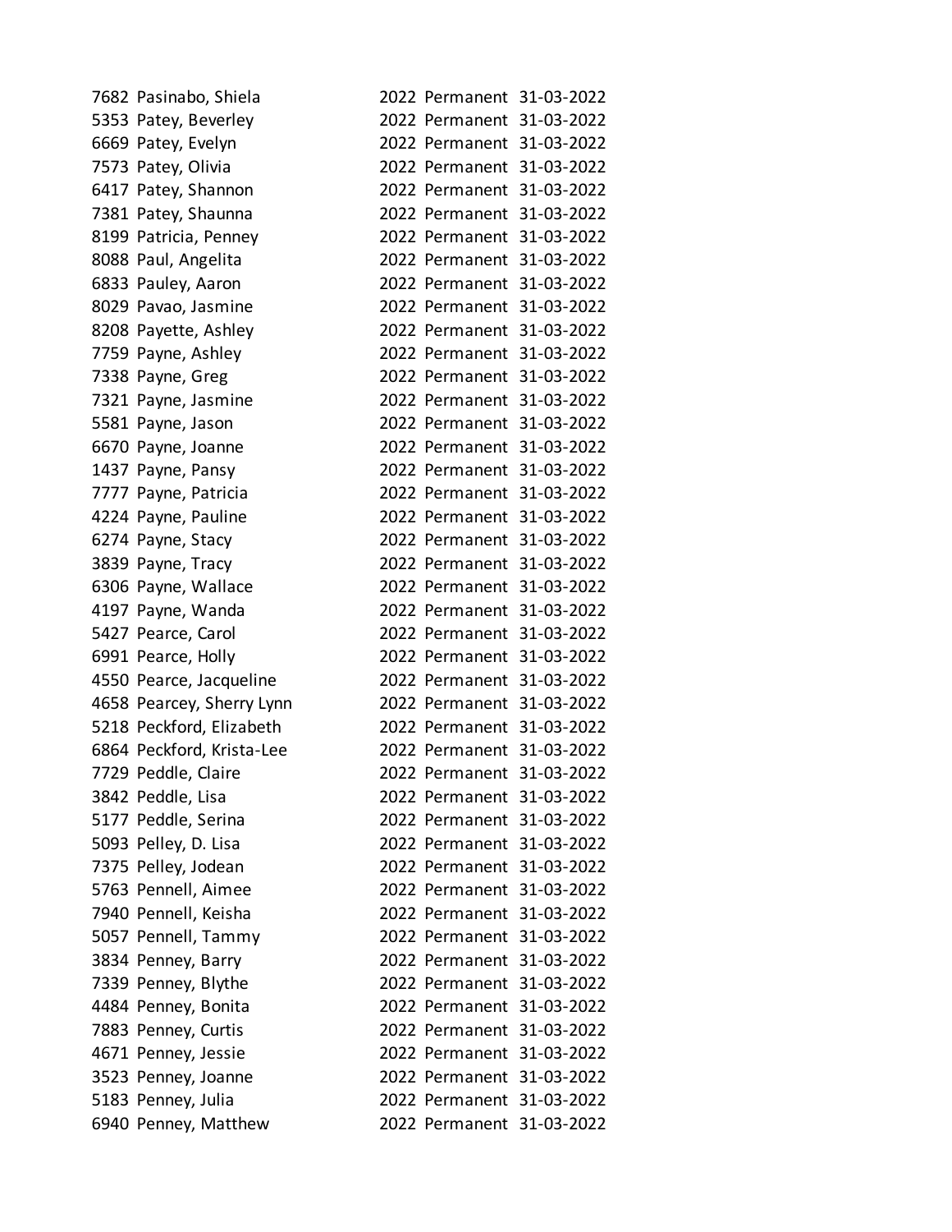| | | | | |
|---|---|---|---|---|
| 7682 | Pasinabo, Shiela | 2022 | Permanent | 31-03-2022 |
| 5353 | Patey, Beverley | 2022 | Permanent | 31-03-2022 |
| 6669 | Patey, Evelyn | 2022 | Permanent | 31-03-2022 |
| 7573 | Patey, Olivia | 2022 | Permanent | 31-03-2022 |
| 6417 | Patey, Shannon | 2022 | Permanent | 31-03-2022 |
| 7381 | Patey, Shaunna | 2022 | Permanent | 31-03-2022 |
| 8199 | Patricia, Penney | 2022 | Permanent | 31-03-2022 |
| 8088 | Paul, Angelita | 2022 | Permanent | 31-03-2022 |
| 6833 | Pauley, Aaron | 2022 | Permanent | 31-03-2022 |
| 8029 | Pavao, Jasmine | 2022 | Permanent | 31-03-2022 |
| 8208 | Payette, Ashley | 2022 | Permanent | 31-03-2022 |
| 7759 | Payne, Ashley | 2022 | Permanent | 31-03-2022 |
| 7338 | Payne, Greg | 2022 | Permanent | 31-03-2022 |
| 7321 | Payne, Jasmine | 2022 | Permanent | 31-03-2022 |
| 5581 | Payne, Jason | 2022 | Permanent | 31-03-2022 |
| 6670 | Payne, Joanne | 2022 | Permanent | 31-03-2022 |
| 1437 | Payne, Pansy | 2022 | Permanent | 31-03-2022 |
| 7777 | Payne, Patricia | 2022 | Permanent | 31-03-2022 |
| 4224 | Payne, Pauline | 2022 | Permanent | 31-03-2022 |
| 6274 | Payne, Stacy | 2022 | Permanent | 31-03-2022 |
| 3839 | Payne, Tracy | 2022 | Permanent | 31-03-2022 |
| 6306 | Payne, Wallace | 2022 | Permanent | 31-03-2022 |
| 4197 | Payne, Wanda | 2022 | Permanent | 31-03-2022 |
| 5427 | Pearce, Carol | 2022 | Permanent | 31-03-2022 |
| 6991 | Pearce, Holly | 2022 | Permanent | 31-03-2022 |
| 4550 | Pearce, Jacqueline | 2022 | Permanent | 31-03-2022 |
| 4658 | Pearcey, Sherry Lynn | 2022 | Permanent | 31-03-2022 |
| 5218 | Peckford, Elizabeth | 2022 | Permanent | 31-03-2022 |
| 6864 | Peckford, Krista-Lee | 2022 | Permanent | 31-03-2022 |
| 7729 | Peddle, Claire | 2022 | Permanent | 31-03-2022 |
| 3842 | Peddle, Lisa | 2022 | Permanent | 31-03-2022 |
| 5177 | Peddle, Serina | 2022 | Permanent | 31-03-2022 |
| 5093 | Pelley, D. Lisa | 2022 | Permanent | 31-03-2022 |
| 7375 | Pelley, Jodean | 2022 | Permanent | 31-03-2022 |
| 5763 | Pennell, Aimee | 2022 | Permanent | 31-03-2022 |
| 7940 | Pennell, Keisha | 2022 | Permanent | 31-03-2022 |
| 5057 | Pennell, Tammy | 2022 | Permanent | 31-03-2022 |
| 3834 | Penney, Barry | 2022 | Permanent | 31-03-2022 |
| 7339 | Penney, Blythe | 2022 | Permanent | 31-03-2022 |
| 4484 | Penney, Bonita | 2022 | Permanent | 31-03-2022 |
| 7883 | Penney, Curtis | 2022 | Permanent | 31-03-2022 |
| 4671 | Penney, Jessie | 2022 | Permanent | 31-03-2022 |
| 3523 | Penney, Joanne | 2022 | Permanent | 31-03-2022 |
| 5183 | Penney, Julia | 2022 | Permanent | 31-03-2022 |
| 6940 | Penney, Matthew | 2022 | Permanent | 31-03-2022 |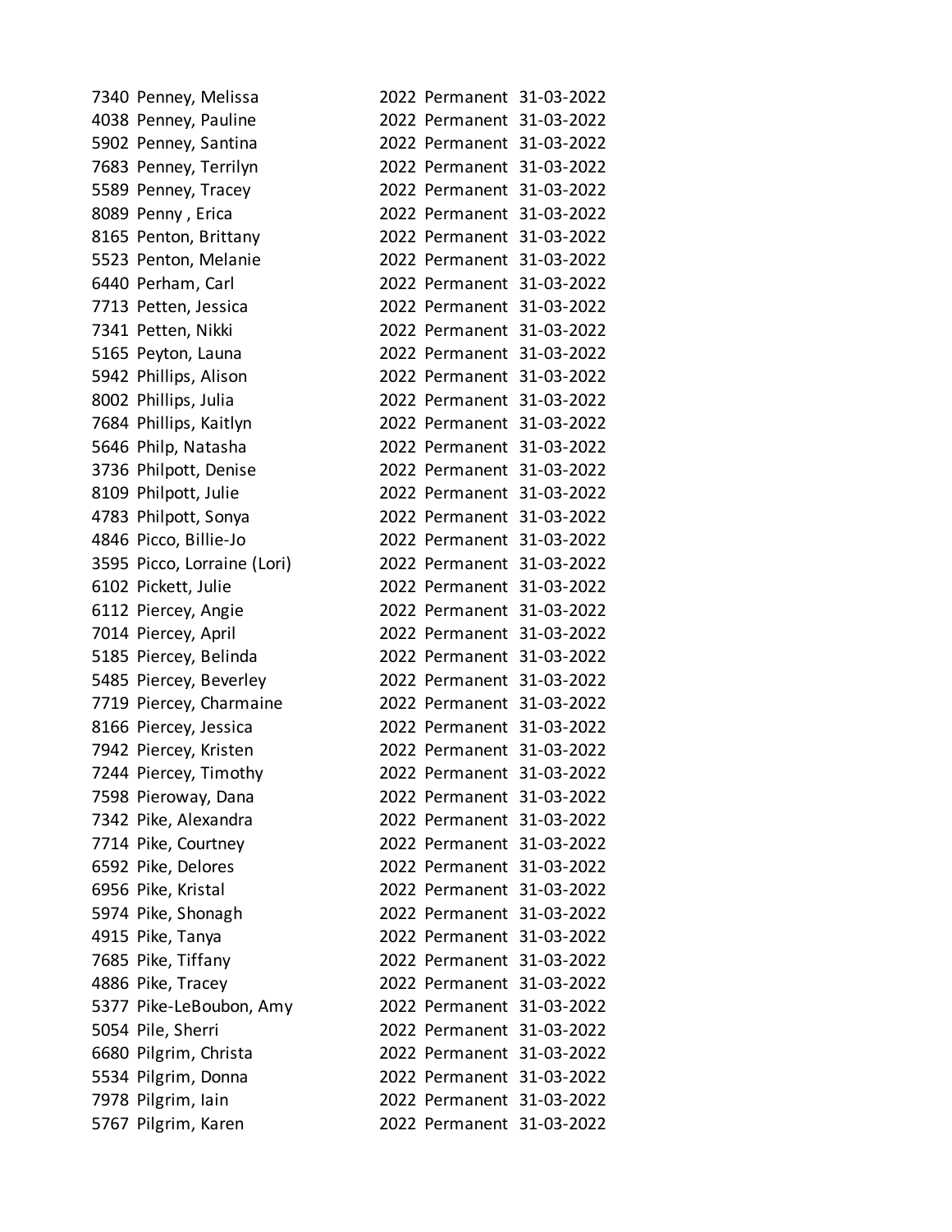| | | | | |
|---|---|---|---|---|
| 7340 | Penney, Melissa | 2022 | Permanent | 31-03-2022 |
| 4038 | Penney, Pauline | 2022 | Permanent | 31-03-2022 |
| 5902 | Penney, Santina | 2022 | Permanent | 31-03-2022 |
| 7683 | Penney, Terrilyn | 2022 | Permanent | 31-03-2022 |
| 5589 | Penney, Tracey | 2022 | Permanent | 31-03-2022 |
| 8089 | Penny , Erica | 2022 | Permanent | 31-03-2022 |
| 8165 | Penton, Brittany | 2022 | Permanent | 31-03-2022 |
| 5523 | Penton, Melanie | 2022 | Permanent | 31-03-2022 |
| 6440 | Perham, Carl | 2022 | Permanent | 31-03-2022 |
| 7713 | Petten, Jessica | 2022 | Permanent | 31-03-2022 |
| 7341 | Petten, Nikki | 2022 | Permanent | 31-03-2022 |
| 5165 | Peyton, Launa | 2022 | Permanent | 31-03-2022 |
| 5942 | Phillips, Alison | 2022 | Permanent | 31-03-2022 |
| 8002 | Phillips, Julia | 2022 | Permanent | 31-03-2022 |
| 7684 | Phillips, Kaitlyn | 2022 | Permanent | 31-03-2022 |
| 5646 | Philp, Natasha | 2022 | Permanent | 31-03-2022 |
| 3736 | Philpott, Denise | 2022 | Permanent | 31-03-2022 |
| 8109 | Philpott, Julie | 2022 | Permanent | 31-03-2022 |
| 4783 | Philpott, Sonya | 2022 | Permanent | 31-03-2022 |
| 4846 | Picco, Billie-Jo | 2022 | Permanent | 31-03-2022 |
| 3595 | Picco, Lorraine (Lori) | 2022 | Permanent | 31-03-2022 |
| 6102 | Pickett, Julie | 2022 | Permanent | 31-03-2022 |
| 6112 | Piercey, Angie | 2022 | Permanent | 31-03-2022 |
| 7014 | Piercey, April | 2022 | Permanent | 31-03-2022 |
| 5185 | Piercey, Belinda | 2022 | Permanent | 31-03-2022 |
| 5485 | Piercey, Beverley | 2022 | Permanent | 31-03-2022 |
| 7719 | Piercey, Charmaine | 2022 | Permanent | 31-03-2022 |
| 8166 | Piercey, Jessica | 2022 | Permanent | 31-03-2022 |
| 7942 | Piercey, Kristen | 2022 | Permanent | 31-03-2022 |
| 7244 | Piercey, Timothy | 2022 | Permanent | 31-03-2022 |
| 7598 | Pieroway, Dana | 2022 | Permanent | 31-03-2022 |
| 7342 | Pike, Alexandra | 2022 | Permanent | 31-03-2022 |
| 7714 | Pike, Courtney | 2022 | Permanent | 31-03-2022 |
| 6592 | Pike, Delores | 2022 | Permanent | 31-03-2022 |
| 6956 | Pike, Kristal | 2022 | Permanent | 31-03-2022 |
| 5974 | Pike, Shonagh | 2022 | Permanent | 31-03-2022 |
| 4915 | Pike, Tanya | 2022 | Permanent | 31-03-2022 |
| 7685 | Pike, Tiffany | 2022 | Permanent | 31-03-2022 |
| 4886 | Pike, Tracey | 2022 | Permanent | 31-03-2022 |
| 5377 | Pike-LeBoubon, Amy | 2022 | Permanent | 31-03-2022 |
| 5054 | Pile, Sherri | 2022 | Permanent | 31-03-2022 |
| 6680 | Pilgrim, Christa | 2022 | Permanent | 31-03-2022 |
| 5534 | Pilgrim, Donna | 2022 | Permanent | 31-03-2022 |
| 7978 | Pilgrim, Iain | 2022 | Permanent | 31-03-2022 |
| 5767 | Pilgrim, Karen | 2022 | Permanent | 31-03-2022 |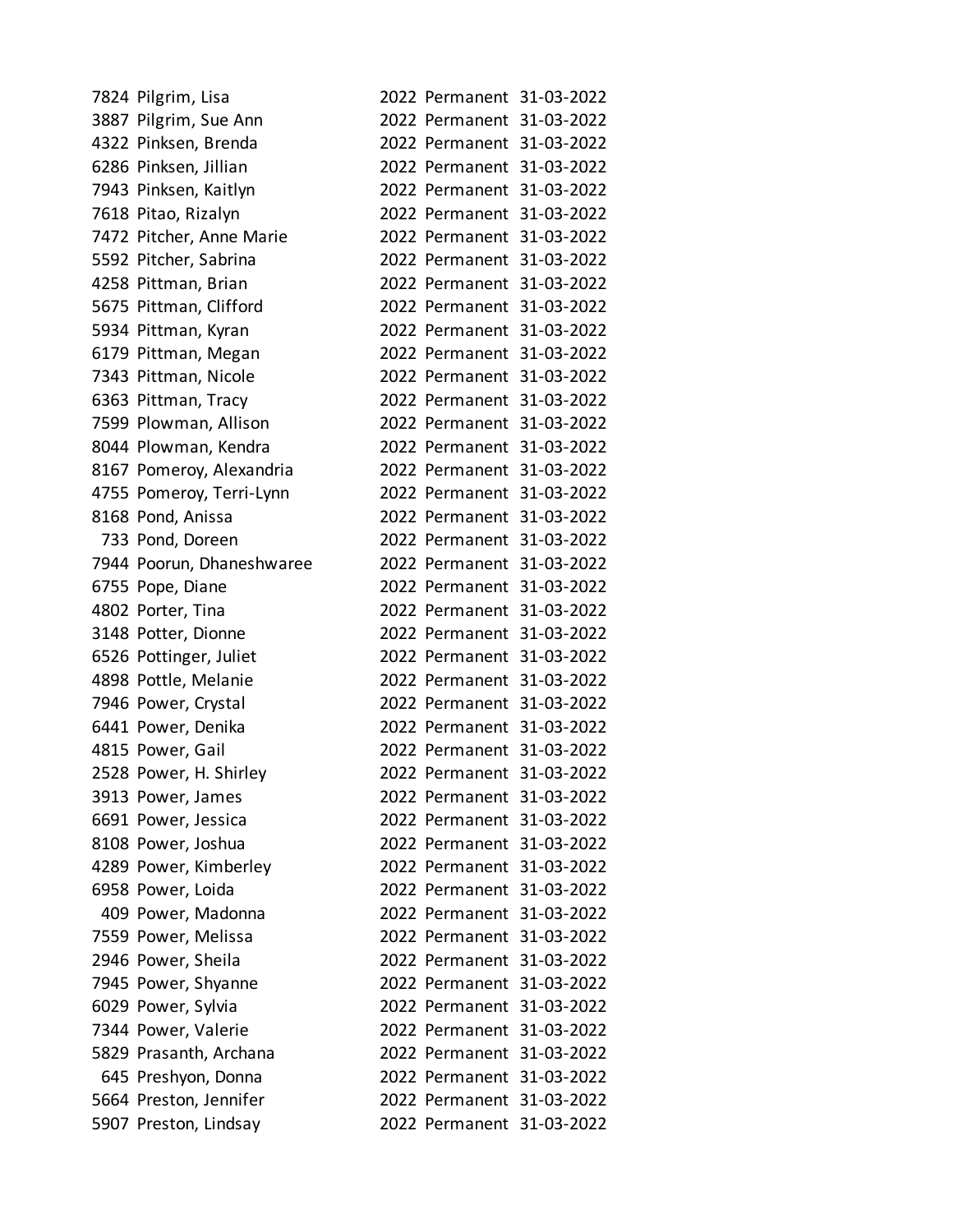| | | | | |
|---|---|---|---|---|
| 7824 | Pilgrim, Lisa | 2022 | Permanent | 31-03-2022 |
| 3887 | Pilgrim, Sue Ann | 2022 | Permanent | 31-03-2022 |
| 4322 | Pinksen, Brenda | 2022 | Permanent | 31-03-2022 |
| 6286 | Pinksen, Jillian | 2022 | Permanent | 31-03-2022 |
| 7943 | Pinksen, Kaitlyn | 2022 | Permanent | 31-03-2022 |
| 7618 | Pitao, Rizalyn | 2022 | Permanent | 31-03-2022 |
| 7472 | Pitcher, Anne Marie | 2022 | Permanent | 31-03-2022 |
| 5592 | Pitcher, Sabrina | 2022 | Permanent | 31-03-2022 |
| 4258 | Pittman, Brian | 2022 | Permanent | 31-03-2022 |
| 5675 | Pittman, Clifford | 2022 | Permanent | 31-03-2022 |
| 5934 | Pittman, Kyran | 2022 | Permanent | 31-03-2022 |
| 6179 | Pittman, Megan | 2022 | Permanent | 31-03-2022 |
| 7343 | Pittman, Nicole | 2022 | Permanent | 31-03-2022 |
| 6363 | Pittman, Tracy | 2022 | Permanent | 31-03-2022 |
| 7599 | Plowman, Allison | 2022 | Permanent | 31-03-2022 |
| 8044 | Plowman, Kendra | 2022 | Permanent | 31-03-2022 |
| 8167 | Pomeroy, Alexandria | 2022 | Permanent | 31-03-2022 |
| 4755 | Pomeroy, Terri-Lynn | 2022 | Permanent | 31-03-2022 |
| 8168 | Pond, Anissa | 2022 | Permanent | 31-03-2022 |
| 733 | Pond, Doreen | 2022 | Permanent | 31-03-2022 |
| 7944 | Poorun, Dhaneshwaree | 2022 | Permanent | 31-03-2022 |
| 6755 | Pope, Diane | 2022 | Permanent | 31-03-2022 |
| 4802 | Porter, Tina | 2022 | Permanent | 31-03-2022 |
| 3148 | Potter, Dionne | 2022 | Permanent | 31-03-2022 |
| 6526 | Pottinger, Juliet | 2022 | Permanent | 31-03-2022 |
| 4898 | Pottle, Melanie | 2022 | Permanent | 31-03-2022 |
| 7946 | Power, Crystal | 2022 | Permanent | 31-03-2022 |
| 6441 | Power, Denika | 2022 | Permanent | 31-03-2022 |
| 4815 | Power, Gail | 2022 | Permanent | 31-03-2022 |
| 2528 | Power, H. Shirley | 2022 | Permanent | 31-03-2022 |
| 3913 | Power, James | 2022 | Permanent | 31-03-2022 |
| 6691 | Power, Jessica | 2022 | Permanent | 31-03-2022 |
| 8108 | Power, Joshua | 2022 | Permanent | 31-03-2022 |
| 4289 | Power, Kimberley | 2022 | Permanent | 31-03-2022 |
| 6958 | Power, Loida | 2022 | Permanent | 31-03-2022 |
| 409 | Power, Madonna | 2022 | Permanent | 31-03-2022 |
| 7559 | Power, Melissa | 2022 | Permanent | 31-03-2022 |
| 2946 | Power, Sheila | 2022 | Permanent | 31-03-2022 |
| 7945 | Power, Shyanne | 2022 | Permanent | 31-03-2022 |
| 6029 | Power, Sylvia | 2022 | Permanent | 31-03-2022 |
| 7344 | Power, Valerie | 2022 | Permanent | 31-03-2022 |
| 5829 | Prasanth, Archana | 2022 | Permanent | 31-03-2022 |
| 645 | Preshyon, Donna | 2022 | Permanent | 31-03-2022 |
| 5664 | Preston, Jennifer | 2022 | Permanent | 31-03-2022 |
| 5907 | Preston, Lindsay | 2022 | Permanent | 31-03-2022 |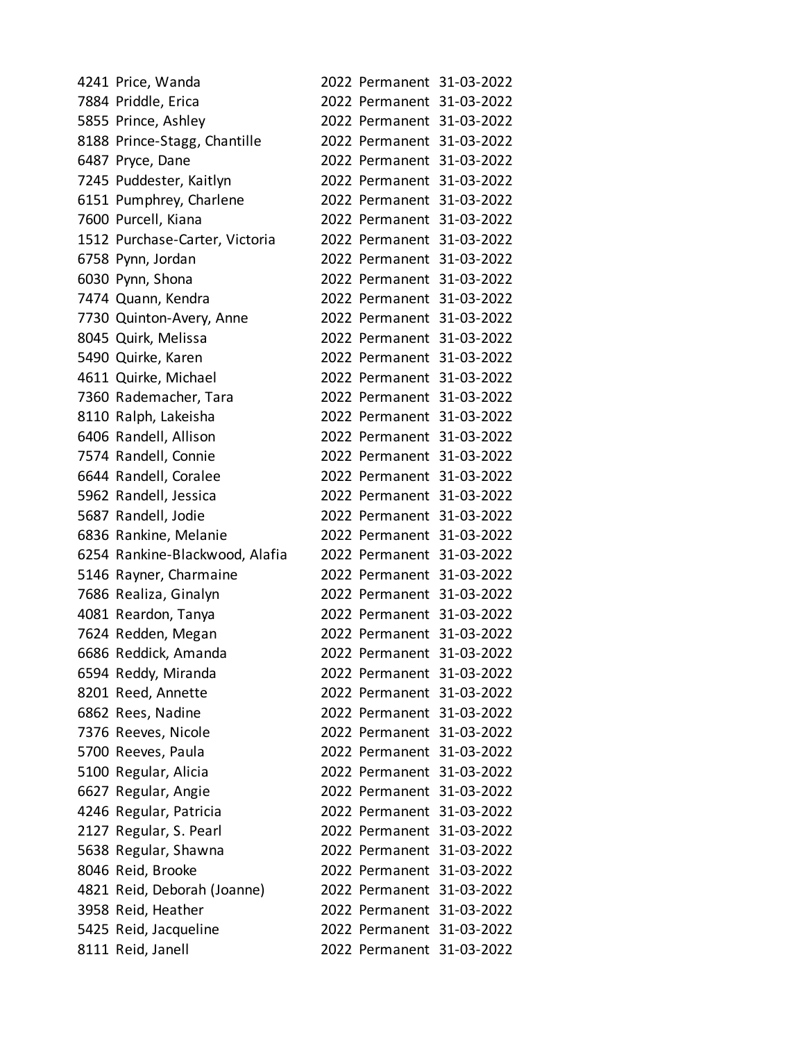| | | | | |
|---|---|---|---|---|
| 4241 | Price, Wanda | 2022 | Permanent | 31-03-2022 |
| 7884 | Priddle, Erica | 2022 | Permanent | 31-03-2022 |
| 5855 | Prince, Ashley | 2022 | Permanent | 31-03-2022 |
| 8188 | Prince-Stagg, Chantille | 2022 | Permanent | 31-03-2022 |
| 6487 | Pryce, Dane | 2022 | Permanent | 31-03-2022 |
| 7245 | Puddester, Kaitlyn | 2022 | Permanent | 31-03-2022 |
| 6151 | Pumphrey, Charlene | 2022 | Permanent | 31-03-2022 |
| 7600 | Purcell, Kiana | 2022 | Permanent | 31-03-2022 |
| 1512 | Purchase-Carter, Victoria | 2022 | Permanent | 31-03-2022 |
| 6758 | Pynn, Jordan | 2022 | Permanent | 31-03-2022 |
| 6030 | Pynn, Shona | 2022 | Permanent | 31-03-2022 |
| 7474 | Quann, Kendra | 2022 | Permanent | 31-03-2022 |
| 7730 | Quinton-Avery, Anne | 2022 | Permanent | 31-03-2022 |
| 8045 | Quirk, Melissa | 2022 | Permanent | 31-03-2022 |
| 5490 | Quirke, Karen | 2022 | Permanent | 31-03-2022 |
| 4611 | Quirke, Michael | 2022 | Permanent | 31-03-2022 |
| 7360 | Rademacher, Tara | 2022 | Permanent | 31-03-2022 |
| 8110 | Ralph, Lakeisha | 2022 | Permanent | 31-03-2022 |
| 6406 | Randell, Allison | 2022 | Permanent | 31-03-2022 |
| 7574 | Randell, Connie | 2022 | Permanent | 31-03-2022 |
| 6644 | Randell, Coralee | 2022 | Permanent | 31-03-2022 |
| 5962 | Randell, Jessica | 2022 | Permanent | 31-03-2022 |
| 5687 | Randell, Jodie | 2022 | Permanent | 31-03-2022 |
| 6836 | Rankine, Melanie | 2022 | Permanent | 31-03-2022 |
| 6254 | Rankine-Blackwood, Alafia | 2022 | Permanent | 31-03-2022 |
| 5146 | Rayner, Charmaine | 2022 | Permanent | 31-03-2022 |
| 7686 | Realiza, Ginalyn | 2022 | Permanent | 31-03-2022 |
| 4081 | Reardon, Tanya | 2022 | Permanent | 31-03-2022 |
| 7624 | Redden, Megan | 2022 | Permanent | 31-03-2022 |
| 6686 | Reddick, Amanda | 2022 | Permanent | 31-03-2022 |
| 6594 | Reddy, Miranda | 2022 | Permanent | 31-03-2022 |
| 8201 | Reed, Annette | 2022 | Permanent | 31-03-2022 |
| 6862 | Rees, Nadine | 2022 | Permanent | 31-03-2022 |
| 7376 | Reeves, Nicole | 2022 | Permanent | 31-03-2022 |
| 5700 | Reeves, Paula | 2022 | Permanent | 31-03-2022 |
| 5100 | Regular, Alicia | 2022 | Permanent | 31-03-2022 |
| 6627 | Regular, Angie | 2022 | Permanent | 31-03-2022 |
| 4246 | Regular, Patricia | 2022 | Permanent | 31-03-2022 |
| 2127 | Regular, S. Pearl | 2022 | Permanent | 31-03-2022 |
| 5638 | Regular, Shawna | 2022 | Permanent | 31-03-2022 |
| 8046 | Reid, Brooke | 2022 | Permanent | 31-03-2022 |
| 4821 | Reid, Deborah (Joanne) | 2022 | Permanent | 31-03-2022 |
| 3958 | Reid, Heather | 2022 | Permanent | 31-03-2022 |
| 5425 | Reid, Jacqueline | 2022 | Permanent | 31-03-2022 |
| 8111 | Reid, Janell | 2022 | Permanent | 31-03-2022 |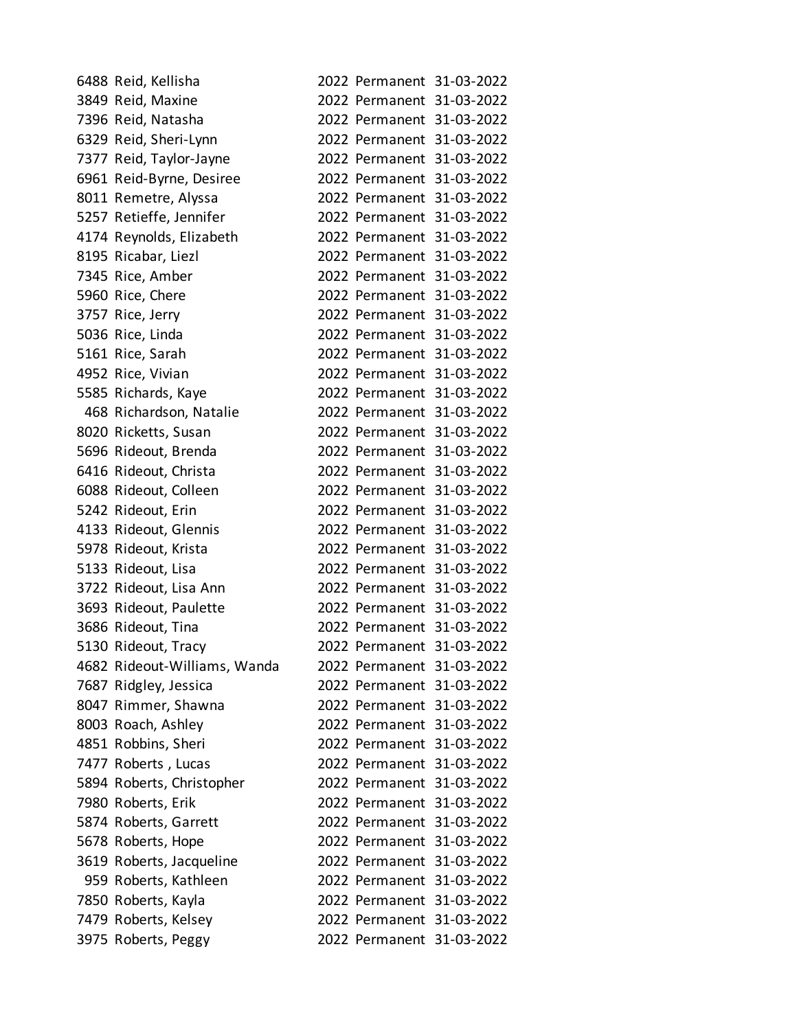| | | | | |
|---|---|---|---|---|
| 6488 | Reid, Kellisha | 2022 | Permanent | 31-03-2022 |
| 3849 | Reid, Maxine | 2022 | Permanent | 31-03-2022 |
| 7396 | Reid, Natasha | 2022 | Permanent | 31-03-2022 |
| 6329 | Reid, Sheri-Lynn | 2022 | Permanent | 31-03-2022 |
| 7377 | Reid, Taylor-Jayne | 2022 | Permanent | 31-03-2022 |
| 6961 | Reid-Byrne, Desiree | 2022 | Permanent | 31-03-2022 |
| 8011 | Remetre, Alyssa | 2022 | Permanent | 31-03-2022 |
| 5257 | Retieffe, Jennifer | 2022 | Permanent | 31-03-2022 |
| 4174 | Reynolds, Elizabeth | 2022 | Permanent | 31-03-2022 |
| 8195 | Ricabar, Liezl | 2022 | Permanent | 31-03-2022 |
| 7345 | Rice, Amber | 2022 | Permanent | 31-03-2022 |
| 5960 | Rice, Chere | 2022 | Permanent | 31-03-2022 |
| 3757 | Rice, Jerry | 2022 | Permanent | 31-03-2022 |
| 5036 | Rice, Linda | 2022 | Permanent | 31-03-2022 |
| 5161 | Rice, Sarah | 2022 | Permanent | 31-03-2022 |
| 4952 | Rice, Vivian | 2022 | Permanent | 31-03-2022 |
| 5585 | Richards, Kaye | 2022 | Permanent | 31-03-2022 |
| 468 | Richardson, Natalie | 2022 | Permanent | 31-03-2022 |
| 8020 | Ricketts, Susan | 2022 | Permanent | 31-03-2022 |
| 5696 | Rideout, Brenda | 2022 | Permanent | 31-03-2022 |
| 6416 | Rideout, Christa | 2022 | Permanent | 31-03-2022 |
| 6088 | Rideout, Colleen | 2022 | Permanent | 31-03-2022 |
| 5242 | Rideout, Erin | 2022 | Permanent | 31-03-2022 |
| 4133 | Rideout, Glennis | 2022 | Permanent | 31-03-2022 |
| 5978 | Rideout, Krista | 2022 | Permanent | 31-03-2022 |
| 5133 | Rideout, Lisa | 2022 | Permanent | 31-03-2022 |
| 3722 | Rideout, Lisa Ann | 2022 | Permanent | 31-03-2022 |
| 3693 | Rideout, Paulette | 2022 | Permanent | 31-03-2022 |
| 3686 | Rideout, Tina | 2022 | Permanent | 31-03-2022 |
| 5130 | Rideout, Tracy | 2022 | Permanent | 31-03-2022 |
| 4682 | Rideout-Williams, Wanda | 2022 | Permanent | 31-03-2022 |
| 7687 | Ridgley, Jessica | 2022 | Permanent | 31-03-2022 |
| 8047 | Rimmer, Shawna | 2022 | Permanent | 31-03-2022 |
| 8003 | Roach, Ashley | 2022 | Permanent | 31-03-2022 |
| 4851 | Robbins, Sheri | 2022 | Permanent | 31-03-2022 |
| 7477 | Roberts , Lucas | 2022 | Permanent | 31-03-2022 |
| 5894 | Roberts, Christopher | 2022 | Permanent | 31-03-2022 |
| 7980 | Roberts, Erik | 2022 | Permanent | 31-03-2022 |
| 5874 | Roberts, Garrett | 2022 | Permanent | 31-03-2022 |
| 5678 | Roberts, Hope | 2022 | Permanent | 31-03-2022 |
| 3619 | Roberts, Jacqueline | 2022 | Permanent | 31-03-2022 |
| 959 | Roberts, Kathleen | 2022 | Permanent | 31-03-2022 |
| 7850 | Roberts, Kayla | 2022 | Permanent | 31-03-2022 |
| 7479 | Roberts, Kelsey | 2022 | Permanent | 31-03-2022 |
| 3975 | Roberts, Peggy | 2022 | Permanent | 31-03-2022 |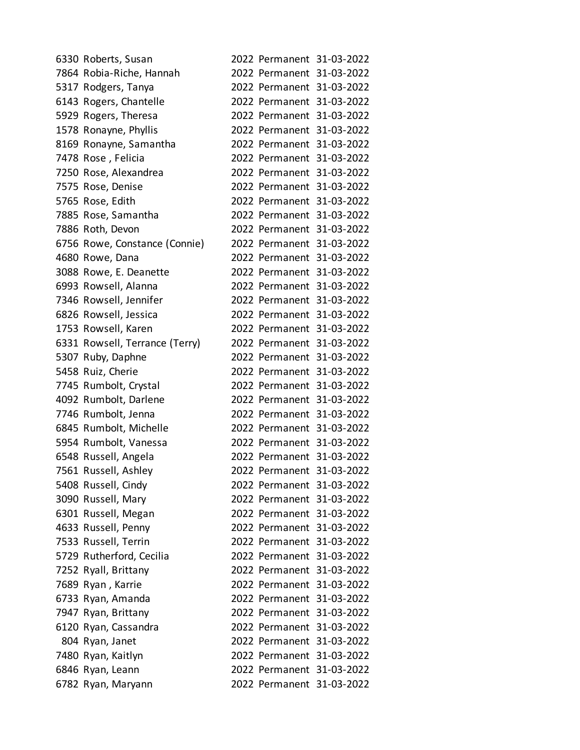| | | | | |
|---|---|---|---|---|
| 6330 | Roberts, Susan | 2022 | Permanent | 31-03-2022 |
| 7864 | Robia-Riche, Hannah | 2022 | Permanent | 31-03-2022 |
| 5317 | Rodgers, Tanya | 2022 | Permanent | 31-03-2022 |
| 6143 | Rogers, Chantelle | 2022 | Permanent | 31-03-2022 |
| 5929 | Rogers, Theresa | 2022 | Permanent | 31-03-2022 |
| 1578 | Ronayne, Phyllis | 2022 | Permanent | 31-03-2022 |
| 8169 | Ronayne, Samantha | 2022 | Permanent | 31-03-2022 |
| 7478 | Rose , Felicia | 2022 | Permanent | 31-03-2022 |
| 7250 | Rose, Alexandrea | 2022 | Permanent | 31-03-2022 |
| 7575 | Rose, Denise | 2022 | Permanent | 31-03-2022 |
| 5765 | Rose, Edith | 2022 | Permanent | 31-03-2022 |
| 7885 | Rose, Samantha | 2022 | Permanent | 31-03-2022 |
| 7886 | Roth, Devon | 2022 | Permanent | 31-03-2022 |
| 6756 | Rowe, Constance (Connie) | 2022 | Permanent | 31-03-2022 |
| 4680 | Rowe, Dana | 2022 | Permanent | 31-03-2022 |
| 3088 | Rowe, E. Deanette | 2022 | Permanent | 31-03-2022 |
| 6993 | Rowsell, Alanna | 2022 | Permanent | 31-03-2022 |
| 7346 | Rowsell, Jennifer | 2022 | Permanent | 31-03-2022 |
| 6826 | Rowsell, Jessica | 2022 | Permanent | 31-03-2022 |
| 1753 | Rowsell, Karen | 2022 | Permanent | 31-03-2022 |
| 6331 | Rowsell, Terrance (Terry) | 2022 | Permanent | 31-03-2022 |
| 5307 | Ruby, Daphne | 2022 | Permanent | 31-03-2022 |
| 5458 | Ruiz, Cherie | 2022 | Permanent | 31-03-2022 |
| 7745 | Rumbolt, Crystal | 2022 | Permanent | 31-03-2022 |
| 4092 | Rumbolt, Darlene | 2022 | Permanent | 31-03-2022 |
| 7746 | Rumbolt, Jenna | 2022 | Permanent | 31-03-2022 |
| 6845 | Rumbolt, Michelle | 2022 | Permanent | 31-03-2022 |
| 5954 | Rumbolt, Vanessa | 2022 | Permanent | 31-03-2022 |
| 6548 | Russell, Angela | 2022 | Permanent | 31-03-2022 |
| 7561 | Russell, Ashley | 2022 | Permanent | 31-03-2022 |
| 5408 | Russell, Cindy | 2022 | Permanent | 31-03-2022 |
| 3090 | Russell, Mary | 2022 | Permanent | 31-03-2022 |
| 6301 | Russell, Megan | 2022 | Permanent | 31-03-2022 |
| 4633 | Russell, Penny | 2022 | Permanent | 31-03-2022 |
| 7533 | Russell, Terrin | 2022 | Permanent | 31-03-2022 |
| 5729 | Rutherford, Cecilia | 2022 | Permanent | 31-03-2022 |
| 7252 | Ryall, Brittany | 2022 | Permanent | 31-03-2022 |
| 7689 | Ryan , Karrie | 2022 | Permanent | 31-03-2022 |
| 6733 | Ryan, Amanda | 2022 | Permanent | 31-03-2022 |
| 7947 | Ryan, Brittany | 2022 | Permanent | 31-03-2022 |
| 6120 | Ryan, Cassandra | 2022 | Permanent | 31-03-2022 |
| 804 | Ryan, Janet | 2022 | Permanent | 31-03-2022 |
| 7480 | Ryan, Kaitlyn | 2022 | Permanent | 31-03-2022 |
| 6846 | Ryan, Leann | 2022 | Permanent | 31-03-2022 |
| 6782 | Ryan, Maryann | 2022 | Permanent | 31-03-2022 |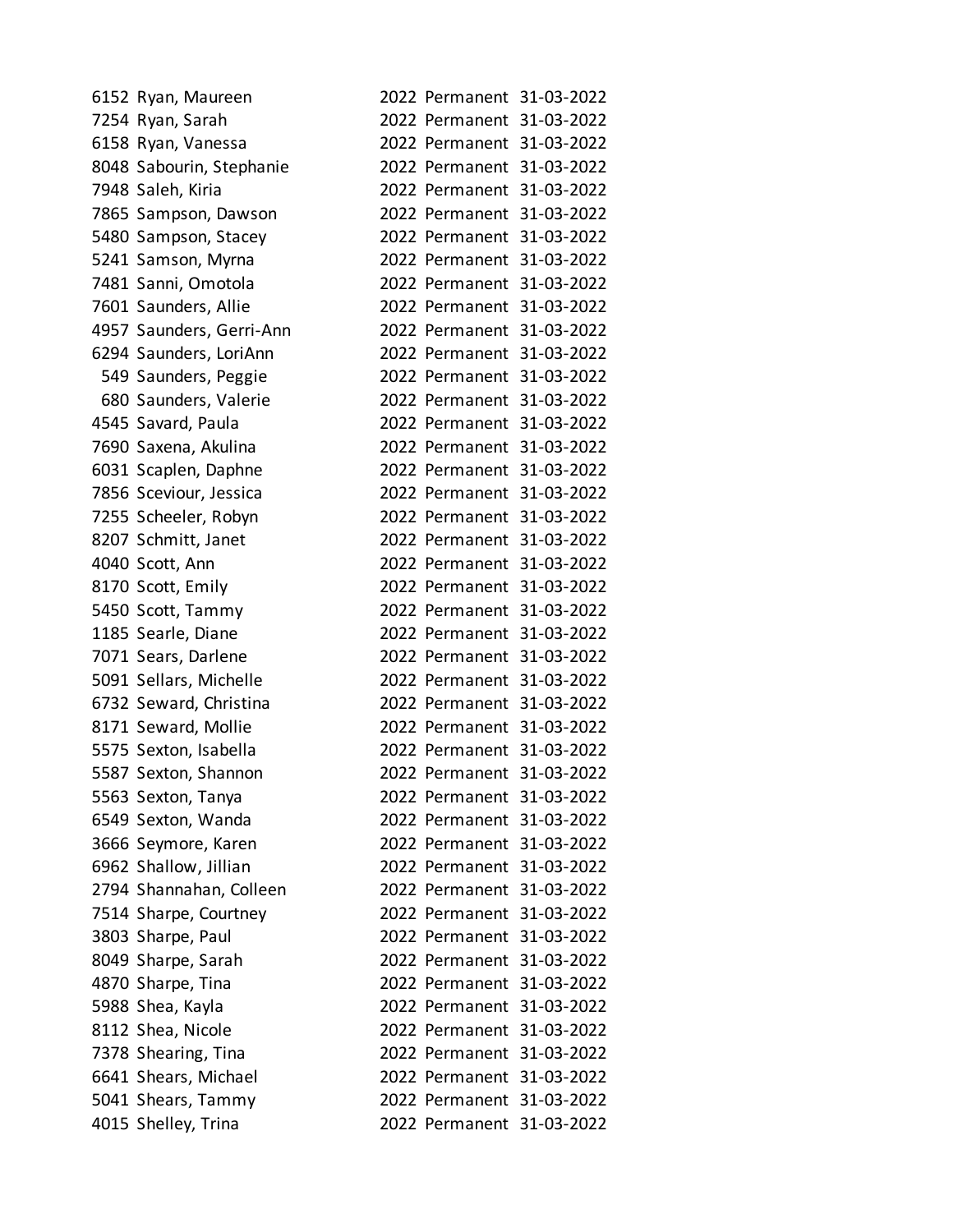| | | | | |
|---|---|---|---|---|
| 6152 | Ryan, Maureen | 2022 | Permanent | 31-03-2022 |
| 7254 | Ryan, Sarah | 2022 | Permanent | 31-03-2022 |
| 6158 | Ryan, Vanessa | 2022 | Permanent | 31-03-2022 |
| 8048 | Sabourin, Stephanie | 2022 | Permanent | 31-03-2022 |
| 7948 | Saleh, Kiria | 2022 | Permanent | 31-03-2022 |
| 7865 | Sampson, Dawson | 2022 | Permanent | 31-03-2022 |
| 5480 | Sampson, Stacey | 2022 | Permanent | 31-03-2022 |
| 5241 | Samson, Myrna | 2022 | Permanent | 31-03-2022 |
| 7481 | Sanni, Omotola | 2022 | Permanent | 31-03-2022 |
| 7601 | Saunders, Allie | 2022 | Permanent | 31-03-2022 |
| 4957 | Saunders, Gerri-Ann | 2022 | Permanent | 31-03-2022 |
| 6294 | Saunders, LoriAnn | 2022 | Permanent | 31-03-2022 |
| 549 | Saunders, Peggie | 2022 | Permanent | 31-03-2022 |
| 680 | Saunders, Valerie | 2022 | Permanent | 31-03-2022 |
| 4545 | Savard, Paula | 2022 | Permanent | 31-03-2022 |
| 7690 | Saxena, Akulina | 2022 | Permanent | 31-03-2022 |
| 6031 | Scaplen, Daphne | 2022 | Permanent | 31-03-2022 |
| 7856 | Sceviour, Jessica | 2022 | Permanent | 31-03-2022 |
| 7255 | Scheeler, Robyn | 2022 | Permanent | 31-03-2022 |
| 8207 | Schmitt, Janet | 2022 | Permanent | 31-03-2022 |
| 4040 | Scott, Ann | 2022 | Permanent | 31-03-2022 |
| 8170 | Scott, Emily | 2022 | Permanent | 31-03-2022 |
| 5450 | Scott, Tammy | 2022 | Permanent | 31-03-2022 |
| 1185 | Searle, Diane | 2022 | Permanent | 31-03-2022 |
| 7071 | Sears, Darlene | 2022 | Permanent | 31-03-2022 |
| 5091 | Sellars, Michelle | 2022 | Permanent | 31-03-2022 |
| 6732 | Seward, Christina | 2022 | Permanent | 31-03-2022 |
| 8171 | Seward, Mollie | 2022 | Permanent | 31-03-2022 |
| 5575 | Sexton, Isabella | 2022 | Permanent | 31-03-2022 |
| 5587 | Sexton, Shannon | 2022 | Permanent | 31-03-2022 |
| 5563 | Sexton, Tanya | 2022 | Permanent | 31-03-2022 |
| 6549 | Sexton, Wanda | 2022 | Permanent | 31-03-2022 |
| 3666 | Seymore, Karen | 2022 | Permanent | 31-03-2022 |
| 6962 | Shallow, Jillian | 2022 | Permanent | 31-03-2022 |
| 2794 | Shannahan, Colleen | 2022 | Permanent | 31-03-2022 |
| 7514 | Sharpe, Courtney | 2022 | Permanent | 31-03-2022 |
| 3803 | Sharpe, Paul | 2022 | Permanent | 31-03-2022 |
| 8049 | Sharpe, Sarah | 2022 | Permanent | 31-03-2022 |
| 4870 | Sharpe, Tina | 2022 | Permanent | 31-03-2022 |
| 5988 | Shea, Kayla | 2022 | Permanent | 31-03-2022 |
| 8112 | Shea, Nicole | 2022 | Permanent | 31-03-2022 |
| 7378 | Shearing, Tina | 2022 | Permanent | 31-03-2022 |
| 6641 | Shears, Michael | 2022 | Permanent | 31-03-2022 |
| 5041 | Shears, Tammy | 2022 | Permanent | 31-03-2022 |
| 4015 | Shelley, Trina | 2022 | Permanent | 31-03-2022 |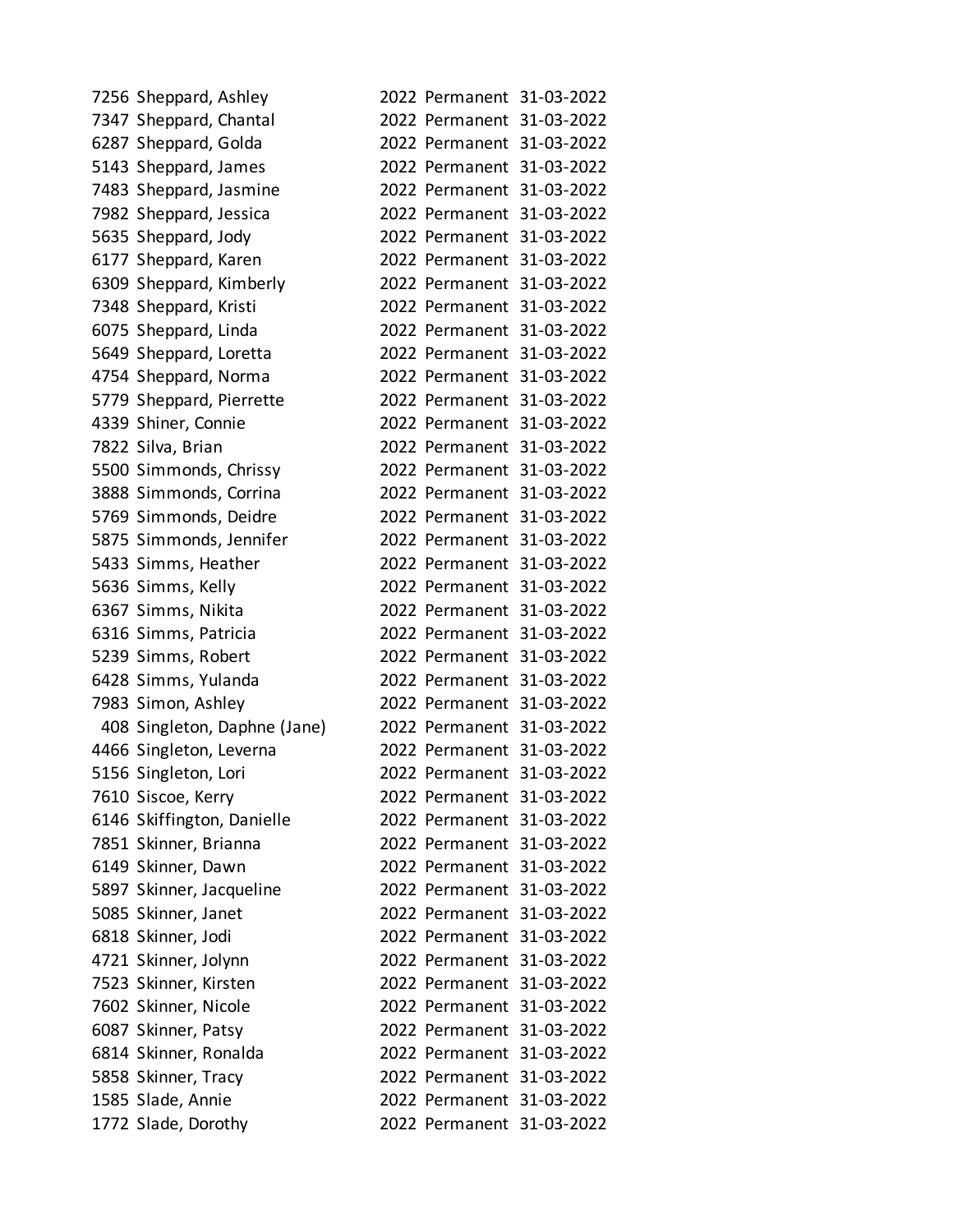| | | | | |
|---|---|---|---|---|
| 7256 | Sheppard, Ashley | 2022 | Permanent | 31-03-2022 |
| 7347 | Sheppard, Chantal | 2022 | Permanent | 31-03-2022 |
| 6287 | Sheppard, Golda | 2022 | Permanent | 31-03-2022 |
| 5143 | Sheppard, James | 2022 | Permanent | 31-03-2022 |
| 7483 | Sheppard, Jasmine | 2022 | Permanent | 31-03-2022 |
| 7982 | Sheppard, Jessica | 2022 | Permanent | 31-03-2022 |
| 5635 | Sheppard, Jody | 2022 | Permanent | 31-03-2022 |
| 6177 | Sheppard, Karen | 2022 | Permanent | 31-03-2022 |
| 6309 | Sheppard, Kimberly | 2022 | Permanent | 31-03-2022 |
| 7348 | Sheppard, Kristi | 2022 | Permanent | 31-03-2022 |
| 6075 | Sheppard, Linda | 2022 | Permanent | 31-03-2022 |
| 5649 | Sheppard, Loretta | 2022 | Permanent | 31-03-2022 |
| 4754 | Sheppard, Norma | 2022 | Permanent | 31-03-2022 |
| 5779 | Sheppard, Pierrette | 2022 | Permanent | 31-03-2022 |
| 4339 | Shiner, Connie | 2022 | Permanent | 31-03-2022 |
| 7822 | Silva, Brian | 2022 | Permanent | 31-03-2022 |
| 5500 | Simmonds, Chrissy | 2022 | Permanent | 31-03-2022 |
| 3888 | Simmonds, Corrina | 2022 | Permanent | 31-03-2022 |
| 5769 | Simmonds, Deidre | 2022 | Permanent | 31-03-2022 |
| 5875 | Simmonds, Jennifer | 2022 | Permanent | 31-03-2022 |
| 5433 | Simms, Heather | 2022 | Permanent | 31-03-2022 |
| 5636 | Simms, Kelly | 2022 | Permanent | 31-03-2022 |
| 6367 | Simms, Nikita | 2022 | Permanent | 31-03-2022 |
| 6316 | Simms, Patricia | 2022 | Permanent | 31-03-2022 |
| 5239 | Simms, Robert | 2022 | Permanent | 31-03-2022 |
| 6428 | Simms, Yulanda | 2022 | Permanent | 31-03-2022 |
| 7983 | Simon, Ashley | 2022 | Permanent | 31-03-2022 |
| 408 | Singleton, Daphne (Jane) | 2022 | Permanent | 31-03-2022 |
| 4466 | Singleton, Leverna | 2022 | Permanent | 31-03-2022 |
| 5156 | Singleton, Lori | 2022 | Permanent | 31-03-2022 |
| 7610 | Siscoe, Kerry | 2022 | Permanent | 31-03-2022 |
| 6146 | Skiffington, Danielle | 2022 | Permanent | 31-03-2022 |
| 7851 | Skinner, Brianna | 2022 | Permanent | 31-03-2022 |
| 6149 | Skinner, Dawn | 2022 | Permanent | 31-03-2022 |
| 5897 | Skinner, Jacqueline | 2022 | Permanent | 31-03-2022 |
| 5085 | Skinner, Janet | 2022 | Permanent | 31-03-2022 |
| 6818 | Skinner, Jodi | 2022 | Permanent | 31-03-2022 |
| 4721 | Skinner, Jolynn | 2022 | Permanent | 31-03-2022 |
| 7523 | Skinner, Kirsten | 2022 | Permanent | 31-03-2022 |
| 7602 | Skinner, Nicole | 2022 | Permanent | 31-03-2022 |
| 6087 | Skinner, Patsy | 2022 | Permanent | 31-03-2022 |
| 6814 | Skinner, Ronalda | 2022 | Permanent | 31-03-2022 |
| 5858 | Skinner, Tracy | 2022 | Permanent | 31-03-2022 |
| 1585 | Slade, Annie | 2022 | Permanent | 31-03-2022 |
| 1772 | Slade, Dorothy | 2022 | Permanent | 31-03-2022 |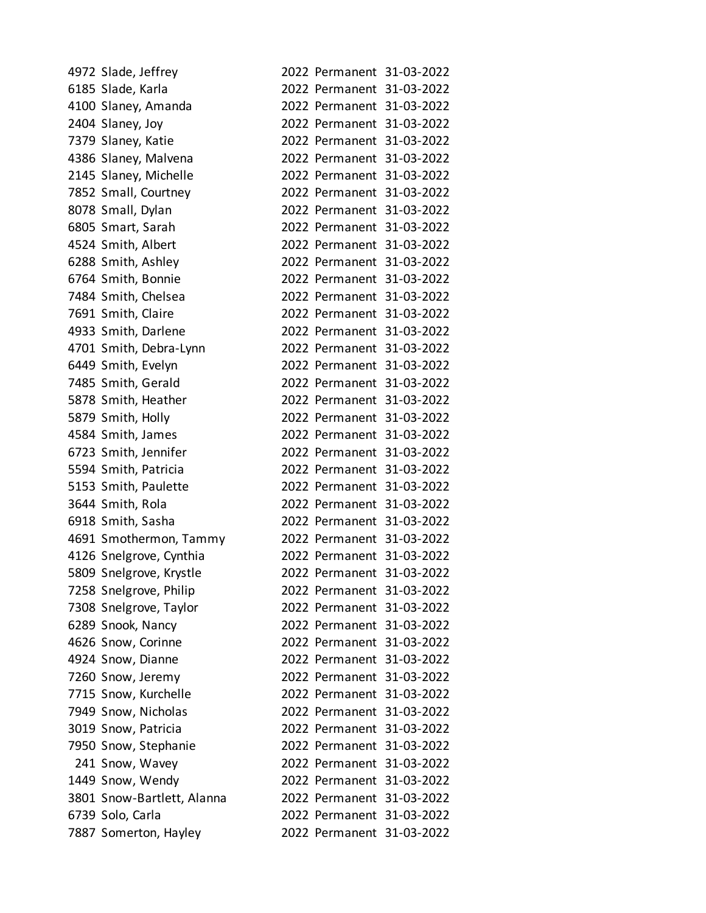| | | | | |
|---|---|---|---|---|
| 4972 | Slade, Jeffrey | 2022 | Permanent | 31-03-2022 |
| 6185 | Slade, Karla | 2022 | Permanent | 31-03-2022 |
| 4100 | Slaney, Amanda | 2022 | Permanent | 31-03-2022 |
| 2404 | Slaney, Joy | 2022 | Permanent | 31-03-2022 |
| 7379 | Slaney, Katie | 2022 | Permanent | 31-03-2022 |
| 4386 | Slaney, Malvena | 2022 | Permanent | 31-03-2022 |
| 2145 | Slaney, Michelle | 2022 | Permanent | 31-03-2022 |
| 7852 | Small, Courtney | 2022 | Permanent | 31-03-2022 |
| 8078 | Small, Dylan | 2022 | Permanent | 31-03-2022 |
| 6805 | Smart, Sarah | 2022 | Permanent | 31-03-2022 |
| 4524 | Smith, Albert | 2022 | Permanent | 31-03-2022 |
| 6288 | Smith, Ashley | 2022 | Permanent | 31-03-2022 |
| 6764 | Smith, Bonnie | 2022 | Permanent | 31-03-2022 |
| 7484 | Smith, Chelsea | 2022 | Permanent | 31-03-2022 |
| 7691 | Smith, Claire | 2022 | Permanent | 31-03-2022 |
| 4933 | Smith, Darlene | 2022 | Permanent | 31-03-2022 |
| 4701 | Smith, Debra-Lynn | 2022 | Permanent | 31-03-2022 |
| 6449 | Smith, Evelyn | 2022 | Permanent | 31-03-2022 |
| 7485 | Smith, Gerald | 2022 | Permanent | 31-03-2022 |
| 5878 | Smith, Heather | 2022 | Permanent | 31-03-2022 |
| 5879 | Smith, Holly | 2022 | Permanent | 31-03-2022 |
| 4584 | Smith, James | 2022 | Permanent | 31-03-2022 |
| 6723 | Smith, Jennifer | 2022 | Permanent | 31-03-2022 |
| 5594 | Smith, Patricia | 2022 | Permanent | 31-03-2022 |
| 5153 | Smith, Paulette | 2022 | Permanent | 31-03-2022 |
| 3644 | Smith, Rola | 2022 | Permanent | 31-03-2022 |
| 6918 | Smith, Sasha | 2022 | Permanent | 31-03-2022 |
| 4691 | Smothermon, Tammy | 2022 | Permanent | 31-03-2022 |
| 4126 | Snelgrove, Cynthia | 2022 | Permanent | 31-03-2022 |
| 5809 | Snelgrove, Krystle | 2022 | Permanent | 31-03-2022 |
| 7258 | Snelgrove, Philip | 2022 | Permanent | 31-03-2022 |
| 7308 | Snelgrove, Taylor | 2022 | Permanent | 31-03-2022 |
| 6289 | Snook, Nancy | 2022 | Permanent | 31-03-2022 |
| 4626 | Snow, Corinne | 2022 | Permanent | 31-03-2022 |
| 4924 | Snow, Dianne | 2022 | Permanent | 31-03-2022 |
| 7260 | Snow, Jeremy | 2022 | Permanent | 31-03-2022 |
| 7715 | Snow, Kurchelle | 2022 | Permanent | 31-03-2022 |
| 7949 | Snow, Nicholas | 2022 | Permanent | 31-03-2022 |
| 3019 | Snow, Patricia | 2022 | Permanent | 31-03-2022 |
| 7950 | Snow, Stephanie | 2022 | Permanent | 31-03-2022 |
| 241 | Snow, Wavey | 2022 | Permanent | 31-03-2022 |
| 1449 | Snow, Wendy | 2022 | Permanent | 31-03-2022 |
| 3801 | Snow-Bartlett, Alanna | 2022 | Permanent | 31-03-2022 |
| 6739 | Solo, Carla | 2022 | Permanent | 31-03-2022 |
| 7887 | Somerton, Hayley | 2022 | Permanent | 31-03-2022 |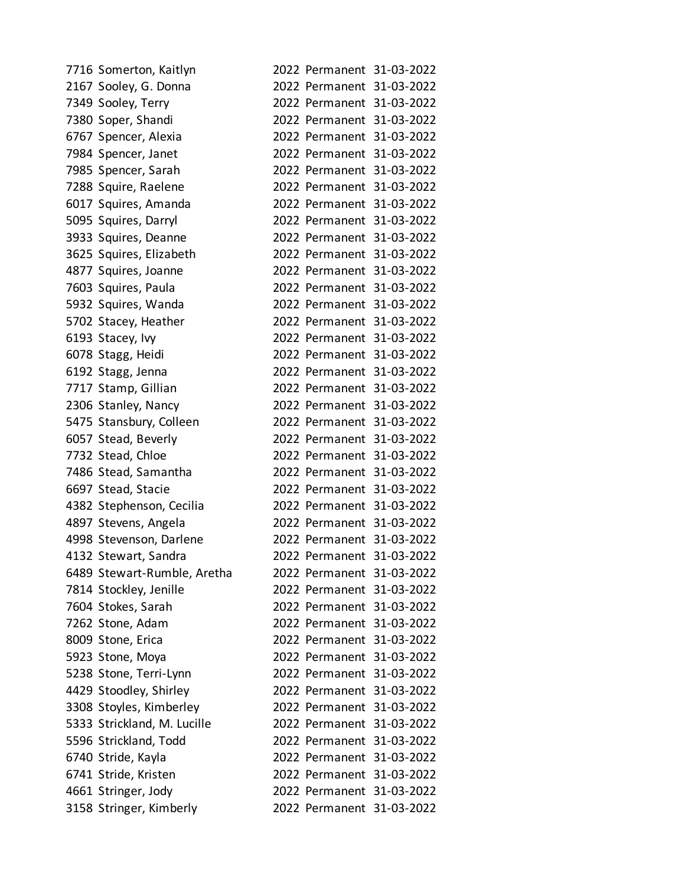| | | | | |
|---|---|---|---|---|
| 7716 | Somerton, Kaitlyn | 2022 | Permanent | 31-03-2022 |
| 2167 | Sooley, G. Donna | 2022 | Permanent | 31-03-2022 |
| 7349 | Sooley, Terry | 2022 | Permanent | 31-03-2022 |
| 7380 | Soper, Shandi | 2022 | Permanent | 31-03-2022 |
| 6767 | Spencer, Alexia | 2022 | Permanent | 31-03-2022 |
| 7984 | Spencer, Janet | 2022 | Permanent | 31-03-2022 |
| 7985 | Spencer, Sarah | 2022 | Permanent | 31-03-2022 |
| 7288 | Squire, Raelene | 2022 | Permanent | 31-03-2022 |
| 6017 | Squires, Amanda | 2022 | Permanent | 31-03-2022 |
| 5095 | Squires, Darryl | 2022 | Permanent | 31-03-2022 |
| 3933 | Squires, Deanne | 2022 | Permanent | 31-03-2022 |
| 3625 | Squires, Elizabeth | 2022 | Permanent | 31-03-2022 |
| 4877 | Squires, Joanne | 2022 | Permanent | 31-03-2022 |
| 7603 | Squires, Paula | 2022 | Permanent | 31-03-2022 |
| 5932 | Squires, Wanda | 2022 | Permanent | 31-03-2022 |
| 5702 | Stacey, Heather | 2022 | Permanent | 31-03-2022 |
| 6193 | Stacey, Ivy | 2022 | Permanent | 31-03-2022 |
| 6078 | Stagg, Heidi | 2022 | Permanent | 31-03-2022 |
| 6192 | Stagg, Jenna | 2022 | Permanent | 31-03-2022 |
| 7717 | Stamp, Gillian | 2022 | Permanent | 31-03-2022 |
| 2306 | Stanley, Nancy | 2022 | Permanent | 31-03-2022 |
| 5475 | Stansbury, Colleen | 2022 | Permanent | 31-03-2022 |
| 6057 | Stead, Beverly | 2022 | Permanent | 31-03-2022 |
| 7732 | Stead, Chloe | 2022 | Permanent | 31-03-2022 |
| 7486 | Stead, Samantha | 2022 | Permanent | 31-03-2022 |
| 6697 | Stead, Stacie | 2022 | Permanent | 31-03-2022 |
| 4382 | Stephenson, Cecilia | 2022 | Permanent | 31-03-2022 |
| 4897 | Stevens, Angela | 2022 | Permanent | 31-03-2022 |
| 4998 | Stevenson, Darlene | 2022 | Permanent | 31-03-2022 |
| 4132 | Stewart, Sandra | 2022 | Permanent | 31-03-2022 |
| 6489 | Stewart-Rumble, Aretha | 2022 | Permanent | 31-03-2022 |
| 7814 | Stockley, Jenille | 2022 | Permanent | 31-03-2022 |
| 7604 | Stokes, Sarah | 2022 | Permanent | 31-03-2022 |
| 7262 | Stone, Adam | 2022 | Permanent | 31-03-2022 |
| 8009 | Stone, Erica | 2022 | Permanent | 31-03-2022 |
| 5923 | Stone, Moya | 2022 | Permanent | 31-03-2022 |
| 5238 | Stone, Terri-Lynn | 2022 | Permanent | 31-03-2022 |
| 4429 | Stoodley, Shirley | 2022 | Permanent | 31-03-2022 |
| 3308 | Stoyles, Kimberley | 2022 | Permanent | 31-03-2022 |
| 5333 | Strickland, M. Lucille | 2022 | Permanent | 31-03-2022 |
| 5596 | Strickland, Todd | 2022 | Permanent | 31-03-2022 |
| 6740 | Stride, Kayla | 2022 | Permanent | 31-03-2022 |
| 6741 | Stride, Kristen | 2022 | Permanent | 31-03-2022 |
| 4661 | Stringer, Jody | 2022 | Permanent | 31-03-2022 |
| 3158 | Stringer, Kimberly | 2022 | Permanent | 31-03-2022 |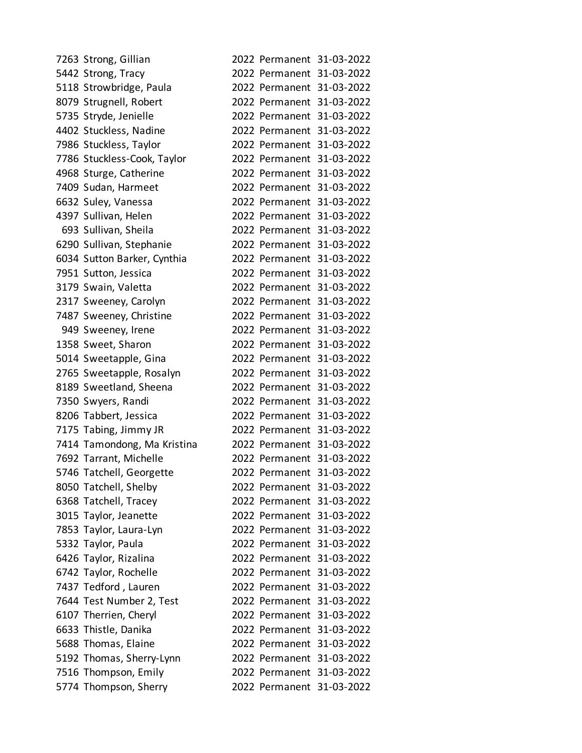| | | | | |
|---|---|---|---|---|
| 7263 | Strong, Gillian | 2022 | Permanent | 31-03-2022 |
| 5442 | Strong, Tracy | 2022 | Permanent | 31-03-2022 |
| 5118 | Strowbridge, Paula | 2022 | Permanent | 31-03-2022 |
| 8079 | Strugnell, Robert | 2022 | Permanent | 31-03-2022 |
| 5735 | Stryde, Jenielle | 2022 | Permanent | 31-03-2022 |
| 4402 | Stuckless, Nadine | 2022 | Permanent | 31-03-2022 |
| 7986 | Stuckless, Taylor | 2022 | Permanent | 31-03-2022 |
| 7786 | Stuckless-Cook, Taylor | 2022 | Permanent | 31-03-2022 |
| 4968 | Sturge, Catherine | 2022 | Permanent | 31-03-2022 |
| 7409 | Sudan, Harmeet | 2022 | Permanent | 31-03-2022 |
| 6632 | Suley, Vanessa | 2022 | Permanent | 31-03-2022 |
| 4397 | Sullivan, Helen | 2022 | Permanent | 31-03-2022 |
| 693 | Sullivan, Sheila | 2022 | Permanent | 31-03-2022 |
| 6290 | Sullivan, Stephanie | 2022 | Permanent | 31-03-2022 |
| 6034 | Sutton Barker, Cynthia | 2022 | Permanent | 31-03-2022 |
| 7951 | Sutton, Jessica | 2022 | Permanent | 31-03-2022 |
| 3179 | Swain, Valetta | 2022 | Permanent | 31-03-2022 |
| 2317 | Sweeney, Carolyn | 2022 | Permanent | 31-03-2022 |
| 7487 | Sweeney, Christine | 2022 | Permanent | 31-03-2022 |
| 949 | Sweeney, Irene | 2022 | Permanent | 31-03-2022 |
| 1358 | Sweet, Sharon | 2022 | Permanent | 31-03-2022 |
| 5014 | Sweetapple, Gina | 2022 | Permanent | 31-03-2022 |
| 2765 | Sweetapple, Rosalyn | 2022 | Permanent | 31-03-2022 |
| 8189 | Sweetland, Sheena | 2022 | Permanent | 31-03-2022 |
| 7350 | Swyers, Randi | 2022 | Permanent | 31-03-2022 |
| 8206 | Tabbert, Jessica | 2022 | Permanent | 31-03-2022 |
| 7175 | Tabing, Jimmy JR | 2022 | Permanent | 31-03-2022 |
| 7414 | Tamondong, Ma Kristina | 2022 | Permanent | 31-03-2022 |
| 7692 | Tarrant, Michelle | 2022 | Permanent | 31-03-2022 |
| 5746 | Tatchell, Georgette | 2022 | Permanent | 31-03-2022 |
| 8050 | Tatchell, Shelby | 2022 | Permanent | 31-03-2022 |
| 6368 | Tatchell, Tracey | 2022 | Permanent | 31-03-2022 |
| 3015 | Taylor, Jeanette | 2022 | Permanent | 31-03-2022 |
| 7853 | Taylor, Laura-Lyn | 2022 | Permanent | 31-03-2022 |
| 5332 | Taylor, Paula | 2022 | Permanent | 31-03-2022 |
| 6426 | Taylor, Rizalina | 2022 | Permanent | 31-03-2022 |
| 6742 | Taylor, Rochelle | 2022 | Permanent | 31-03-2022 |
| 7437 | Tedford , Lauren | 2022 | Permanent | 31-03-2022 |
| 7644 | Test Number 2, Test | 2022 | Permanent | 31-03-2022 |
| 6107 | Therrien, Cheryl | 2022 | Permanent | 31-03-2022 |
| 6633 | Thistle, Danika | 2022 | Permanent | 31-03-2022 |
| 5688 | Thomas, Elaine | 2022 | Permanent | 31-03-2022 |
| 5192 | Thomas, Sherry-Lynn | 2022 | Permanent | 31-03-2022 |
| 7516 | Thompson, Emily | 2022 | Permanent | 31-03-2022 |
| 5774 | Thompson, Sherry | 2022 | Permanent | 31-03-2022 |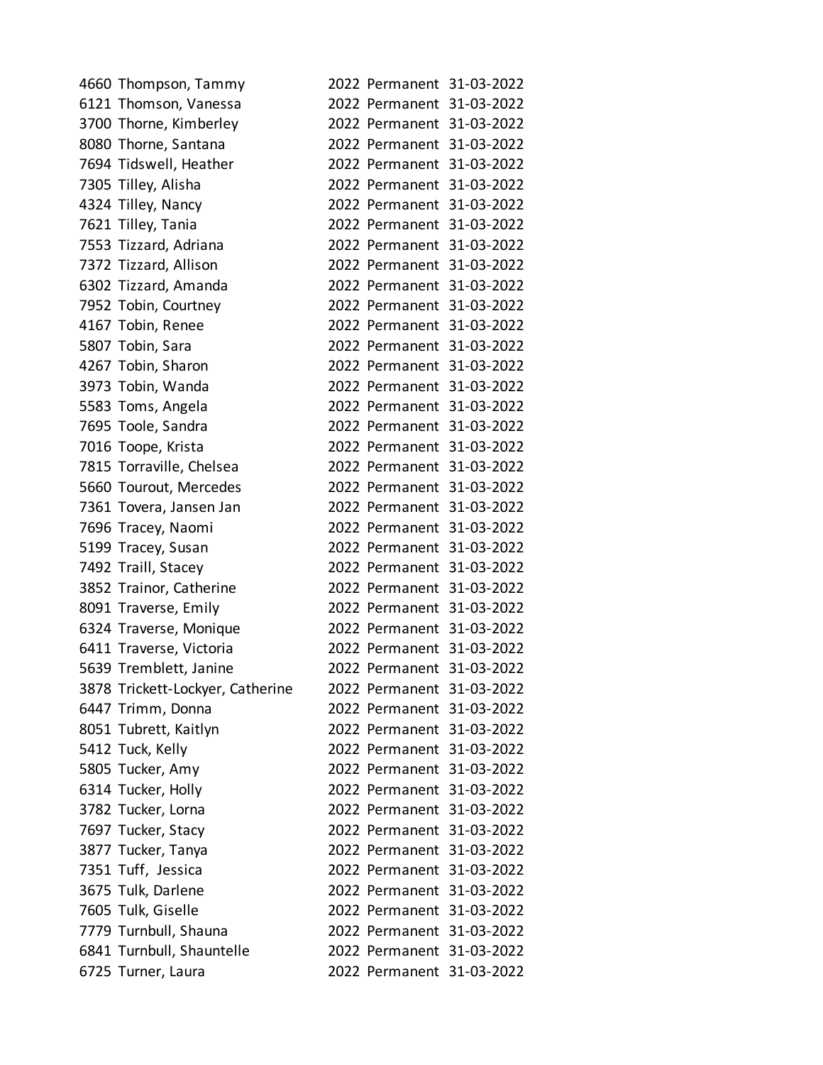| | | | | |
|---|---|---|---|---|
| 4660 | Thompson, Tammy | 2022 | Permanent | 31-03-2022 |
| 6121 | Thomson, Vanessa | 2022 | Permanent | 31-03-2022 |
| 3700 | Thorne, Kimberley | 2022 | Permanent | 31-03-2022 |
| 8080 | Thorne, Santana | 2022 | Permanent | 31-03-2022 |
| 7694 | Tidswell, Heather | 2022 | Permanent | 31-03-2022 |
| 7305 | Tilley, Alisha | 2022 | Permanent | 31-03-2022 |
| 4324 | Tilley, Nancy | 2022 | Permanent | 31-03-2022 |
| 7621 | Tilley, Tania | 2022 | Permanent | 31-03-2022 |
| 7553 | Tizzard, Adriana | 2022 | Permanent | 31-03-2022 |
| 7372 | Tizzard, Allison | 2022 | Permanent | 31-03-2022 |
| 6302 | Tizzard, Amanda | 2022 | Permanent | 31-03-2022 |
| 7952 | Tobin, Courtney | 2022 | Permanent | 31-03-2022 |
| 4167 | Tobin, Renee | 2022 | Permanent | 31-03-2022 |
| 5807 | Tobin, Sara | 2022 | Permanent | 31-03-2022 |
| 4267 | Tobin, Sharon | 2022 | Permanent | 31-03-2022 |
| 3973 | Tobin, Wanda | 2022 | Permanent | 31-03-2022 |
| 5583 | Toms, Angela | 2022 | Permanent | 31-03-2022 |
| 7695 | Toole, Sandra | 2022 | Permanent | 31-03-2022 |
| 7016 | Toope, Krista | 2022 | Permanent | 31-03-2022 |
| 7815 | Torraville, Chelsea | 2022 | Permanent | 31-03-2022 |
| 5660 | Tourout, Mercedes | 2022 | Permanent | 31-03-2022 |
| 7361 | Tovera, Jansen Jan | 2022 | Permanent | 31-03-2022 |
| 7696 | Tracey, Naomi | 2022 | Permanent | 31-03-2022 |
| 5199 | Tracey, Susan | 2022 | Permanent | 31-03-2022 |
| 7492 | Traill, Stacey | 2022 | Permanent | 31-03-2022 |
| 3852 | Trainor, Catherine | 2022 | Permanent | 31-03-2022 |
| 8091 | Traverse, Emily | 2022 | Permanent | 31-03-2022 |
| 6324 | Traverse, Monique | 2022 | Permanent | 31-03-2022 |
| 6411 | Traverse, Victoria | 2022 | Permanent | 31-03-2022 |
| 5639 | Tremblett, Janine | 2022 | Permanent | 31-03-2022 |
| 3878 | Trickett-Lockyer, Catherine | 2022 | Permanent | 31-03-2022 |
| 6447 | Trimm, Donna | 2022 | Permanent | 31-03-2022 |
| 8051 | Tubrett, Kaitlyn | 2022 | Permanent | 31-03-2022 |
| 5412 | Tuck, Kelly | 2022 | Permanent | 31-03-2022 |
| 5805 | Tucker, Amy | 2022 | Permanent | 31-03-2022 |
| 6314 | Tucker, Holly | 2022 | Permanent | 31-03-2022 |
| 3782 | Tucker, Lorna | 2022 | Permanent | 31-03-2022 |
| 7697 | Tucker, Stacy | 2022 | Permanent | 31-03-2022 |
| 3877 | Tucker, Tanya | 2022 | Permanent | 31-03-2022 |
| 7351 | Tuff, Jessica | 2022 | Permanent | 31-03-2022 |
| 3675 | Tulk, Darlene | 2022 | Permanent | 31-03-2022 |
| 7605 | Tulk, Giselle | 2022 | Permanent | 31-03-2022 |
| 7779 | Turnbull, Shauna | 2022 | Permanent | 31-03-2022 |
| 6841 | Turnbull, Shauntelle | 2022 | Permanent | 31-03-2022 |
| 6725 | Turner, Laura | 2022 | Permanent | 31-03-2022 |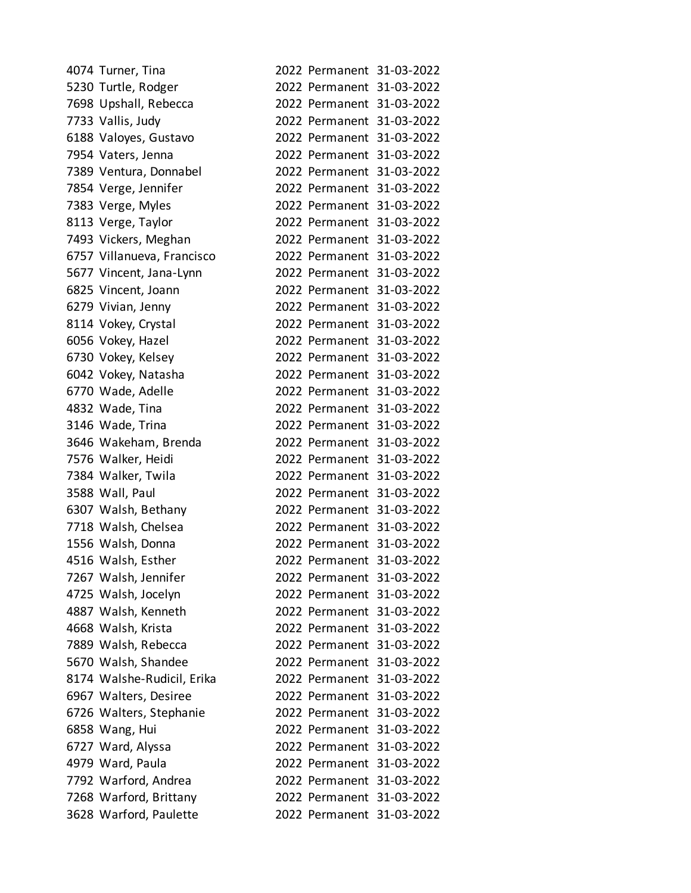| | | | | |
|---|---|---|---|---|
| 4074 | Turner, Tina | 2022 | Permanent | 31-03-2022 |
| 5230 | Turtle, Rodger | 2022 | Permanent | 31-03-2022 |
| 7698 | Upshall, Rebecca | 2022 | Permanent | 31-03-2022 |
| 7733 | Vallis, Judy | 2022 | Permanent | 31-03-2022 |
| 6188 | Valoyes, Gustavo | 2022 | Permanent | 31-03-2022 |
| 7954 | Vaters, Jenna | 2022 | Permanent | 31-03-2022 |
| 7389 | Ventura, Donnabel | 2022 | Permanent | 31-03-2022 |
| 7854 | Verge, Jennifer | 2022 | Permanent | 31-03-2022 |
| 7383 | Verge, Myles | 2022 | Permanent | 31-03-2022 |
| 8113 | Verge, Taylor | 2022 | Permanent | 31-03-2022 |
| 7493 | Vickers, Meghan | 2022 | Permanent | 31-03-2022 |
| 6757 | Villanueva, Francisco | 2022 | Permanent | 31-03-2022 |
| 5677 | Vincent, Jana-Lynn | 2022 | Permanent | 31-03-2022 |
| 6825 | Vincent, Joann | 2022 | Permanent | 31-03-2022 |
| 6279 | Vivian, Jenny | 2022 | Permanent | 31-03-2022 |
| 8114 | Vokey, Crystal | 2022 | Permanent | 31-03-2022 |
| 6056 | Vokey, Hazel | 2022 | Permanent | 31-03-2022 |
| 6730 | Vokey, Kelsey | 2022 | Permanent | 31-03-2022 |
| 6042 | Vokey, Natasha | 2022 | Permanent | 31-03-2022 |
| 6770 | Wade, Adelle | 2022 | Permanent | 31-03-2022 |
| 4832 | Wade, Tina | 2022 | Permanent | 31-03-2022 |
| 3146 | Wade, Trina | 2022 | Permanent | 31-03-2022 |
| 3646 | Wakeham, Brenda | 2022 | Permanent | 31-03-2022 |
| 7576 | Walker, Heidi | 2022 | Permanent | 31-03-2022 |
| 7384 | Walker, Twila | 2022 | Permanent | 31-03-2022 |
| 3588 | Wall, Paul | 2022 | Permanent | 31-03-2022 |
| 6307 | Walsh, Bethany | 2022 | Permanent | 31-03-2022 |
| 7718 | Walsh, Chelsea | 2022 | Permanent | 31-03-2022 |
| 1556 | Walsh, Donna | 2022 | Permanent | 31-03-2022 |
| 4516 | Walsh, Esther | 2022 | Permanent | 31-03-2022 |
| 7267 | Walsh, Jennifer | 2022 | Permanent | 31-03-2022 |
| 4725 | Walsh, Jocelyn | 2022 | Permanent | 31-03-2022 |
| 4887 | Walsh, Kenneth | 2022 | Permanent | 31-03-2022 |
| 4668 | Walsh, Krista | 2022 | Permanent | 31-03-2022 |
| 7889 | Walsh, Rebecca | 2022 | Permanent | 31-03-2022 |
| 5670 | Walsh, Shandee | 2022 | Permanent | 31-03-2022 |
| 8174 | Walshe-Rudicil, Erika | 2022 | Permanent | 31-03-2022 |
| 6967 | Walters, Desiree | 2022 | Permanent | 31-03-2022 |
| 6726 | Walters, Stephanie | 2022 | Permanent | 31-03-2022 |
| 6858 | Wang, Hui | 2022 | Permanent | 31-03-2022 |
| 6727 | Ward, Alyssa | 2022 | Permanent | 31-03-2022 |
| 4979 | Ward, Paula | 2022 | Permanent | 31-03-2022 |
| 7792 | Warford, Andrea | 2022 | Permanent | 31-03-2022 |
| 7268 | Warford, Brittany | 2022 | Permanent | 31-03-2022 |
| 3628 | Warford, Paulette | 2022 | Permanent | 31-03-2022 |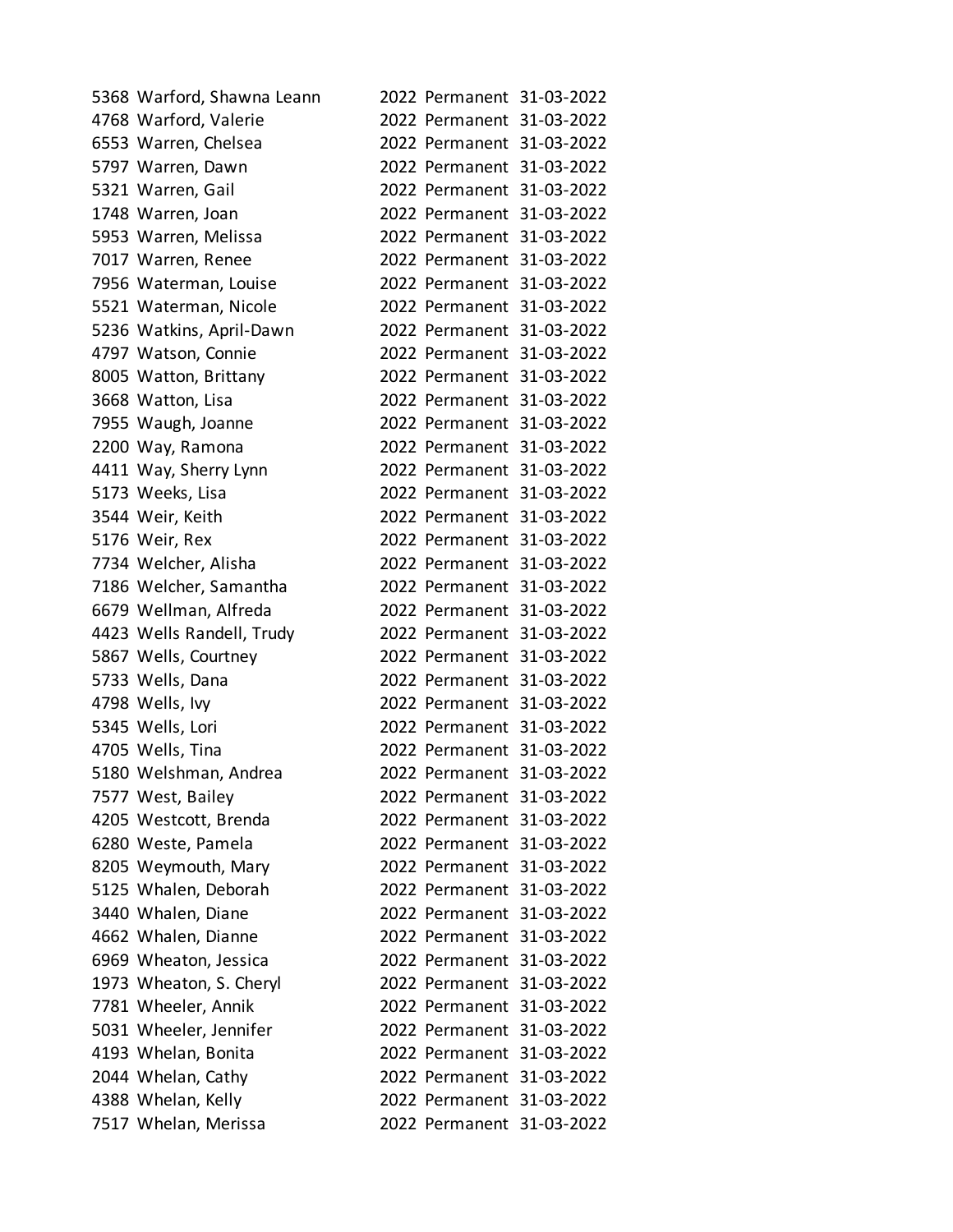| | | | | |
|---|---|---|---|---|
| 5368 | Warford, Shawna Leann | 2022 | Permanent | 31-03-2022 |
| 4768 | Warford, Valerie | 2022 | Permanent | 31-03-2022 |
| 6553 | Warren, Chelsea | 2022 | Permanent | 31-03-2022 |
| 5797 | Warren, Dawn | 2022 | Permanent | 31-03-2022 |
| 5321 | Warren, Gail | 2022 | Permanent | 31-03-2022 |
| 1748 | Warren, Joan | 2022 | Permanent | 31-03-2022 |
| 5953 | Warren, Melissa | 2022 | Permanent | 31-03-2022 |
| 7017 | Warren, Renee | 2022 | Permanent | 31-03-2022 |
| 7956 | Waterman, Louise | 2022 | Permanent | 31-03-2022 |
| 5521 | Waterman, Nicole | 2022 | Permanent | 31-03-2022 |
| 5236 | Watkins, April-Dawn | 2022 | Permanent | 31-03-2022 |
| 4797 | Watson, Connie | 2022 | Permanent | 31-03-2022 |
| 8005 | Watton, Brittany | 2022 | Permanent | 31-03-2022 |
| 3668 | Watton, Lisa | 2022 | Permanent | 31-03-2022 |
| 7955 | Waugh, Joanne | 2022 | Permanent | 31-03-2022 |
| 2200 | Way, Ramona | 2022 | Permanent | 31-03-2022 |
| 4411 | Way, Sherry Lynn | 2022 | Permanent | 31-03-2022 |
| 5173 | Weeks, Lisa | 2022 | Permanent | 31-03-2022 |
| 3544 | Weir, Keith | 2022 | Permanent | 31-03-2022 |
| 5176 | Weir, Rex | 2022 | Permanent | 31-03-2022 |
| 7734 | Welcher, Alisha | 2022 | Permanent | 31-03-2022 |
| 7186 | Welcher, Samantha | 2022 | Permanent | 31-03-2022 |
| 6679 | Wellman, Alfreda | 2022 | Permanent | 31-03-2022 |
| 4423 | Wells Randell, Trudy | 2022 | Permanent | 31-03-2022 |
| 5867 | Wells, Courtney | 2022 | Permanent | 31-03-2022 |
| 5733 | Wells, Dana | 2022 | Permanent | 31-03-2022 |
| 4798 | Wells, Ivy | 2022 | Permanent | 31-03-2022 |
| 5345 | Wells, Lori | 2022 | Permanent | 31-03-2022 |
| 4705 | Wells, Tina | 2022 | Permanent | 31-03-2022 |
| 5180 | Welshman, Andrea | 2022 | Permanent | 31-03-2022 |
| 7577 | West, Bailey | 2022 | Permanent | 31-03-2022 |
| 4205 | Westcott, Brenda | 2022 | Permanent | 31-03-2022 |
| 6280 | Weste, Pamela | 2022 | Permanent | 31-03-2022 |
| 8205 | Weymouth, Mary | 2022 | Permanent | 31-03-2022 |
| 5125 | Whalen, Deborah | 2022 | Permanent | 31-03-2022 |
| 3440 | Whalen, Diane | 2022 | Permanent | 31-03-2022 |
| 4662 | Whalen, Dianne | 2022 | Permanent | 31-03-2022 |
| 6969 | Wheaton, Jessica | 2022 | Permanent | 31-03-2022 |
| 1973 | Wheaton, S. Cheryl | 2022 | Permanent | 31-03-2022 |
| 7781 | Wheeler, Annik | 2022 | Permanent | 31-03-2022 |
| 5031 | Wheeler, Jennifer | 2022 | Permanent | 31-03-2022 |
| 4193 | Whelan, Bonita | 2022 | Permanent | 31-03-2022 |
| 2044 | Whelan, Cathy | 2022 | Permanent | 31-03-2022 |
| 4388 | Whelan, Kelly | 2022 | Permanent | 31-03-2022 |
| 7517 | Whelan, Merissa | 2022 | Permanent | 31-03-2022 |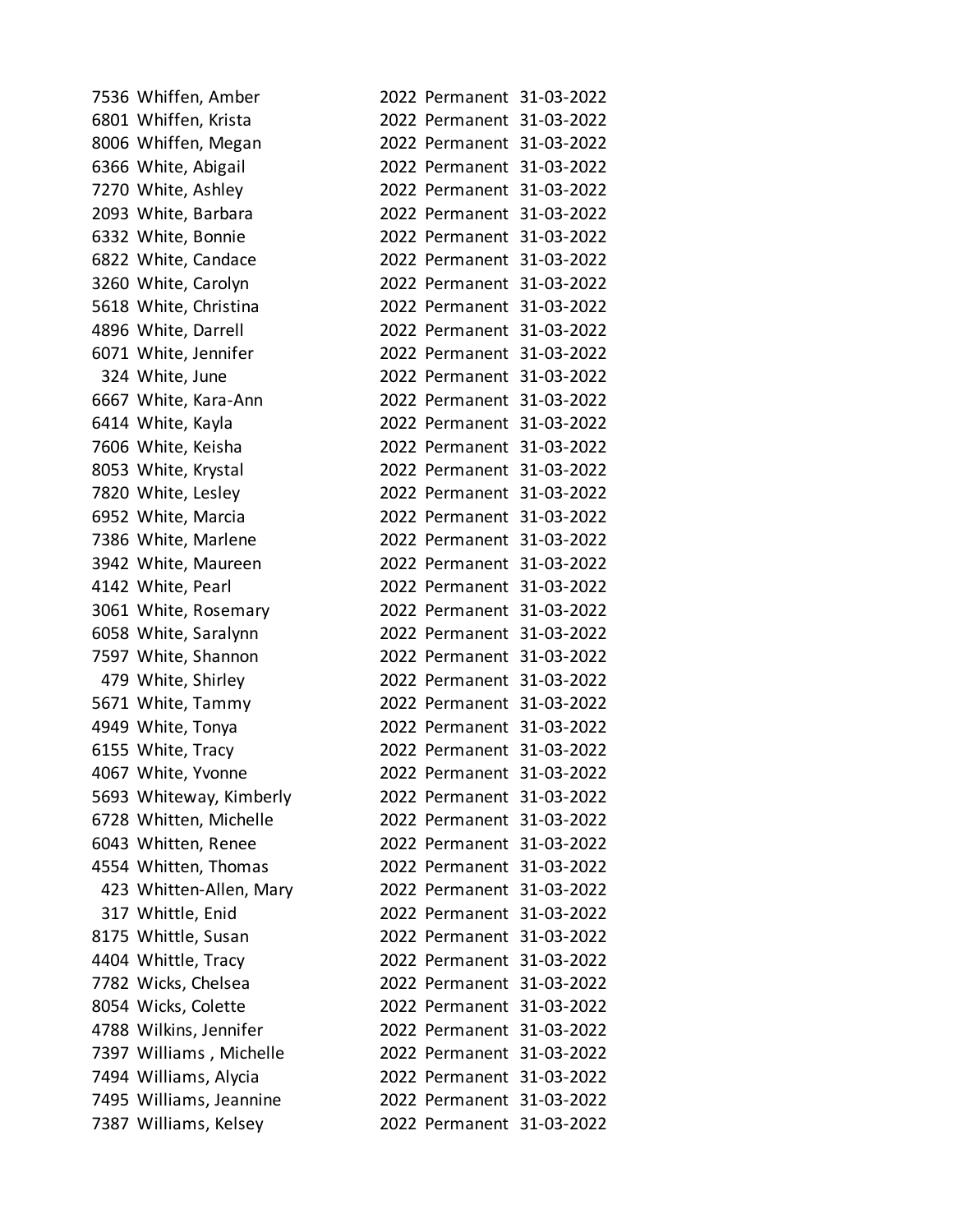| | | | | |
|---|---|---|---|---|
| 7536 | Whiffen, Amber | 2022 | Permanent | 31-03-2022 |
| 6801 | Whiffen, Krista | 2022 | Permanent | 31-03-2022 |
| 8006 | Whiffen, Megan | 2022 | Permanent | 31-03-2022 |
| 6366 | White, Abigail | 2022 | Permanent | 31-03-2022 |
| 7270 | White, Ashley | 2022 | Permanent | 31-03-2022 |
| 2093 | White, Barbara | 2022 | Permanent | 31-03-2022 |
| 6332 | White, Bonnie | 2022 | Permanent | 31-03-2022 |
| 6822 | White, Candace | 2022 | Permanent | 31-03-2022 |
| 3260 | White, Carolyn | 2022 | Permanent | 31-03-2022 |
| 5618 | White, Christina | 2022 | Permanent | 31-03-2022 |
| 4896 | White, Darrell | 2022 | Permanent | 31-03-2022 |
| 6071 | White, Jennifer | 2022 | Permanent | 31-03-2022 |
| 324 | White, June | 2022 | Permanent | 31-03-2022 |
| 6667 | White, Kara-Ann | 2022 | Permanent | 31-03-2022 |
| 6414 | White, Kayla | 2022 | Permanent | 31-03-2022 |
| 7606 | White, Keisha | 2022 | Permanent | 31-03-2022 |
| 8053 | White, Krystal | 2022 | Permanent | 31-03-2022 |
| 7820 | White, Lesley | 2022 | Permanent | 31-03-2022 |
| 6952 | White, Marcia | 2022 | Permanent | 31-03-2022 |
| 7386 | White, Marlene | 2022 | Permanent | 31-03-2022 |
| 3942 | White, Maureen | 2022 | Permanent | 31-03-2022 |
| 4142 | White, Pearl | 2022 | Permanent | 31-03-2022 |
| 3061 | White, Rosemary | 2022 | Permanent | 31-03-2022 |
| 6058 | White, Saralynn | 2022 | Permanent | 31-03-2022 |
| 7597 | White, Shannon | 2022 | Permanent | 31-03-2022 |
| 479 | White, Shirley | 2022 | Permanent | 31-03-2022 |
| 5671 | White, Tammy | 2022 | Permanent | 31-03-2022 |
| 4949 | White, Tonya | 2022 | Permanent | 31-03-2022 |
| 6155 | White, Tracy | 2022 | Permanent | 31-03-2022 |
| 4067 | White, Yvonne | 2022 | Permanent | 31-03-2022 |
| 5693 | Whiteway, Kimberly | 2022 | Permanent | 31-03-2022 |
| 6728 | Whitten, Michelle | 2022 | Permanent | 31-03-2022 |
| 6043 | Whitten, Renee | 2022 | Permanent | 31-03-2022 |
| 4554 | Whitten, Thomas | 2022 | Permanent | 31-03-2022 |
| 423 | Whitten-Allen, Mary | 2022 | Permanent | 31-03-2022 |
| 317 | Whittle, Enid | 2022 | Permanent | 31-03-2022 |
| 8175 | Whittle, Susan | 2022 | Permanent | 31-03-2022 |
| 4404 | Whittle, Tracy | 2022 | Permanent | 31-03-2022 |
| 7782 | Wicks, Chelsea | 2022 | Permanent | 31-03-2022 |
| 8054 | Wicks, Colette | 2022 | Permanent | 31-03-2022 |
| 4788 | Wilkins, Jennifer | 2022 | Permanent | 31-03-2022 |
| 7397 | Williams , Michelle | 2022 | Permanent | 31-03-2022 |
| 7494 | Williams, Alycia | 2022 | Permanent | 31-03-2022 |
| 7495 | Williams, Jeannine | 2022 | Permanent | 31-03-2022 |
| 7387 | Williams, Kelsey | 2022 | Permanent | 31-03-2022 |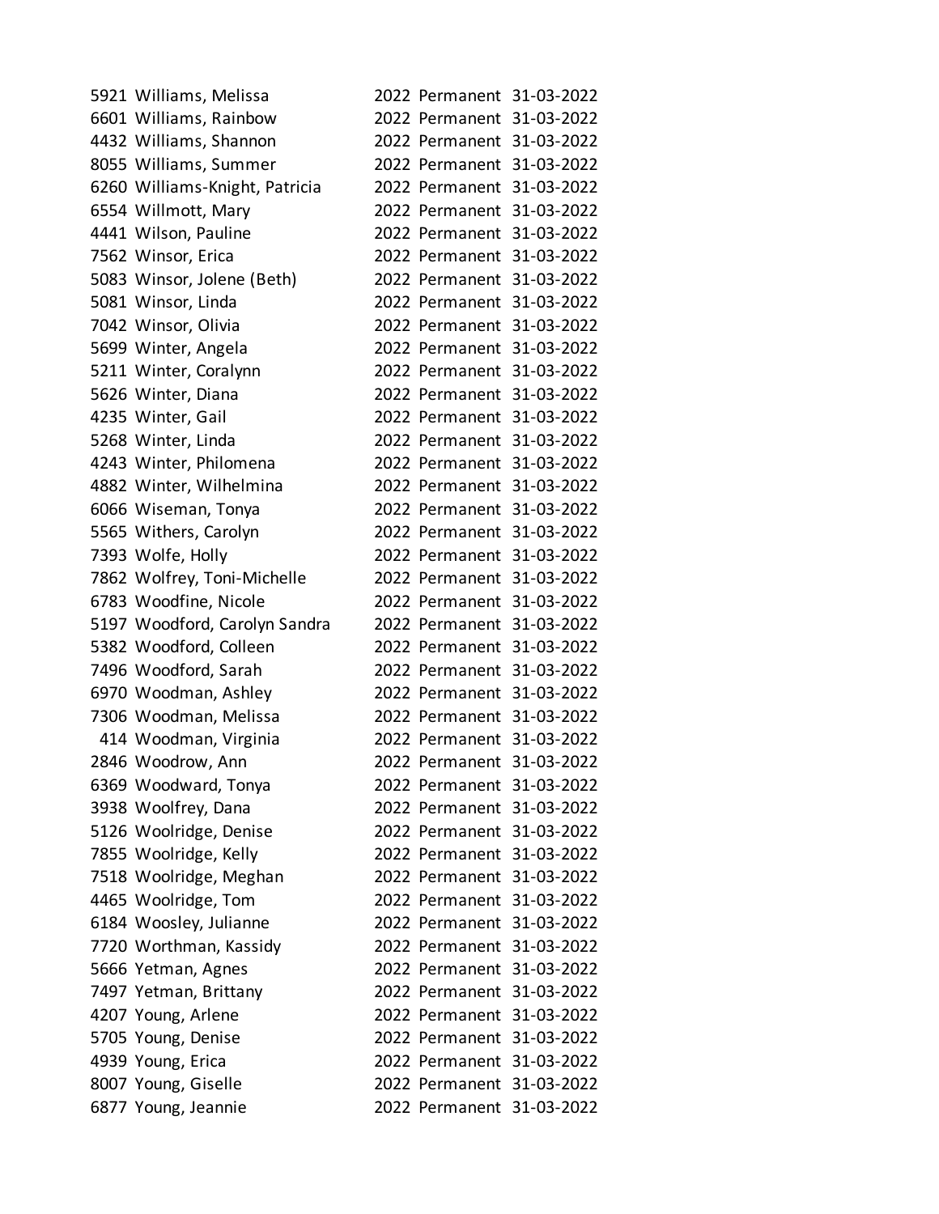| | | | | |
|---|---|---|---|---|
| 5921 | Williams, Melissa | 2022 | Permanent | 31-03-2022 |
| 6601 | Williams, Rainbow | 2022 | Permanent | 31-03-2022 |
| 4432 | Williams, Shannon | 2022 | Permanent | 31-03-2022 |
| 8055 | Williams, Summer | 2022 | Permanent | 31-03-2022 |
| 6260 | Williams-Knight, Patricia | 2022 | Permanent | 31-03-2022 |
| 6554 | Willmott, Mary | 2022 | Permanent | 31-03-2022 |
| 4441 | Wilson, Pauline | 2022 | Permanent | 31-03-2022 |
| 7562 | Winsor, Erica | 2022 | Permanent | 31-03-2022 |
| 5083 | Winsor, Jolene (Beth) | 2022 | Permanent | 31-03-2022 |
| 5081 | Winsor, Linda | 2022 | Permanent | 31-03-2022 |
| 7042 | Winsor, Olivia | 2022 | Permanent | 31-03-2022 |
| 5699 | Winter, Angela | 2022 | Permanent | 31-03-2022 |
| 5211 | Winter, Coralynn | 2022 | Permanent | 31-03-2022 |
| 5626 | Winter, Diana | 2022 | Permanent | 31-03-2022 |
| 4235 | Winter, Gail | 2022 | Permanent | 31-03-2022 |
| 5268 | Winter, Linda | 2022 | Permanent | 31-03-2022 |
| 4243 | Winter, Philomena | 2022 | Permanent | 31-03-2022 |
| 4882 | Winter, Wilhelmina | 2022 | Permanent | 31-03-2022 |
| 6066 | Wiseman, Tonya | 2022 | Permanent | 31-03-2022 |
| 5565 | Withers, Carolyn | 2022 | Permanent | 31-03-2022 |
| 7393 | Wolfe, Holly | 2022 | Permanent | 31-03-2022 |
| 7862 | Wolfrey, Toni-Michelle | 2022 | Permanent | 31-03-2022 |
| 6783 | Woodfine, Nicole | 2022 | Permanent | 31-03-2022 |
| 5197 | Woodford, Carolyn Sandra | 2022 | Permanent | 31-03-2022 |
| 5382 | Woodford, Colleen | 2022 | Permanent | 31-03-2022 |
| 7496 | Woodford, Sarah | 2022 | Permanent | 31-03-2022 |
| 6970 | Woodman, Ashley | 2022 | Permanent | 31-03-2022 |
| 7306 | Woodman, Melissa | 2022 | Permanent | 31-03-2022 |
| 414 | Woodman, Virginia | 2022 | Permanent | 31-03-2022 |
| 2846 | Woodrow, Ann | 2022 | Permanent | 31-03-2022 |
| 6369 | Woodward, Tonya | 2022 | Permanent | 31-03-2022 |
| 3938 | Woolfrey, Dana | 2022 | Permanent | 31-03-2022 |
| 5126 | Woolridge, Denise | 2022 | Permanent | 31-03-2022 |
| 7855 | Woolridge, Kelly | 2022 | Permanent | 31-03-2022 |
| 7518 | Woolridge, Meghan | 2022 | Permanent | 31-03-2022 |
| 4465 | Woolridge, Tom | 2022 | Permanent | 31-03-2022 |
| 6184 | Woosley, Julianne | 2022 | Permanent | 31-03-2022 |
| 7720 | Worthman, Kassidy | 2022 | Permanent | 31-03-2022 |
| 5666 | Yetman, Agnes | 2022 | Permanent | 31-03-2022 |
| 7497 | Yetman, Brittany | 2022 | Permanent | 31-03-2022 |
| 4207 | Young, Arlene | 2022 | Permanent | 31-03-2022 |
| 5705 | Young, Denise | 2022 | Permanent | 31-03-2022 |
| 4939 | Young, Erica | 2022 | Permanent | 31-03-2022 |
| 8007 | Young, Giselle | 2022 | Permanent | 31-03-2022 |
| 6877 | Young, Jeannie | 2022 | Permanent | 31-03-2022 |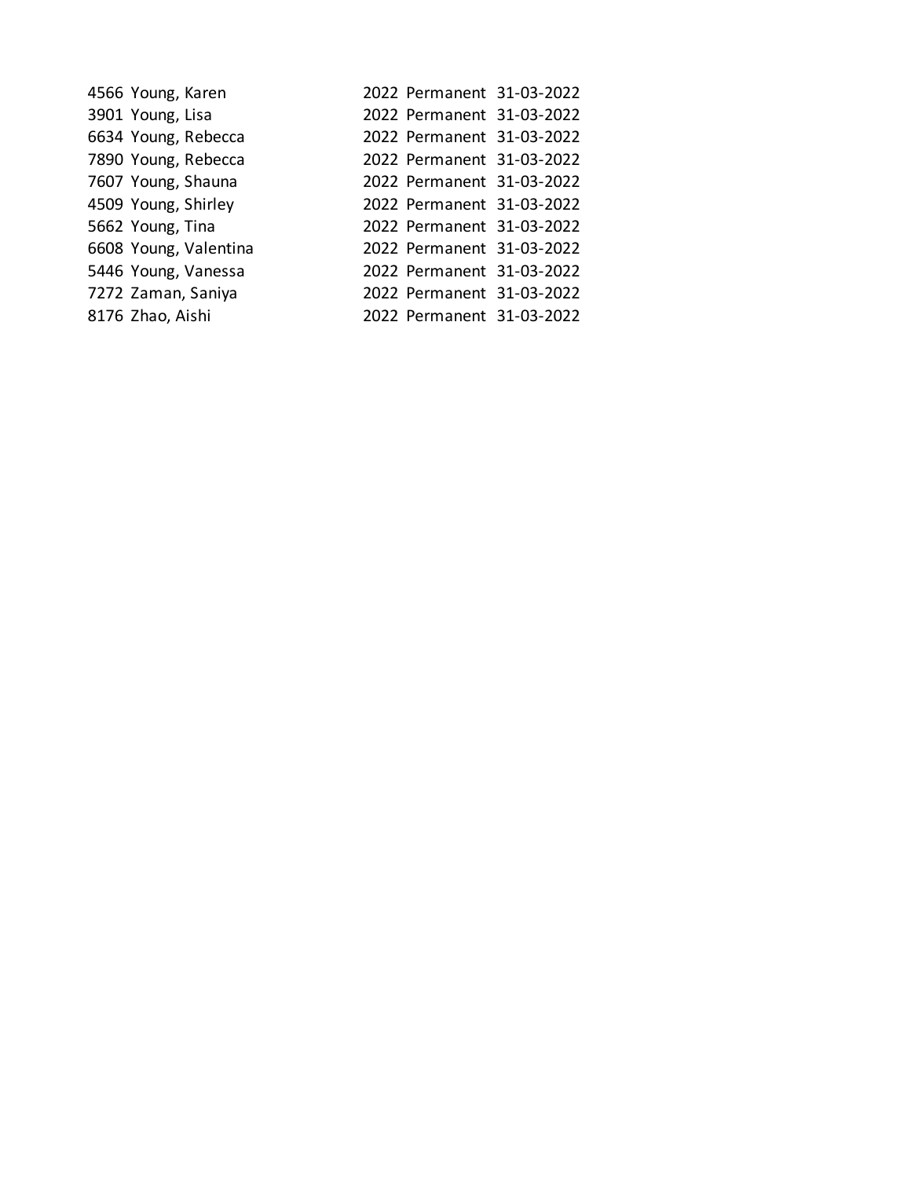| | | | | |
|---|---|---|---|---|
| 4566 | Young, Karen | 2022 | Permanent | 31-03-2022 |
| 3901 | Young, Lisa | 2022 | Permanent | 31-03-2022 |
| 6634 | Young, Rebecca | 2022 | Permanent | 31-03-2022 |
| 7890 | Young, Rebecca | 2022 | Permanent | 31-03-2022 |
| 7607 | Young, Shauna | 2022 | Permanent | 31-03-2022 |
| 4509 | Young, Shirley | 2022 | Permanent | 31-03-2022 |
| 5662 | Young, Tina | 2022 | Permanent | 31-03-2022 |
| 6608 | Young, Valentina | 2022 | Permanent | 31-03-2022 |
| 5446 | Young, Vanessa | 2022 | Permanent | 31-03-2022 |
| 7272 | Zaman, Saniya | 2022 | Permanent | 31-03-2022 |
| 8176 | Zhao, Aishi | 2022 | Permanent | 31-03-2022 |